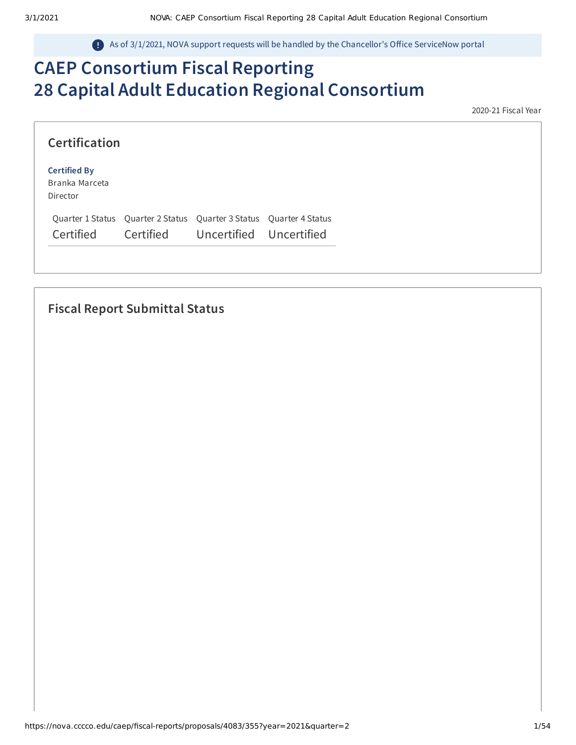As of 3/1/2021, NOVA support requests will be handled by the Chancellor's Office ServiceNow portal

# CAEP Consortium Fiscal Reporting
# 28 Capital Adult Education Regional Consortium

2020-21 Fiscal Year

## Certification

**Certified By**
Branka Marceta
Director

| Quarter 1 Status | Quarter 2 Status | Quarter 3 Status | Quarter 4 Status |
|---|---|---|---|
| Certified | Certified | Uncertified | Uncertified |

## Fiscal Report Submittal Status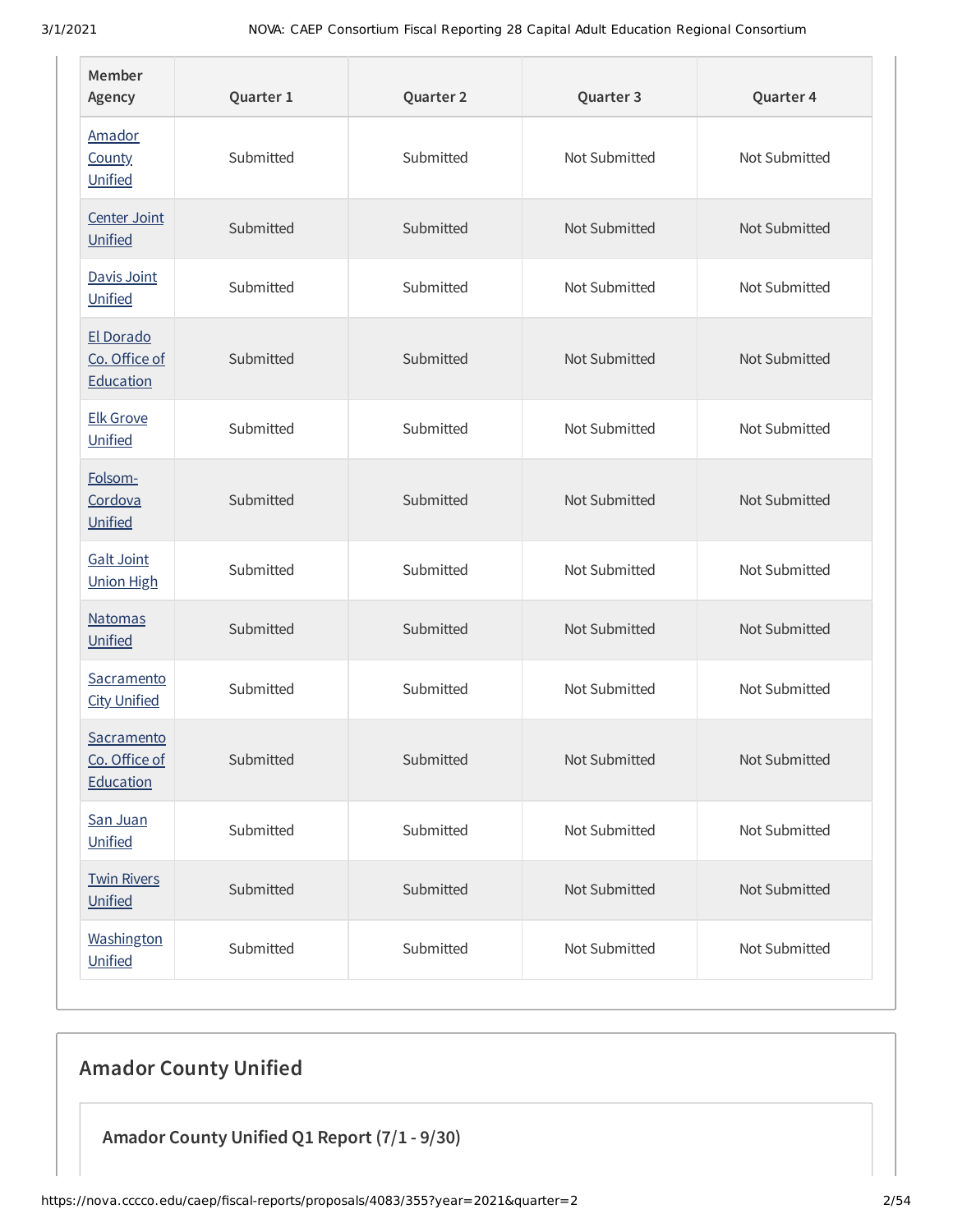| Member Agency | Quarter 1 | Quarter 2 | Quarter 3 | Quarter 4 |
|---|---|---|---|---|
| Amador County Unified | Submitted | Submitted | Not Submitted | Not Submitted |
| Center Joint Unified | Submitted | Submitted | Not Submitted | Not Submitted |
| Davis Joint Unified | Submitted | Submitted | Not Submitted | Not Submitted |
| El Dorado Co. Office of Education | Submitted | Submitted | Not Submitted | Not Submitted |
| Elk Grove Unified | Submitted | Submitted | Not Submitted | Not Submitted |
| Folsom-Cordova Unified | Submitted | Submitted | Not Submitted | Not Submitted |
| Galt Joint Union High | Submitted | Submitted | Not Submitted | Not Submitted |
| Natomas Unified | Submitted | Submitted | Not Submitted | Not Submitted |
| Sacramento City Unified | Submitted | Submitted | Not Submitted | Not Submitted |
| Sacramento Co. Office of Education | Submitted | Submitted | Not Submitted | Not Submitted |
| San Juan Unified | Submitted | Submitted | Not Submitted | Not Submitted |
| Twin Rivers Unified | Submitted | Submitted | Not Submitted | Not Submitted |
| Washington Unified | Submitted | Submitted | Not Submitted | Not Submitted |

## Amador County Unified

### Amador County Unified Q1 Report (7/1 - 9/30)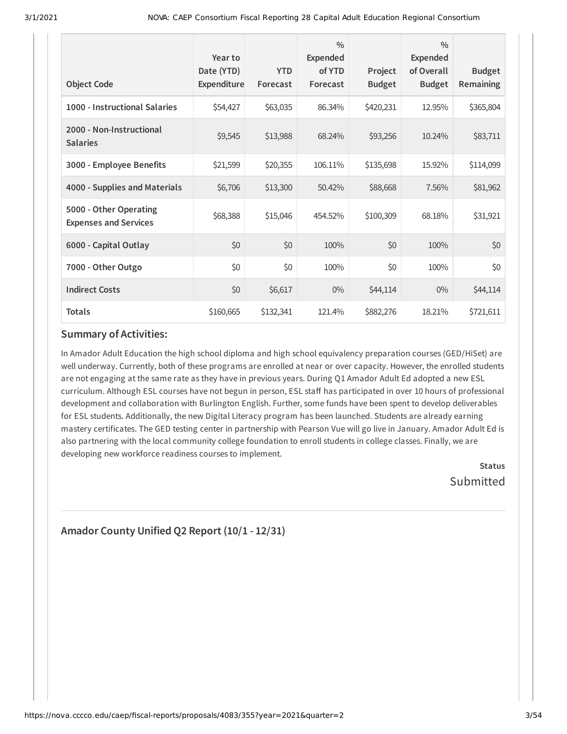| Object Code | Year to Date (YTD) Expenditure | YTD Forecast | % Expended of YTD Forecast | Project Budget | % Expended of Overall Budget | Budget Remaining |
|---|---|---|---|---|---|---|
| 1000 - Instructional Salaries | $54,427 | $63,035 | 86.34% | $420,231 | 12.95% | $365,804 |
| 2000 - Non-Instructional Salaries | $9,545 | $13,988 | 68.24% | $93,256 | 10.24% | $83,711 |
| 3000 - Employee Benefits | $21,599 | $20,355 | 106.11% | $135,698 | 15.92% | $114,099 |
| 4000 - Supplies and Materials | $6,706 | $13,300 | 50.42% | $88,668 | 7.56% | $81,962 |
| 5000 - Other Operating Expenses and Services | $68,388 | $15,046 | 454.52% | $100,309 | 68.18% | $31,921 |
| 6000 - Capital Outlay | $0 | $0 | 100% | $0 | 100% | $0 |
| 7000 - Other Outgo | $0 | $0 | 100% | $0 | 100% | $0 |
| Indirect Costs | $0 | $6,617 | 0% | $44,114 | 0% | $44,114 |
| Totals | $160,665 | $132,341 | 121.4% | $882,276 | 18.21% | $721,611 |

### Summary of Activities:

In Amador Adult Education the high school diploma and high school equivalency preparation courses (GED/HiSet) are well underway. Currently, both of these programs are enrolled at near or over capacity. However, the enrolled students are not engaging at the same rate as they have in previous years. During Q1 Amador Adult Ed adopted a new ESL curriculum. Although ESL courses have not begun in person, ESL staff has participated in over 10 hours of professional development and collaboration with Burlington English. Further, some funds have been spent to develop deliverables for ESL students. Additionally, the new Digital Literacy program has been launched. Students are already earning mastery certificates. The GED testing center in partnership with Pearson Vue will go live in January. Amador Adult Ed is also partnering with the local community college foundation to enroll students in college classes. Finally, we are developing new workforce readiness courses to implement.

**Status**

Submitted

## Amador County Unified Q2 Report (10/1 - 12/31)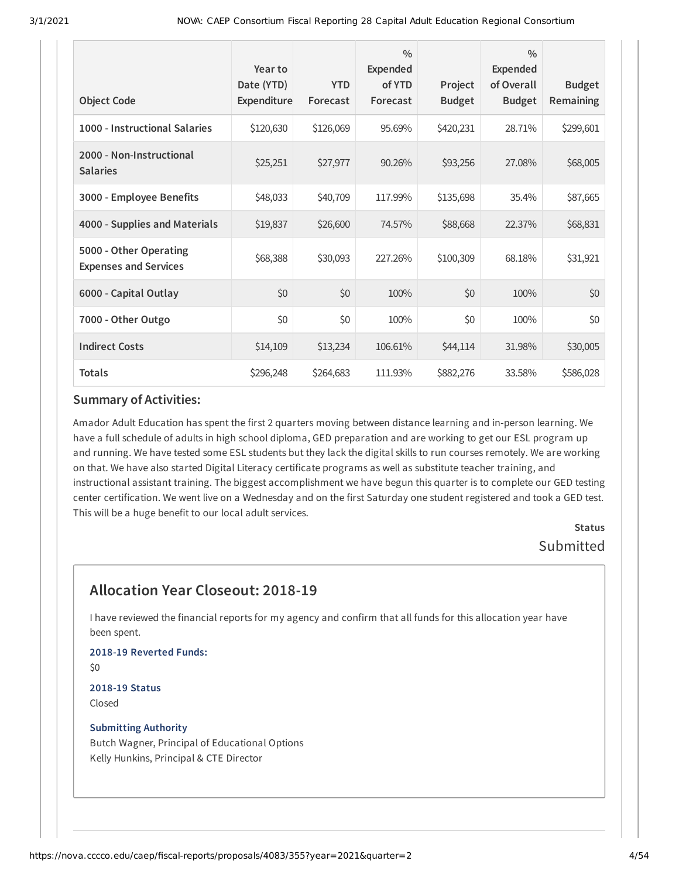| Object Code | Year to Date (YTD) Expenditure | YTD Forecast | % Expended of YTD Forecast | Project Budget | % Expended of Overall Budget | Budget Remaining |
| --- | --- | --- | --- | --- | --- | --- |
| 1000 - Instructional Salaries | $120,630 | $126,069 | 95.69% | $420,231 | 28.71% | $299,601 |
| 2000 - Non-Instructional Salaries | $25,251 | $27,977 | 90.26% | $93,256 | 27.08% | $68,005 |
| 3000 - Employee Benefits | $48,033 | $40,709 | 117.99% | $135,698 | 35.4% | $87,665 |
| 4000 - Supplies and Materials | $19,837 | $26,600 | 74.57% | $88,668 | 22.37% | $68,831 |
| 5000 - Other Operating Expenses and Services | $68,388 | $30,093 | 227.26% | $100,309 | 68.18% | $31,921 |
| 6000 - Capital Outlay | $0 | $0 | 100% | $0 | 100% | $0 |
| 7000 - Other Outgo | $0 | $0 | 100% | $0 | 100% | $0 |
| Indirect Costs | $14,109 | $13,234 | 106.61% | $44,114 | 31.98% | $30,005 |
| Totals | $296,248 | $264,683 | 111.93% | $882,276 | 33.58% | $586,028 |

### Summary of Activities:

Amador Adult Education has spent the first 2 quarters moving between distance learning and in-person learning. We have a full schedule of adults in high school diploma, GED preparation and are working to get our ESL program up and running. We have tested some ESL students but they lack the digital skills to run courses remotely. We are working on that. We have also started Digital Literacy certificate programs as well as substitute teacher training, and instructional assistant training. The biggest accomplishment we have begun this quarter is to complete our GED testing center certification. We went live on a Wednesday and on the first Saturday one student registered and took a GED test. This will be a huge benefit to our local adult services.

**Status**

Submitted

## Allocation Year Closeout: 2018-19

I have reviewed the financial reports for my agency and confirm that all funds for this allocation year have been spent.

**2018-19 Reverted Funds:**

$0

**2018-19 Status**

Closed

**Submitting Authority**

Butch Wagner, Principal of Educational Options

Kelly Hunkins, Principal & CTE Director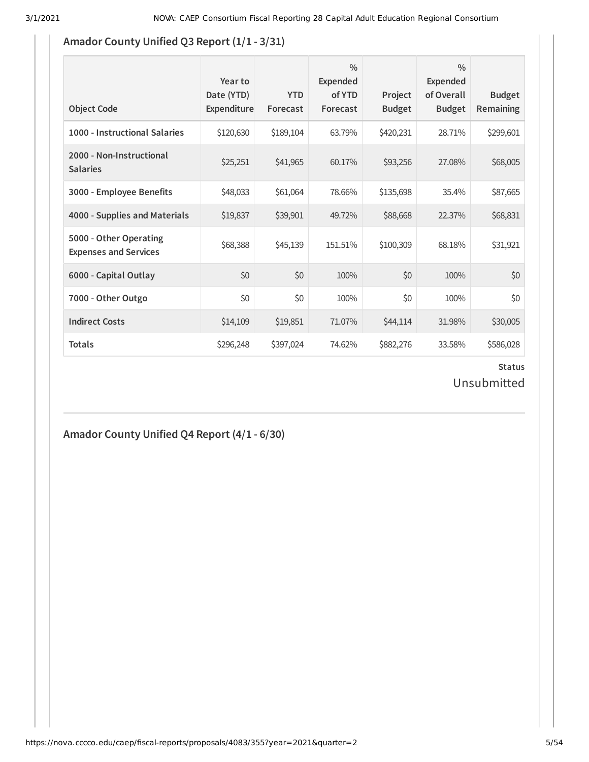## Amador County Unified Q3 Report (1/1 - 3/31)

| Object Code | Year to Date (YTD) Expenditure | YTD Forecast | % Expended of YTD Forecast | Project Budget | % Expended of Overall Budget | Budget Remaining |
|---|---|---|---|---|---|---|
| 1000 - Instructional Salaries | $120,630 | $189,104 | 63.79% | $420,231 | 28.71% | $299,601 |
| 2000 - Non-Instructional Salaries | $25,251 | $41,965 | 60.17% | $93,256 | 27.08% | $68,005 |
| 3000 - Employee Benefits | $48,033 | $61,064 | 78.66% | $135,698 | 35.4% | $87,665 |
| 4000 - Supplies and Materials | $19,837 | $39,901 | 49.72% | $88,668 | 22.37% | $68,831 |
| 5000 - Other Operating Expenses and Services | $68,388 | $45,139 | 151.51% | $100,309 | 68.18% | $31,921 |
| 6000 - Capital Outlay | $0 | $0 | 100% | $0 | 100% | $0 |
| 7000 - Other Outgo | $0 | $0 | 100% | $0 | 100% | $0 |
| Indirect Costs | $14,109 | $19,851 | 71.07% | $44,114 | 31.98% | $30,005 |
| Totals | $296,248 | $397,024 | 74.62% | $882,276 | 33.58% | $586,028 |

**Status**
Unsubmitted

## Amador County Unified Q4 Report (4/1 - 6/30)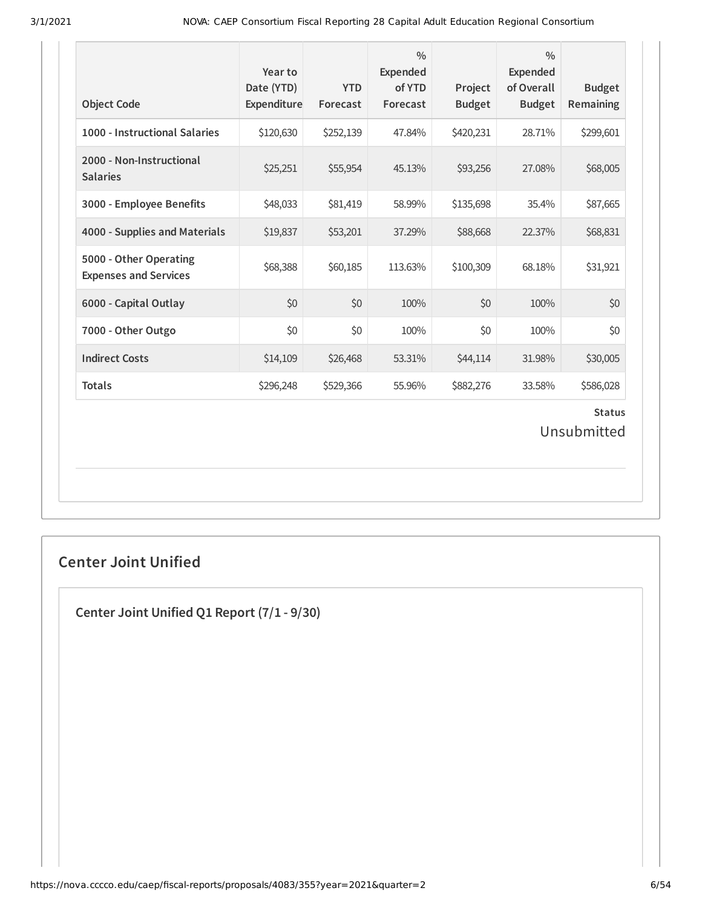| Object Code | Year to Date (YTD) Expenditure | YTD Forecast | % Expended of YTD Forecast | Project Budget | % Expended of Overall Budget | Budget Remaining |
|---|---|---|---|---|---|---|
| 1000 - Instructional Salaries | $120,630 | $252,139 | 47.84% | $420,231 | 28.71% | $299,601 |
| 2000 - Non-Instructional Salaries | $25,251 | $55,954 | 45.13% | $93,256 | 27.08% | $68,005 |
| 3000 - Employee Benefits | $48,033 | $81,419 | 58.99% | $135,698 | 35.4% | $87,665 |
| 4000 - Supplies and Materials | $19,837 | $53,201 | 37.29% | $88,668 | 22.37% | $68,831 |
| 5000 - Other Operating Expenses and Services | $68,388 | $60,185 | 113.63% | $100,309 | 68.18% | $31,921 |
| 6000 - Capital Outlay | $0 | $0 | 100% | $0 | 100% | $0 |
| 7000 - Other Outgo | $0 | $0 | 100% | $0 | 100% | $0 |
| Indirect Costs | $14,109 | $26,468 | 53.31% | $44,114 | 31.98% | $30,005 |
| Totals | $296,248 | $529,366 | 55.96% | $882,276 | 33.58% | $586,028 |

**Status**

Unsubmitted

## Center Joint Unified

### Center Joint Unified Q1 Report (7/1 - 9/30)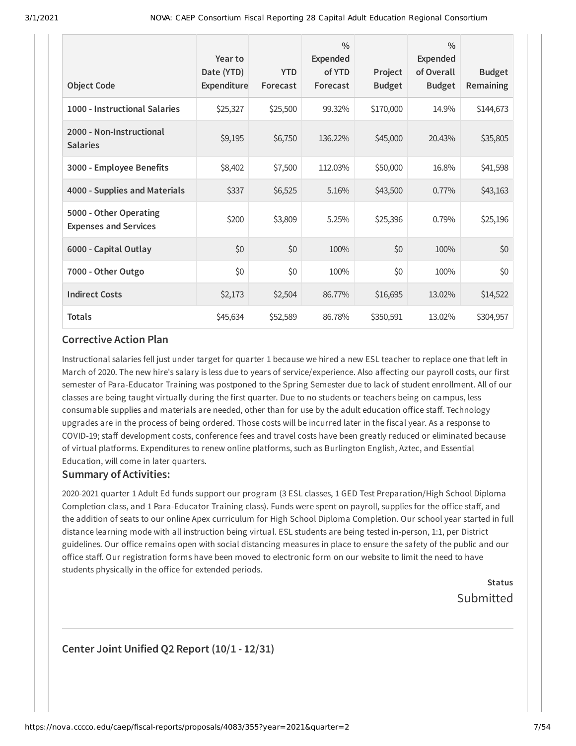| Object Code | Year to Date (YTD) Expenditure | YTD Forecast | % Expended of YTD Forecast | Project Budget | % Expended of Overall Budget | Budget Remaining |
|---|---|---|---|---|---|---|
| **1000 - Instructional Salaries** | $25,327 | $25,500 | 99.32% | $170,000 | 14.9% | $144,673 |
| **2000 - Non-Instructional Salaries** | $9,195 | $6,750 | 136.22% | $45,000 | 20.43% | $35,805 |
| **3000 - Employee Benefits** | $8,402 | $7,500 | 112.03% | $50,000 | 16.8% | $41,598 |
| **4000 - Supplies and Materials** | $337 | $6,525 | 5.16% | $43,500 | 0.77% | $43,163 |
| **5000 - Other Operating Expenses and Services** | $200 | $3,809 | 5.25% | $25,396 | 0.79% | $25,196 |
| **6000 - Capital Outlay** | $0 | $0 | 100% | $0 | 100% | $0 |
| **7000 - Other Outgo** | $0 | $0 | 100% | $0 | 100% | $0 |
| **Indirect Costs** | $2,173 | $2,504 | 86.77% | $16,695 | 13.02% | $14,522 |
| **Totals** | $45,634 | $52,589 | 86.78% | $350,591 | 13.02% | $304,957 |

### Corrective Action Plan

Instructional salaries fell just under target for quarter 1 because we hired a new ESL teacher to replace one that left in March of 2020. The new hire's salary is less due to years of service/experience. Also affecting our payroll costs, our first semester of Para-Educator Training was postponed to the Spring Semester due to lack of student enrollment. All of our classes are being taught virtually during the first quarter. Due to no students or teachers being on campus, less consumable supplies and materials are needed, other than for use by the adult education office staff. Technology upgrades are in the process of being ordered. Those costs will be incurred later in the fiscal year. As a response to COVID-19; staff development costs, conference fees and travel costs have been greatly reduced or eliminated because of virtual platforms. Expenditures to renew online platforms, such as Burlington English, Aztec, and Essential Education, will come in later quarters.

### Summary of Activities:

2020-2021 quarter 1 Adult Ed funds support our program (3 ESL classes, 1 GED Test Preparation/High School Diploma Completion class, and 1 Para-Educator Training class). Funds were spent on payroll, supplies for the office staff, and the addition of seats to our online Apex curriculum for High School Diploma Completion. Our school year started in full distance learning mode with all instruction being virtual. ESL students are being tested in-person, 1:1, per District guidelines. Our office remains open with social distancing measures in place to ensure the safety of the public and our office staff. Our registration forms have been moved to electronic form on our website to limit the need to have students physically in the office for extended periods.

**Status**

Submitted

---

### Center Joint Unified Q2 Report (10/1 - 12/31)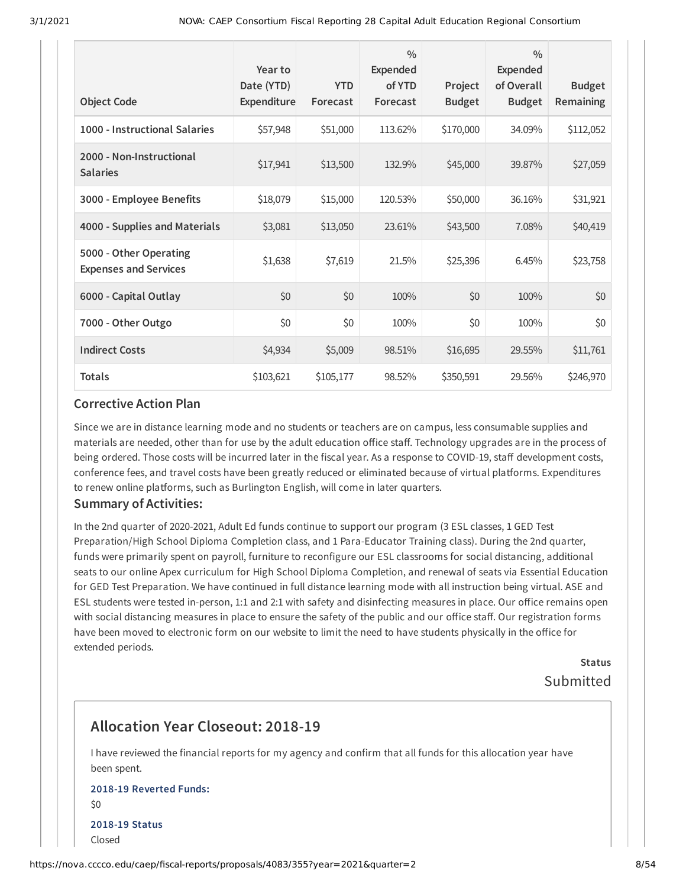| Object Code | Year to Date (YTD) Expenditure | YTD Forecast | % Expended of YTD Forecast | Project Budget | % Expended of Overall Budget | Budget Remaining |
|---|---|---|---|---|---|---|
| 1000 - Instructional Salaries | $57,948 | $51,000 | 113.62% | $170,000 | 34.09% | $112,052 |
| 2000 - Non-Instructional Salaries | $17,941 | $13,500 | 132.9% | $45,000 | 39.87% | $27,059 |
| 3000 - Employee Benefits | $18,079 | $15,000 | 120.53% | $50,000 | 36.16% | $31,921 |
| 4000 - Supplies and Materials | $3,081 | $13,050 | 23.61% | $43,500 | 7.08% | $40,419 |
| 5000 - Other Operating Expenses and Services | $1,638 | $7,619 | 21.5% | $25,396 | 6.45% | $23,758 |
| 6000 - Capital Outlay | $0 | $0 | 100% | $0 | 100% | $0 |
| 7000 - Other Outgo | $0 | $0 | 100% | $0 | 100% | $0 |
| Indirect Costs | $4,934 | $5,009 | 98.51% | $16,695 | 29.55% | $11,761 |
| Totals | $103,621 | $105,177 | 98.52% | $350,591 | 29.56% | $246,970 |

### Corrective Action Plan

Since we are in distance learning mode and no students or teachers are on campus, less consumable supplies and materials are needed, other than for use by the adult education office staff. Technology upgrades are in the process of being ordered. Those costs will be incurred later in the fiscal year. As a response to COVID-19, staff development costs, conference fees, and travel costs have been greatly reduced or eliminated because of virtual platforms. Expenditures to renew online platforms, such as Burlington English, will come in later quarters.

### Summary of Activities:

In the 2nd quarter of 2020-2021, Adult Ed funds continue to support our program (3 ESL classes, 1 GED Test Preparation/High School Diploma Completion class, and 1 Para-Educator Training class). During the 2nd quarter, funds were primarily spent on payroll, furniture to reconfigure our ESL classrooms for social distancing, additional seats to our online Apex curriculum for High School Diploma Completion, and renewal of seats via Essential Education for GED Test Preparation. We have continued in full distance learning mode with all instruction being virtual. ASE and ESL students were tested in-person, 1:1 and 2:1 with safety and disinfecting measures in place. Our office remains open with social distancing measures in place to ensure the safety of the public and our office staff. Our registration forms have been moved to electronic form on our website to limit the need to have students physically in the office for extended periods.

**Status**

Submitted

## Allocation Year Closeout: 2018-19

I have reviewed the financial reports for my agency and confirm that all funds for this allocation year have been spent.

**2018-19 Reverted Funds:**

$0

**2018-19 Status**

Closed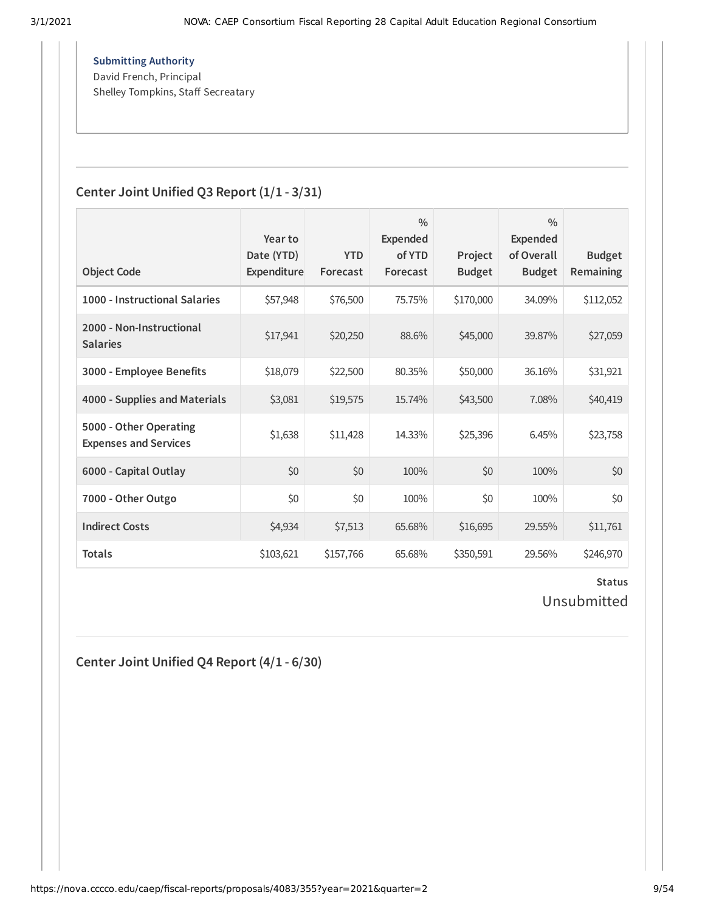**Submitting Authority**

David French, Principal
Shelley Tompkins, Staff Secreatary

## Center Joint Unified Q3 Report (1/1 - 3/31)

| Object Code | Year to Date (YTD) Expenditure | YTD Forecast | % Expended of YTD Forecast | Project Budget | % Expended of Overall Budget | Budget Remaining |
|---|---|---|---|---|---|---|
| **1000 - Instructional Salaries** | $57,948 | $76,500 | 75.75% | $170,000 | 34.09% | $112,052 |
| **2000 - Non-Instructional Salaries** | $17,941 | $20,250 | 88.6% | $45,000 | 39.87% | $27,059 |
| **3000 - Employee Benefits** | $18,079 | $22,500 | 80.35% | $50,000 | 36.16% | $31,921 |
| **4000 - Supplies and Materials** | $3,081 | $19,575 | 15.74% | $43,500 | 7.08% | $40,419 |
| **5000 - Other Operating Expenses and Services** | $1,638 | $11,428 | 14.33% | $25,396 | 6.45% | $23,758 |
| **6000 - Capital Outlay** | $0 | $0 | 100% | $0 | 100% | $0 |
| **7000 - Other Outgo** | $0 | $0 | 100% | $0 | 100% | $0 |
| **Indirect Costs** | $4,934 | $7,513 | 65.68% | $16,695 | 29.55% | $11,761 |
| **Totals** | $103,621 | $157,766 | 65.68% | $350,591 | 29.56% | $246,970 |

**Status**

Unsubmitted

## Center Joint Unified Q4 Report (4/1 - 6/30)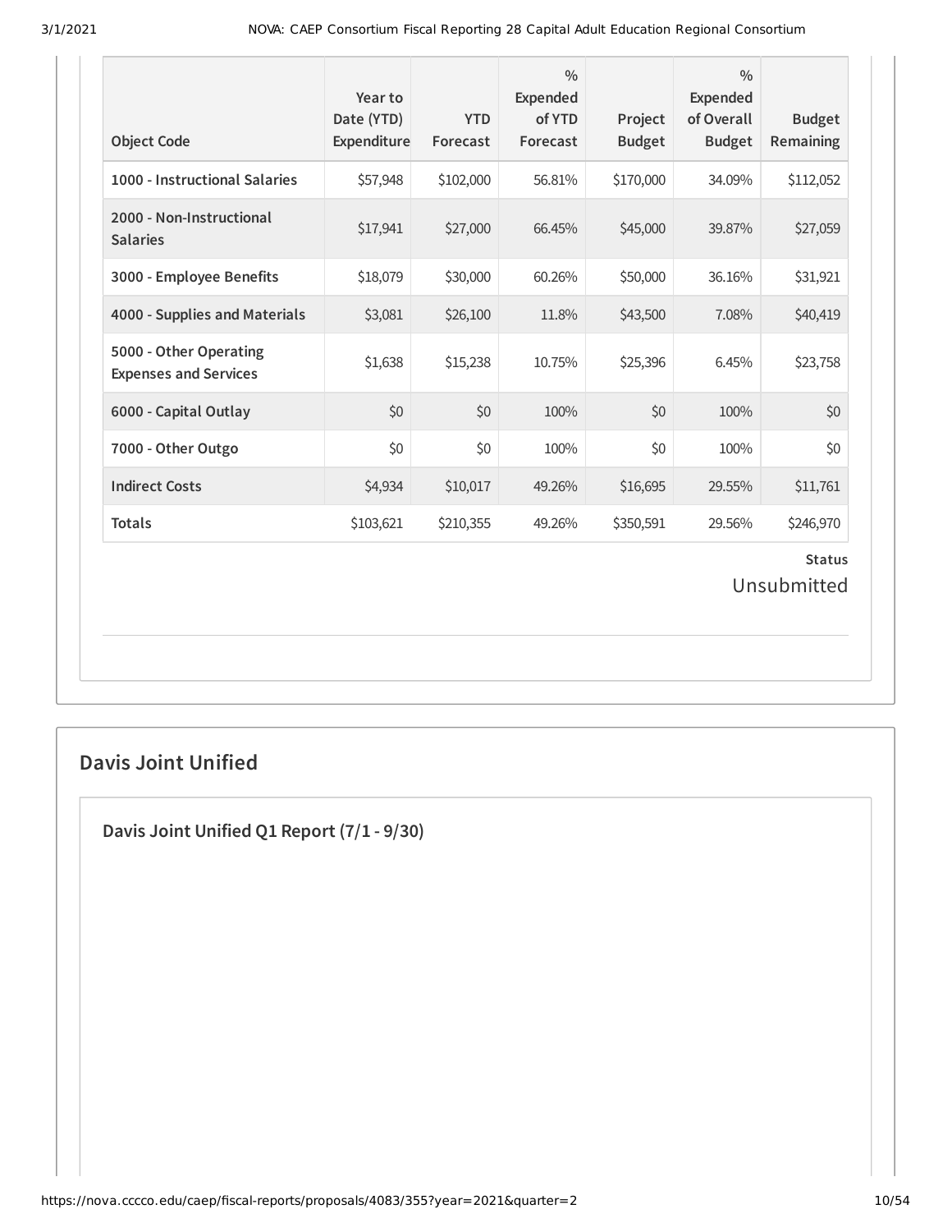| Object Code | Year to Date (YTD) Expenditure | YTD Forecast | % Expended of YTD Forecast | Project Budget | % Expended of Overall Budget | Budget Remaining |
|---|---|---|---|---|---|---|
| **1000 - Instructional Salaries** | $57,948 | $102,000 | 56.81% | $170,000 | 34.09% | $112,052 |
| **2000 - Non-Instructional Salaries** | $17,941 | $27,000 | 66.45% | $45,000 | 39.87% | $27,059 |
| **3000 - Employee Benefits** | $18,079 | $30,000 | 60.26% | $50,000 | 36.16% | $31,921 |
| **4000 - Supplies and Materials** | $3,081 | $26,100 | 11.8% | $43,500 | 7.08% | $40,419 |
| **5000 - Other Operating Expenses and Services** | $1,638 | $15,238 | 10.75% | $25,396 | 6.45% | $23,758 |
| **6000 - Capital Outlay** | $0 | $0 | 100% | $0 | 100% | $0 |
| **7000 - Other Outgo** | $0 | $0 | 100% | $0 | 100% | $0 |
| **Indirect Costs** | $4,934 | $10,017 | 49.26% | $16,695 | 29.55% | $11,761 |
| **Totals** | $103,621 | $210,355 | 49.26% | $350,591 | 29.56% | $246,970 |

**Status**

Unsubmitted

## Davis Joint Unified

### Davis Joint Unified Q1 Report (7/1 - 9/30)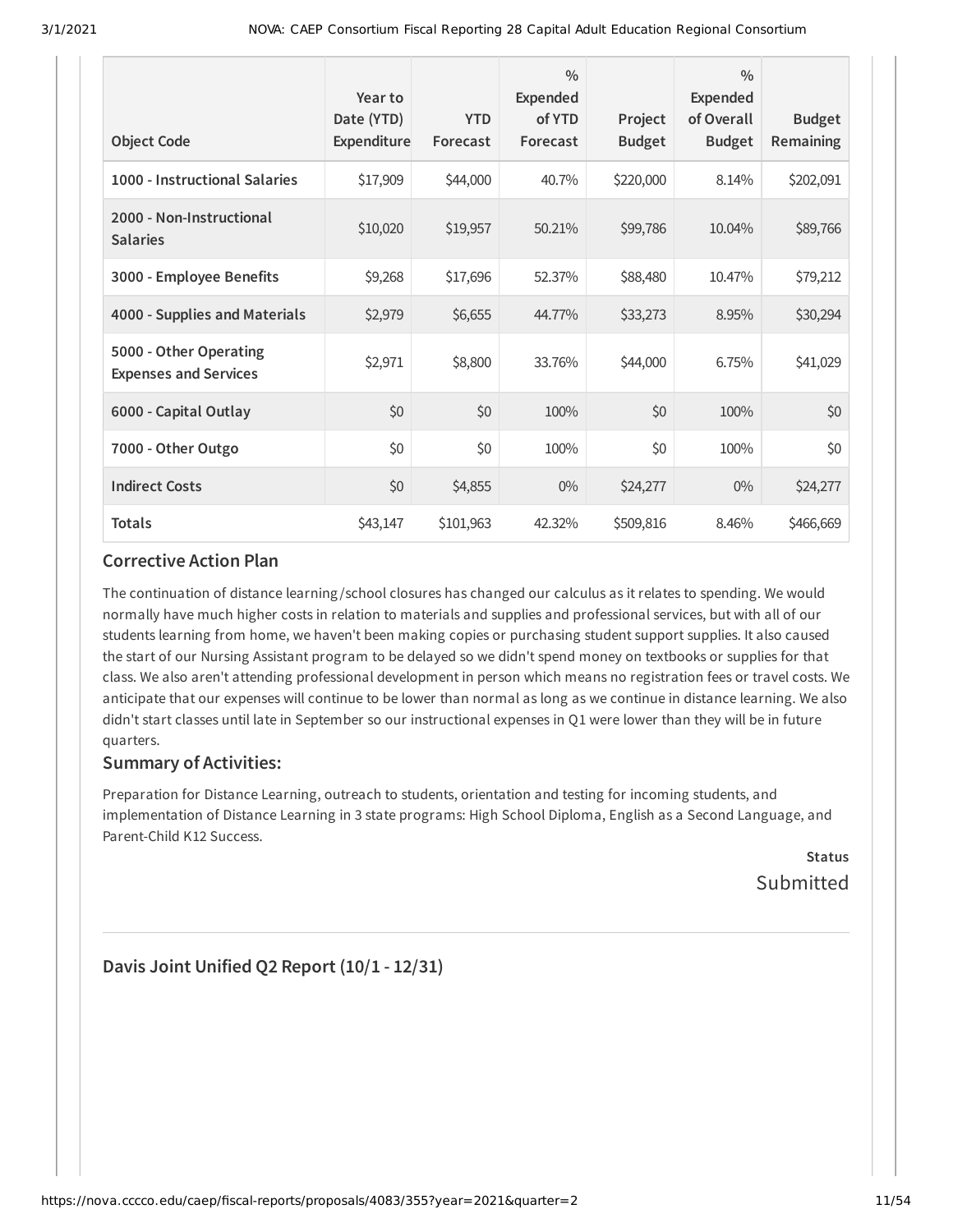| Object Code | Year to Date (YTD) Expenditure | YTD Forecast | % Expended of YTD Forecast | Project Budget | % Expended of Overall Budget | Budget Remaining |
|---|---|---|---|---|---|---|
| **1000 - Instructional Salaries** | $17,909 | $44,000 | 40.7% | $220,000 | 8.14% | $202,091 |
| **2000 - Non-Instructional Salaries** | $10,020 | $19,957 | 50.21% | $99,786 | 10.04% | $89,766 |
| **3000 - Employee Benefits** | $9,268 | $17,696 | 52.37% | $88,480 | 10.47% | $79,212 |
| **4000 - Supplies and Materials** | $2,979 | $6,655 | 44.77% | $33,273 | 8.95% | $30,294 |
| **5000 - Other Operating Expenses and Services** | $2,971 | $8,800 | 33.76% | $44,000 | 6.75% | $41,029 |
| **6000 - Capital Outlay** | $0 | $0 | 100% | $0 | 100% | $0 |
| **7000 - Other Outgo** | $0 | $0 | 100% | $0 | 100% | $0 |
| **Indirect Costs** | $0 | $4,855 | 0% | $24,277 | 0% | $24,277 |
| **Totals** | $43,147 | $101,963 | 42.32% | $509,816 | 8.46% | $466,669 |

### Corrective Action Plan

The continuation of distance learning/school closures has changed our calculus as it relates to spending. We would normally have much higher costs in relation to materials and supplies and professional services, but with all of our students learning from home, we haven't been making copies or purchasing student support supplies. It also caused the start of our Nursing Assistant program to be delayed so we didn't spend money on textbooks or supplies for that class. We also aren't attending professional development in person which means no registration fees or travel costs. We anticipate that our expenses will continue to be lower than normal as long as we continue in distance learning. We also didn't start classes until late in September so our instructional expenses in Q1 were lower than they will be in future quarters.

### Summary of Activities:

Preparation for Distance Learning, outreach to students, orientation and testing for incoming students, and implementation of Distance Learning in 3 state programs: High School Diploma, English as a Second Language, and Parent-Child K12 Success.

**Status**

Submitted

---

## Davis Joint Unified Q2 Report (10/1 - 12/31)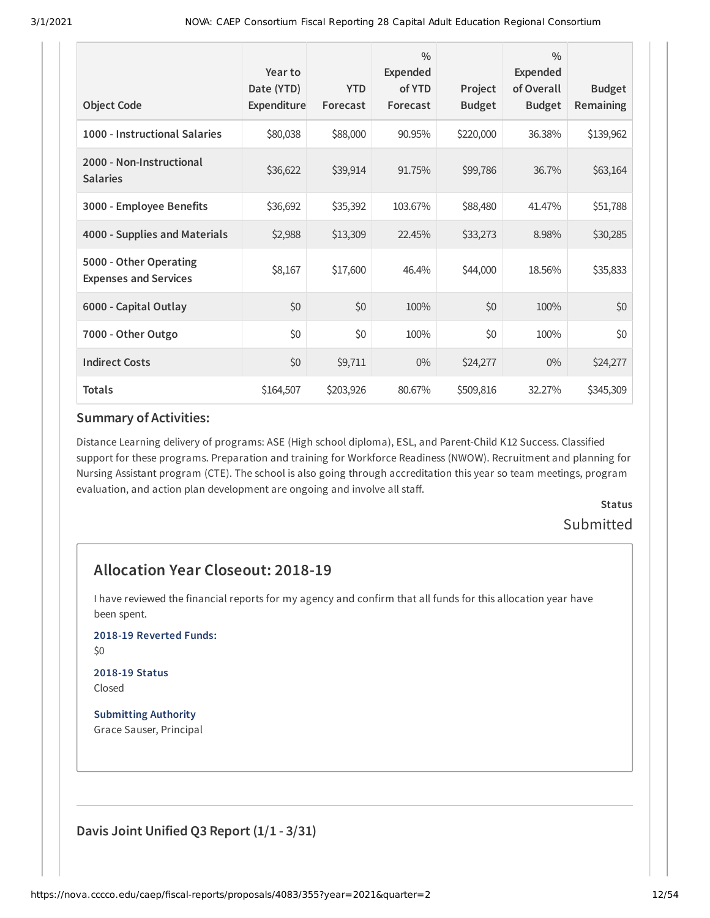| Object Code | Year to Date (YTD) Expenditure | YTD Forecast | % Expended of YTD Forecast | Project Budget | % Expended of Overall Budget | Budget Remaining |
|---|---|---|---|---|---|---|
| 1000 - Instructional Salaries | $80,038 | $88,000 | 90.95% | $220,000 | 36.38% | $139,962 |
| 2000 - Non-Instructional Salaries | $36,622 | $39,914 | 91.75% | $99,786 | 36.7% | $63,164 |
| 3000 - Employee Benefits | $36,692 | $35,392 | 103.67% | $88,480 | 41.47% | $51,788 |
| 4000 - Supplies and Materials | $2,988 | $13,309 | 22.45% | $33,273 | 8.98% | $30,285 |
| 5000 - Other Operating Expenses and Services | $8,167 | $17,600 | 46.4% | $44,000 | 18.56% | $35,833 |
| 6000 - Capital Outlay | $0 | $0 | 100% | $0 | 100% | $0 |
| 7000 - Other Outgo | $0 | $0 | 100% | $0 | 100% | $0 |
| Indirect Costs | $0 | $9,711 | 0% | $24,277 | 0% | $24,277 |
| Totals | $164,507 | $203,926 | 80.67% | $509,816 | 32.27% | $345,309 |

### Summary of Activities:

Distance Learning delivery of programs: ASE (High school diploma), ESL, and Parent-Child K12 Success. Classified support for these programs. Preparation and training for Workforce Readiness (NWOW). Recruitment and planning for Nursing Assistant program (CTE). The school is also going through accreditation this year so team meetings, program evaluation, and action plan development are ongoing and involve all staff.

**Status**

Submitted

## Allocation Year Closeout: 2018-19

I have reviewed the financial reports for my agency and confirm that all funds for this allocation year have been spent.

**2018-19 Reverted Funds:**

$0

**2018-19 Status**

Closed

**Submitting Authority**

Grace Sauser, Principal

### Davis Joint Unified Q3 Report (1/1 - 3/31)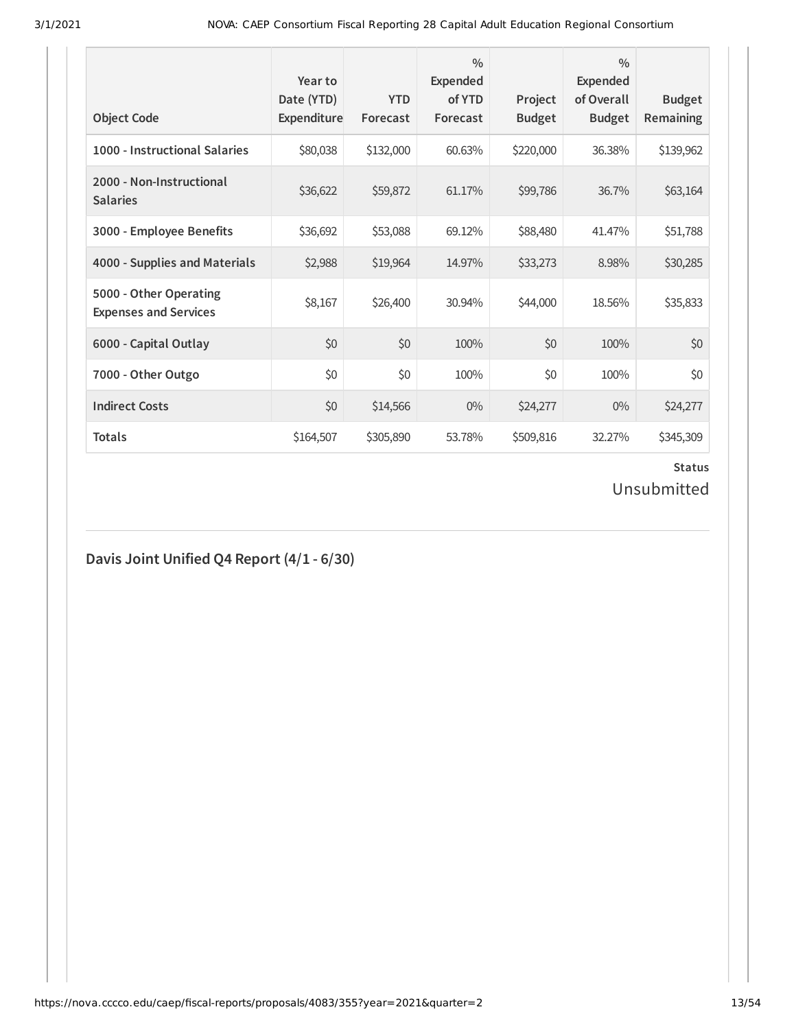| Object Code | Year to Date (YTD) Expenditure | YTD Forecast | % Expended of YTD Forecast | Project Budget | % Expended of Overall Budget | Budget Remaining |
|---|---|---|---|---|---|---|
| 1000 - Instructional Salaries | $80,038 | $132,000 | 60.63% | $220,000 | 36.38% | $139,962 |
| 2000 - Non-Instructional Salaries | $36,622 | $59,872 | 61.17% | $99,786 | 36.7% | $63,164 |
| 3000 - Employee Benefits | $36,692 | $53,088 | 69.12% | $88,480 | 41.47% | $51,788 |
| 4000 - Supplies and Materials | $2,988 | $19,964 | 14.97% | $33,273 | 8.98% | $30,285 |
| 5000 - Other Operating Expenses and Services | $8,167 | $26,400 | 30.94% | $44,000 | 18.56% | $35,833 |
| 6000 - Capital Outlay | $0 | $0 | 100% | $0 | 100% | $0 |
| 7000 - Other Outgo | $0 | $0 | 100% | $0 | 100% | $0 |
| Indirect Costs | $0 | $14,566 | 0% | $24,277 | 0% | $24,277 |
| Totals | $164,507 | $305,890 | 53.78% | $509,816 | 32.27% | $345,309 |

**Status**

Unsubmitted

## Davis Joint Unified Q4 Report (4/1 - 6/30)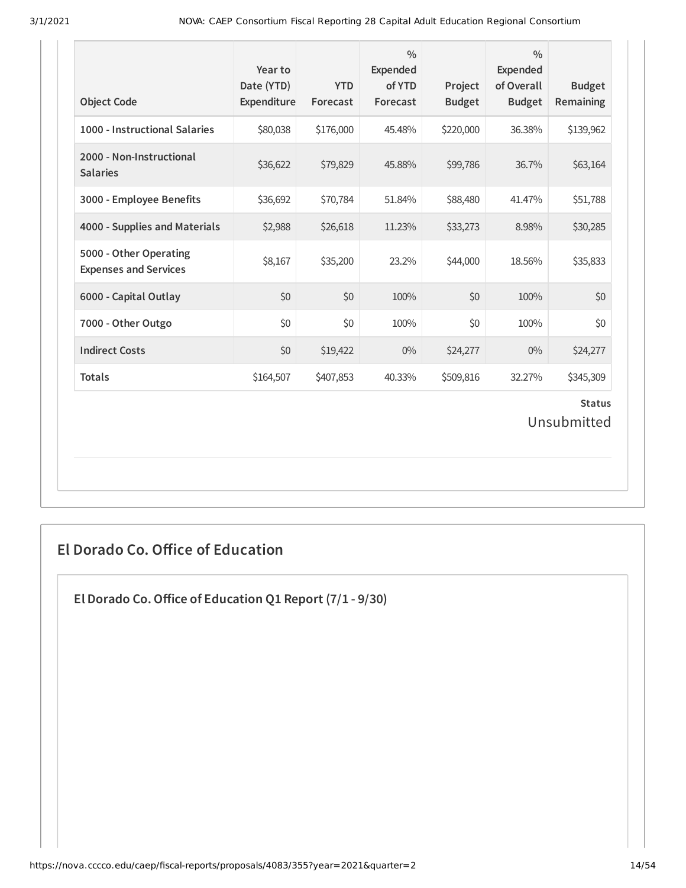| Object Code | Year to Date (YTD) Expenditure | YTD Forecast | % Expended of YTD Forecast | Project Budget | % Expended of Overall Budget | Budget Remaining |
|---|---|---|---|---|---|---|
| **1000 - Instructional Salaries** | $80,038 | $176,000 | 45.48% | $220,000 | 36.38% | $139,962 |
| **2000 - Non-Instructional Salaries** | $36,622 | $79,829 | 45.88% | $99,786 | 36.7% | $63,164 |
| **3000 - Employee Benefits** | $36,692 | $70,784 | 51.84% | $88,480 | 41.47% | $51,788 |
| **4000 - Supplies and Materials** | $2,988 | $26,618 | 11.23% | $33,273 | 8.98% | $30,285 |
| **5000 - Other Operating Expenses and Services** | $8,167 | $35,200 | 23.2% | $44,000 | 18.56% | $35,833 |
| **6000 - Capital Outlay** | $0 | $0 | 100% | $0 | 100% | $0 |
| **7000 - Other Outgo** | $0 | $0 | 100% | $0 | 100% | $0 |
| **Indirect Costs** | $0 | $19,422 | 0% | $24,277 | 0% | $24,277 |
| **Totals** | $164,507 | $407,853 | 40.33% | $509,816 | 32.27% | $345,309 |

**Status**

Unsubmitted

## El Dorado Co. Office of Education

### El Dorado Co. Office of Education Q1 Report (7/1 - 9/30)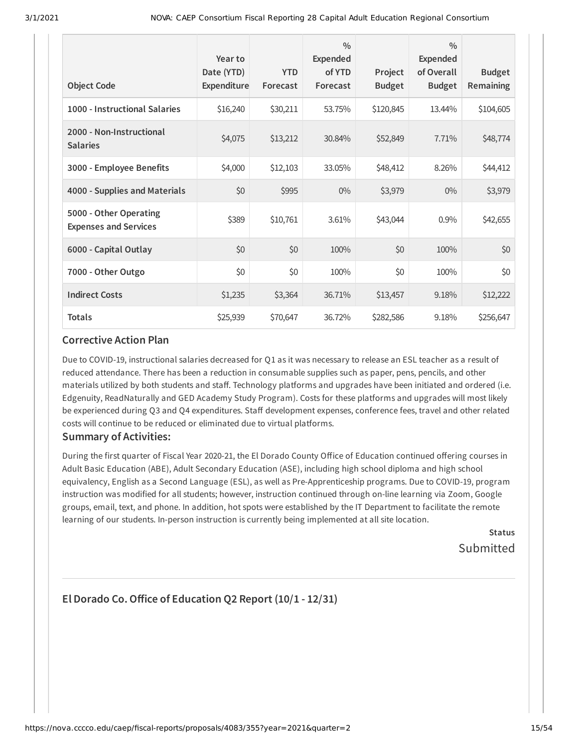| Object Code | Year to Date (YTD) Expenditure | YTD Forecast | % Expended of YTD Forecast | Project Budget | % Expended of Overall Budget | Budget Remaining |
|---|---|---|---|---|---|---|
| 1000 - Instructional Salaries | $16,240 | $30,211 | 53.75% | $120,845 | 13.44% | $104,605 |
| 2000 - Non-Instructional Salaries | $4,075 | $13,212 | 30.84% | $52,849 | 7.71% | $48,774 |
| 3000 - Employee Benefits | $4,000 | $12,103 | 33.05% | $48,412 | 8.26% | $44,412 |
| 4000 - Supplies and Materials | $0 | $995 | 0% | $3,979 | 0% | $3,979 |
| 5000 - Other Operating Expenses and Services | $389 | $10,761 | 3.61% | $43,044 | 0.9% | $42,655 |
| 6000 - Capital Outlay | $0 | $0 | 100% | $0 | 100% | $0 |
| 7000 - Other Outgo | $0 | $0 | 100% | $0 | 100% | $0 |
| Indirect Costs | $1,235 | $3,364 | 36.71% | $13,457 | 9.18% | $12,222 |
| Totals | $25,939 | $70,647 | 36.72% | $282,586 | 9.18% | $256,647 |

### Corrective Action Plan

Due to COVID-19, instructional salaries decreased for Q1 as it was necessary to release an ESL teacher as a result of reduced attendance. There has been a reduction in consumable supplies such as paper, pens, pencils, and other materials utilized by both students and staff. Technology platforms and upgrades have been initiated and ordered (i.e. Edgenuity, ReadNaturally and GED Academy Study Program). Costs for these platforms and upgrades will most likely be experienced during Q3 and Q4 expenditures. Staff development expenses, conference fees, travel and other related costs will continue to be reduced or eliminated due to virtual platforms.

### Summary of Activities:

During the first quarter of Fiscal Year 2020-21, the El Dorado County Office of Education continued offering courses in Adult Basic Education (ABE), Adult Secondary Education (ASE), including high school diploma and high school equivalency, English as a Second Language (ESL), as well as Pre-Apprenticeship programs. Due to COVID-19, program instruction was modified for all students; however, instruction continued through on-line learning via Zoom, Google groups, email, text, and phone. In addition, hot spots were established by the IT Department to facilitate the remote learning of our students. In-person instruction is currently being implemented at all site location.

**Status**

Submitted

## El Dorado Co. Office of Education Q2 Report (10/1 - 12/31)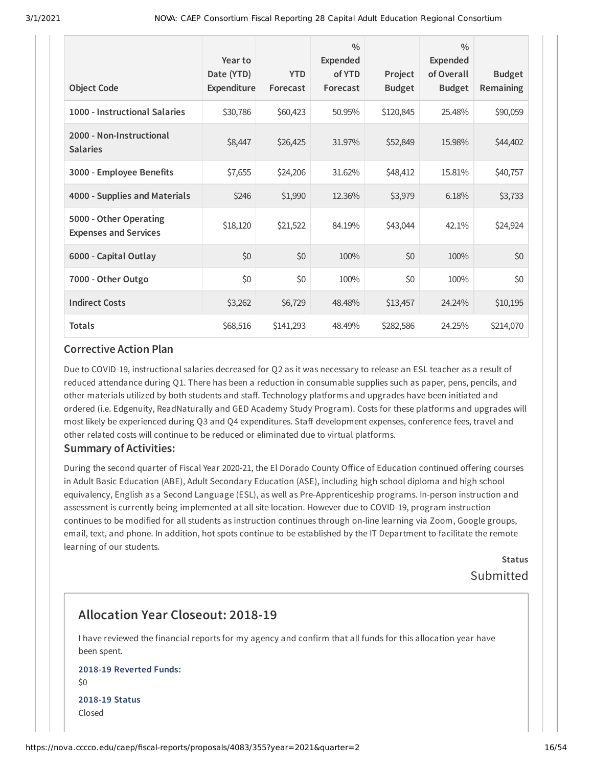| Object Code | Year to Date (YTD) Expenditure | YTD Forecast | % Expended of YTD Forecast | Project Budget | % Expended of Overall Budget | Budget Remaining |
|---|---|---|---|---|---|---|
| 1000 - Instructional Salaries | $30,786 | $60,423 | 50.95% | $120,845 | 25.48% | $90,059 |
| 2000 - Non-Instructional Salaries | $8,447 | $26,425 | 31.97% | $52,849 | 15.98% | $44,402 |
| 3000 - Employee Benefits | $7,655 | $24,206 | 31.62% | $48,412 | 15.81% | $40,757 |
| 4000 - Supplies and Materials | $246 | $1,990 | 12.36% | $3,979 | 6.18% | $3,733 |
| 5000 - Other Operating Expenses and Services | $18,120 | $21,522 | 84.19% | $43,044 | 42.1% | $24,924 |
| 6000 - Capital Outlay | $0 | $0 | 100% | $0 | 100% | $0 |
| 7000 - Other Outgo | $0 | $0 | 100% | $0 | 100% | $0 |
| Indirect Costs | $3,262 | $6,729 | 48.48% | $13,457 | 24.24% | $10,195 |
| Totals | $68,516 | $141,293 | 48.49% | $282,586 | 24.25% | $214,070 |

### Corrective Action Plan

Due to COVID-19, instructional salaries decreased for Q2 as it was necessary to release an ESL teacher as a result of reduced attendance during Q1. There has been a reduction in consumable supplies such as paper, pens, pencils, and other materials utilized by both students and staff. Technology platforms and upgrades have been initiated and ordered (i.e. Edgenuity, ReadNaturally and GED Academy Study Program). Costs for these platforms and upgrades will most likely be experienced during Q3 and Q4 expenditures. Staff development expenses, conference fees, travel and other related costs will continue to be reduced or eliminated due to virtual platforms.

### Summary of Activities:

During the second quarter of Fiscal Year 2020-21, the El Dorado County Office of Education continued offering courses in Adult Basic Education (ABE), Adult Secondary Education (ASE), including high school diploma and high school equivalency, English as a Second Language (ESL), as well as Pre-Apprenticeship programs. In-person instruction and assessment is currently being implemented at all site location. However due to COVID-19, program instruction continues to be modified for all students as instruction continues through on-line learning via Zoom, Google groups, email, text, and phone. In addition, hot spots continue to be established by the IT Department to facilitate the remote learning of our students.

**Status**

Submitted

## Allocation Year Closeout: 2018-19

I have reviewed the financial reports for my agency and confirm that all funds for this allocation year have been spent.

**2018-19 Reverted Funds:**

$0

**2018-19 Status**

Closed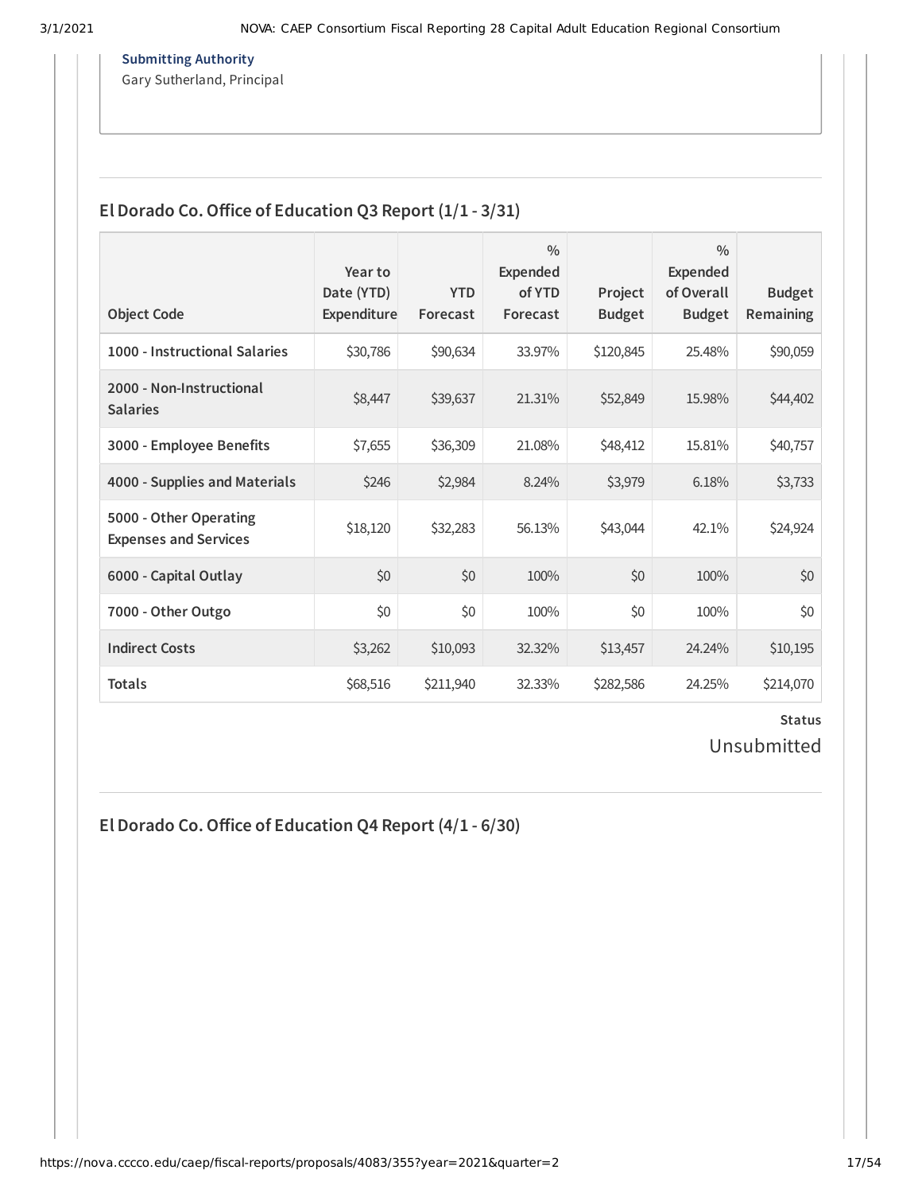**Submitting Authority**
Gary Sutherland, Principal

## El Dorado Co. Office of Education Q3 Report (1/1 - 3/31)

| Object Code | Year to Date (YTD) Expenditure | YTD Forecast | % Expended of YTD Forecast | Project Budget | % Expended of Overall Budget | Budget Remaining |
|---|---|---|---|---|---|---|
| **1000 - Instructional Salaries** | $30,786 | $90,634 | 33.97% | $120,845 | 25.48% | $90,059 |
| **2000 - Non-Instructional Salaries** | $8,447 | $39,637 | 21.31% | $52,849 | 15.98% | $44,402 |
| **3000 - Employee Benefits** | $7,655 | $36,309 | 21.08% | $48,412 | 15.81% | $40,757 |
| **4000 - Supplies and Materials** | $246 | $2,984 | 8.24% | $3,979 | 6.18% | $3,733 |
| **5000 - Other Operating Expenses and Services** | $18,120 | $32,283 | 56.13% | $43,044 | 42.1% | $24,924 |
| **6000 - Capital Outlay** | $0 | $0 | 100% | $0 | 100% | $0 |
| **7000 - Other Outgo** | $0 | $0 | 100% | $0 | 100% | $0 |
| **Indirect Costs** | $3,262 | $10,093 | 32.32% | $13,457 | 24.24% | $10,195 |
| **Totals** | $68,516 | $211,940 | 32.33% | $282,586 | 24.25% | $214,070 |

**Status**
Unsubmitted

## El Dorado Co. Office of Education Q4 Report (4/1 - 6/30)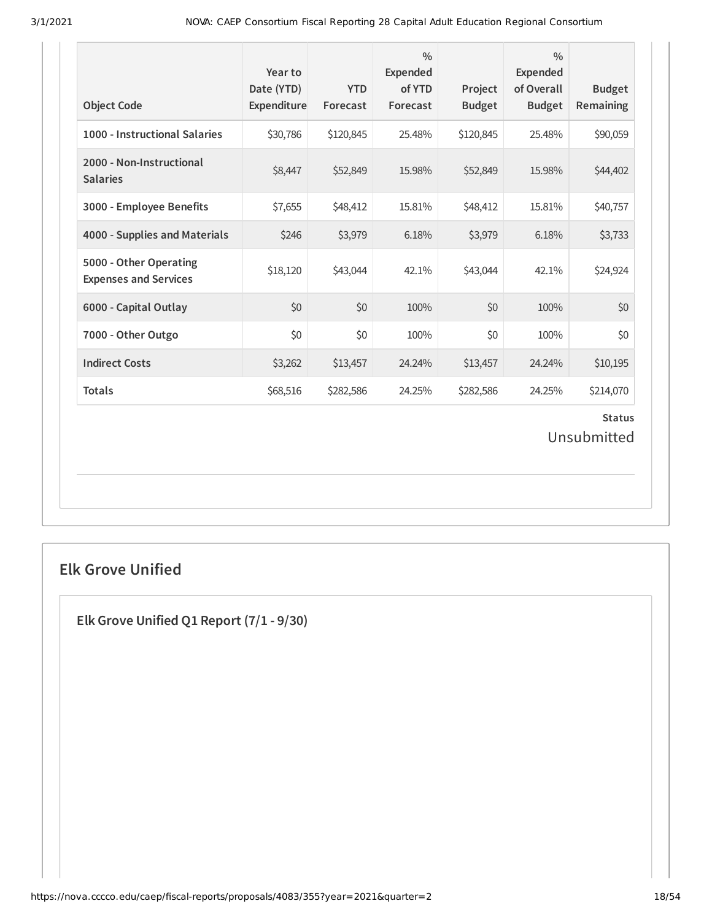| Object Code | Year to Date (YTD) Expenditure | YTD Forecast | % Expended of YTD Forecast | Project Budget | % Expended of Overall Budget | Budget Remaining |
|---|---|---|---|---|---|---|
| 1000 - Instructional Salaries | $30,786 | $120,845 | 25.48% | $120,845 | 25.48% | $90,059 |
| 2000 - Non-Instructional Salaries | $8,447 | $52,849 | 15.98% | $52,849 | 15.98% | $44,402 |
| 3000 - Employee Benefits | $7,655 | $48,412 | 15.81% | $48,412 | 15.81% | $40,757 |
| 4000 - Supplies and Materials | $246 | $3,979 | 6.18% | $3,979 | 6.18% | $3,733 |
| 5000 - Other Operating Expenses and Services | $18,120 | $43,044 | 42.1% | $43,044 | 42.1% | $24,924 |
| 6000 - Capital Outlay | $0 | $0 | 100% | $0 | 100% | $0 |
| 7000 - Other Outgo | $0 | $0 | 100% | $0 | 100% | $0 |
| Indirect Costs | $3,262 | $13,457 | 24.24% | $13,457 | 24.24% | $10,195 |
| Totals | $68,516 | $282,586 | 24.25% | $282,586 | 24.25% | $214,070 |

**Status**

Unsubmitted

## Elk Grove Unified

### Elk Grove Unified Q1 Report (7/1 - 9/30)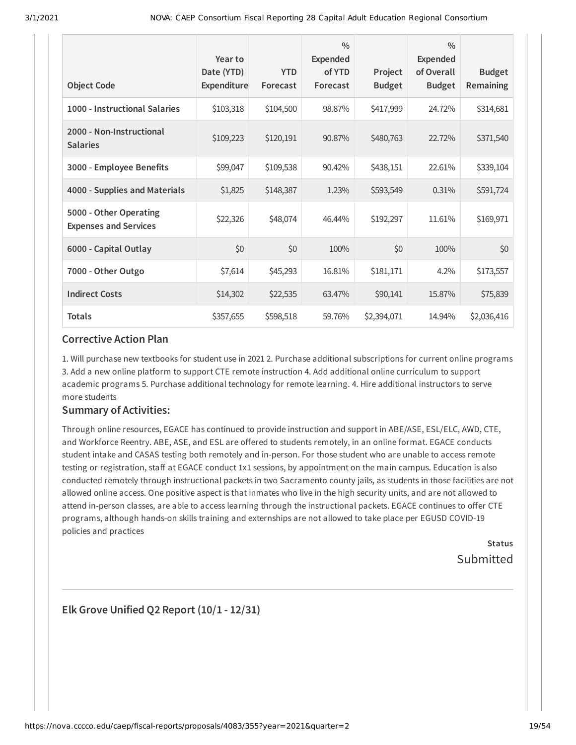| Object Code | Year to Date (YTD) Expenditure | YTD Forecast | % Expended of YTD Forecast | Project Budget | % Expended of Overall Budget | Budget Remaining |
|---|---|---|---|---|---|---|
| **1000 - Instructional Salaries** | $103,318 | $104,500 | 98.87% | $417,999 | 24.72% | $314,681 |
| **2000 - Non-Instructional Salaries** | $109,223 | $120,191 | 90.87% | $480,763 | 22.72% | $371,540 |
| **3000 - Employee Benefits** | $99,047 | $109,538 | 90.42% | $438,151 | 22.61% | $339,104 |
| **4000 - Supplies and Materials** | $1,825 | $148,387 | 1.23% | $593,549 | 0.31% | $591,724 |
| **5000 - Other Operating Expenses and Services** | $22,326 | $48,074 | 46.44% | $192,297 | 11.61% | $169,971 |
| **6000 - Capital Outlay** | $0 | $0 | 100% | $0 | 100% | $0 |
| **7000 - Other Outgo** | $7,614 | $45,293 | 16.81% | $181,171 | 4.2% | $173,557 |
| **Indirect Costs** | $14,302 | $22,535 | 63.47% | $90,141 | 15.87% | $75,839 |
| **Totals** | $357,655 | $598,518 | 59.76% | $2,394,071 | 14.94% | $2,036,416 |

### Corrective Action Plan

1. Will purchase new textbooks for student use in 2021 2. Purchase additional subscriptions for current online programs 3. Add a new online platform to support CTE remote instruction 4. Add additional online curriculum to support academic programs 5. Purchase additional technology for remote learning. 4. Hire additional instructors to serve more students

### Summary of Activities:

Through online resources, EGACE has continued to provide instruction and support in ABE/ASE, ESL/ELC, AWD, CTE, and Workforce Reentry. ABE, ASE, and ESL are offered to students remotely, in an online format. EGACE conducts student intake and CASAS testing both remotely and in-person. For those student who are unable to access remote testing or registration, staff at EGACE conduct 1x1 sessions, by appointment on the main campus. Education is also conducted remotely through instructional packets in two Sacramento county jails, as students in those facilities are not allowed online access. One positive aspect is that inmates who live in the high security units, and are not allowed to attend in-person classes, are able to access learning through the instructional packets. EGACE continues to offer CTE programs, although hands-on skills training and externships are not allowed to take place per EGUSD COVID-19 policies and practices

**Status**

Submitted

---

## Elk Grove Unified Q2 Report (10/1 - 12/31)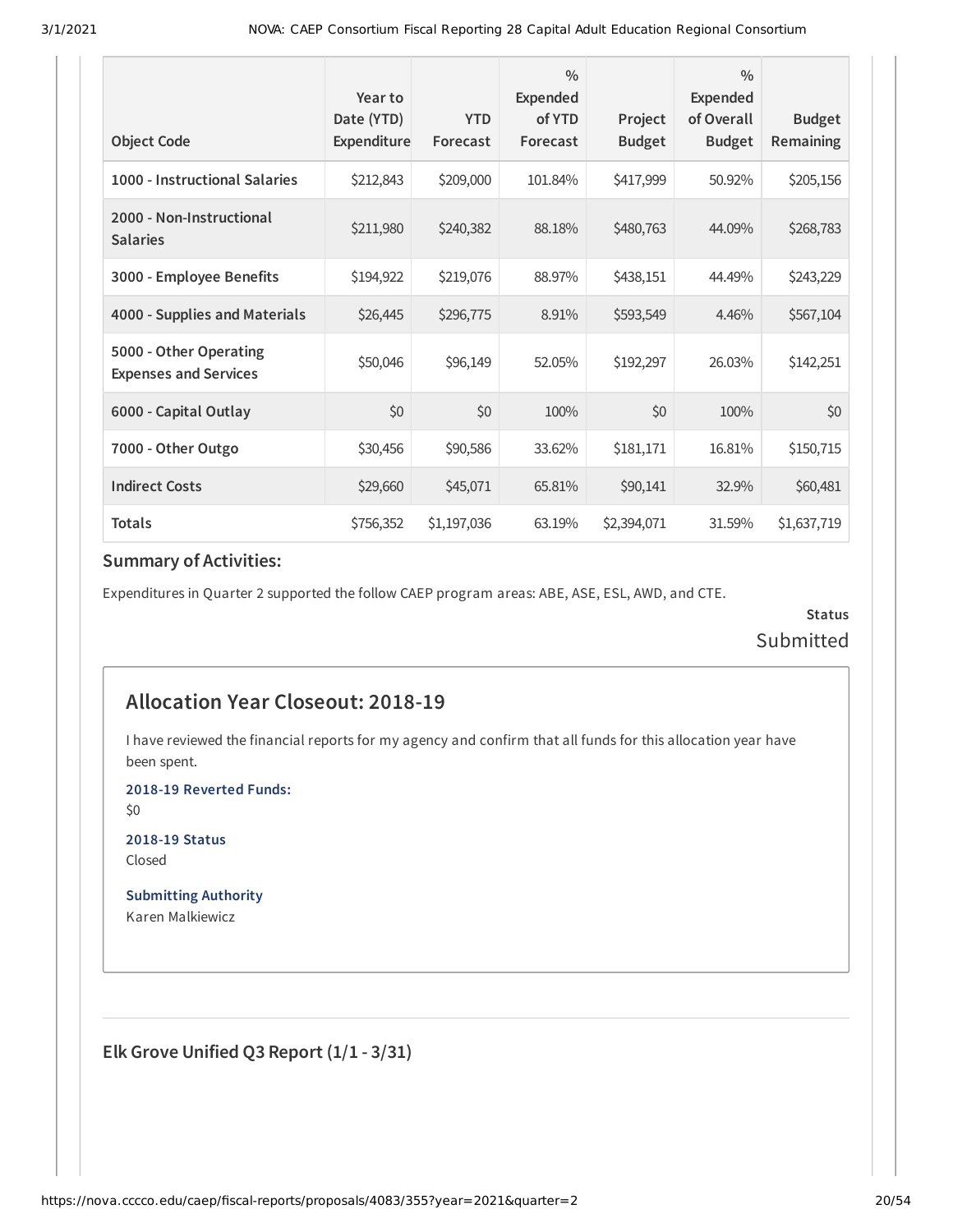| Object Code | Year to Date (YTD) Expenditure | YTD Forecast | % Expended of YTD Forecast | Project Budget | % Expended of Overall Budget | Budget Remaining |
|---|---|---|---|---|---|---|
| 1000 - Instructional Salaries | $212,843 | $209,000 | 101.84% | $417,999 | 50.92% | $205,156 |
| 2000 - Non-Instructional Salaries | $211,980 | $240,382 | 88.18% | $480,763 | 44.09% | $268,783 |
| 3000 - Employee Benefits | $194,922 | $219,076 | 88.97% | $438,151 | 44.49% | $243,229 |
| 4000 - Supplies and Materials | $26,445 | $296,775 | 8.91% | $593,549 | 4.46% | $567,104 |
| 5000 - Other Operating Expenses and Services | $50,046 | $96,149 | 52.05% | $192,297 | 26.03% | $142,251 |
| 6000 - Capital Outlay | $0 | $0 | 100% | $0 | 100% | $0 |
| 7000 - Other Outgo | $30,456 | $90,586 | 33.62% | $181,171 | 16.81% | $150,715 |
| Indirect Costs | $29,660 | $45,071 | 65.81% | $90,141 | 32.9% | $60,481 |
| Totals | $756,352 | $1,197,036 | 63.19% | $2,394,071 | 31.59% | $1,637,719 |

### Summary of Activities:

Expenditures in Quarter 2 supported the follow CAEP program areas: ABE, ASE, ESL, AWD, and CTE.

**Status**

Submitted

## Allocation Year Closeout: 2018-19

I have reviewed the financial reports for my agency and confirm that all funds for this allocation year have been spent.

**2018-19 Reverted Funds:**

$0

**2018-19 Status**

Closed

**Submitting Authority**

Karen Malkiewicz

### Elk Grove Unified Q3 Report (1/1 - 3/31)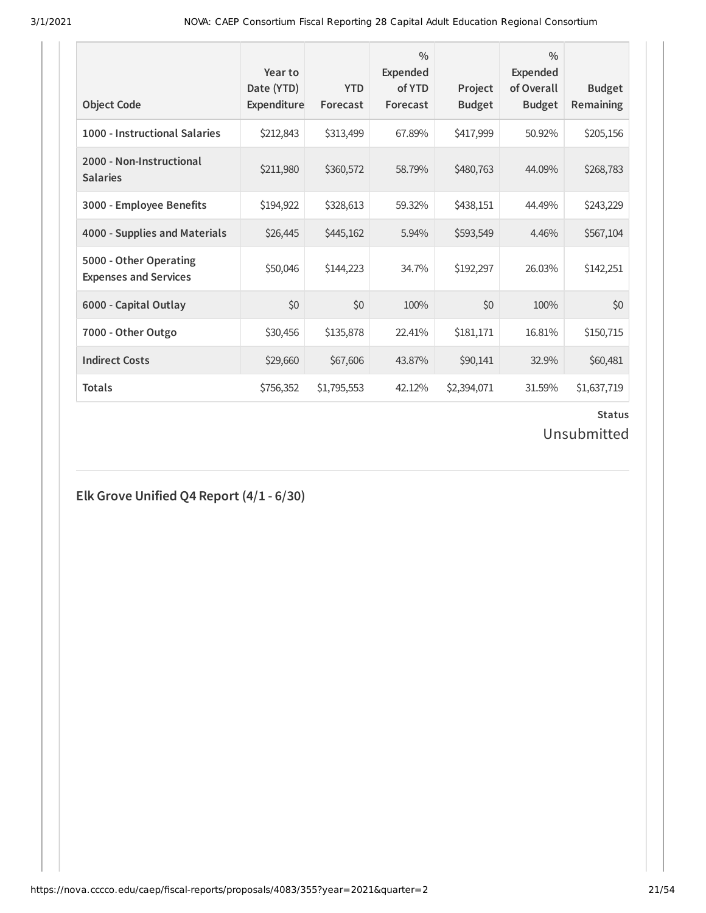| Object Code | Year to Date (YTD) Expenditure | YTD Forecast | % Expended of YTD Forecast | Project Budget | % Expended of Overall Budget | Budget Remaining |
|---|---|---|---|---|---|---|
| 1000 - Instructional Salaries | $212,843 | $313,499 | 67.89% | $417,999 | 50.92% | $205,156 |
| 2000 - Non-Instructional Salaries | $211,980 | $360,572 | 58.79% | $480,763 | 44.09% | $268,783 |
| 3000 - Employee Benefits | $194,922 | $328,613 | 59.32% | $438,151 | 44.49% | $243,229 |
| 4000 - Supplies and Materials | $26,445 | $445,162 | 5.94% | $593,549 | 4.46% | $567,104 |
| 5000 - Other Operating Expenses and Services | $50,046 | $144,223 | 34.7% | $192,297 | 26.03% | $142,251 |
| 6000 - Capital Outlay | $0 | $0 | 100% | $0 | 100% | $0 |
| 7000 - Other Outgo | $30,456 | $135,878 | 22.41% | $181,171 | 16.81% | $150,715 |
| Indirect Costs | $29,660 | $67,606 | 43.87% | $90,141 | 32.9% | $60,481 |
| Totals | $756,352 | $1,795,553 | 42.12% | $2,394,071 | 31.59% | $1,637,719 |

**Status**

Unsubmitted

## Elk Grove Unified Q4 Report (4/1 - 6/30)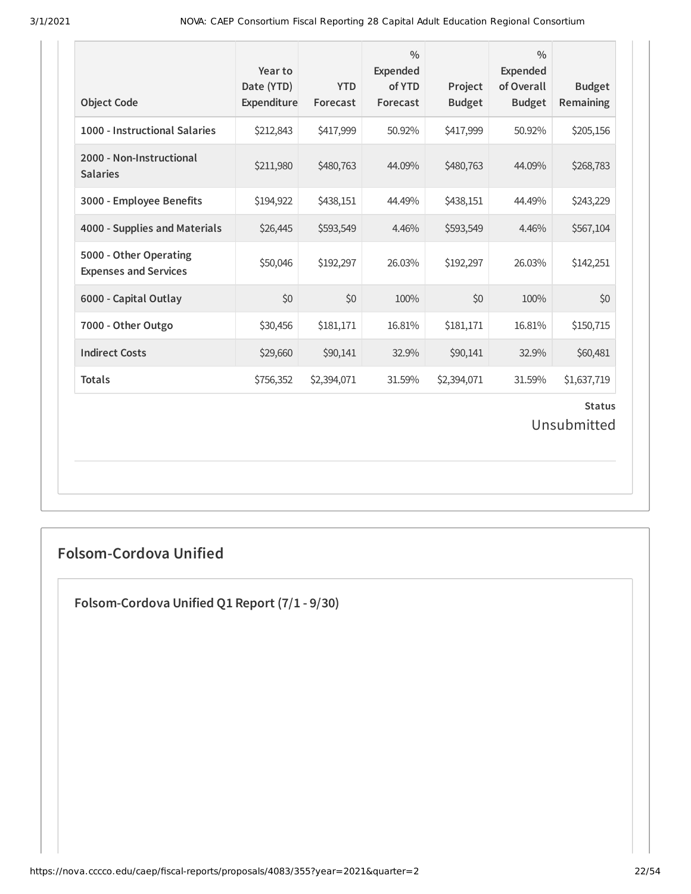| Object Code | Year to Date (YTD) Expenditure | YTD Forecast | % Expended of YTD Forecast | Project Budget | % Expended of Overall Budget | Budget Remaining |
|---|---|---|---|---|---|---|
| 1000 - Instructional Salaries | $212,843 | $417,999 | 50.92% | $417,999 | 50.92% | $205,156 |
| 2000 - Non-Instructional Salaries | $211,980 | $480,763 | 44.09% | $480,763 | 44.09% | $268,783 |
| 3000 - Employee Benefits | $194,922 | $438,151 | 44.49% | $438,151 | 44.49% | $243,229 |
| 4000 - Supplies and Materials | $26,445 | $593,549 | 4.46% | $593,549 | 4.46% | $567,104 |
| 5000 - Other Operating Expenses and Services | $50,046 | $192,297 | 26.03% | $192,297 | 26.03% | $142,251 |
| 6000 - Capital Outlay | $0 | $0 | 100% | $0 | 100% | $0 |
| 7000 - Other Outgo | $30,456 | $181,171 | 16.81% | $181,171 | 16.81% | $150,715 |
| Indirect Costs | $29,660 | $90,141 | 32.9% | $90,141 | 32.9% | $60,481 |
| Totals | $756,352 | $2,394,071 | 31.59% | $2,394,071 | 31.59% | $1,637,719 |

**Status**

Unsubmitted

## Folsom-Cordova Unified

### Folsom-Cordova Unified Q1 Report (7/1 - 9/30)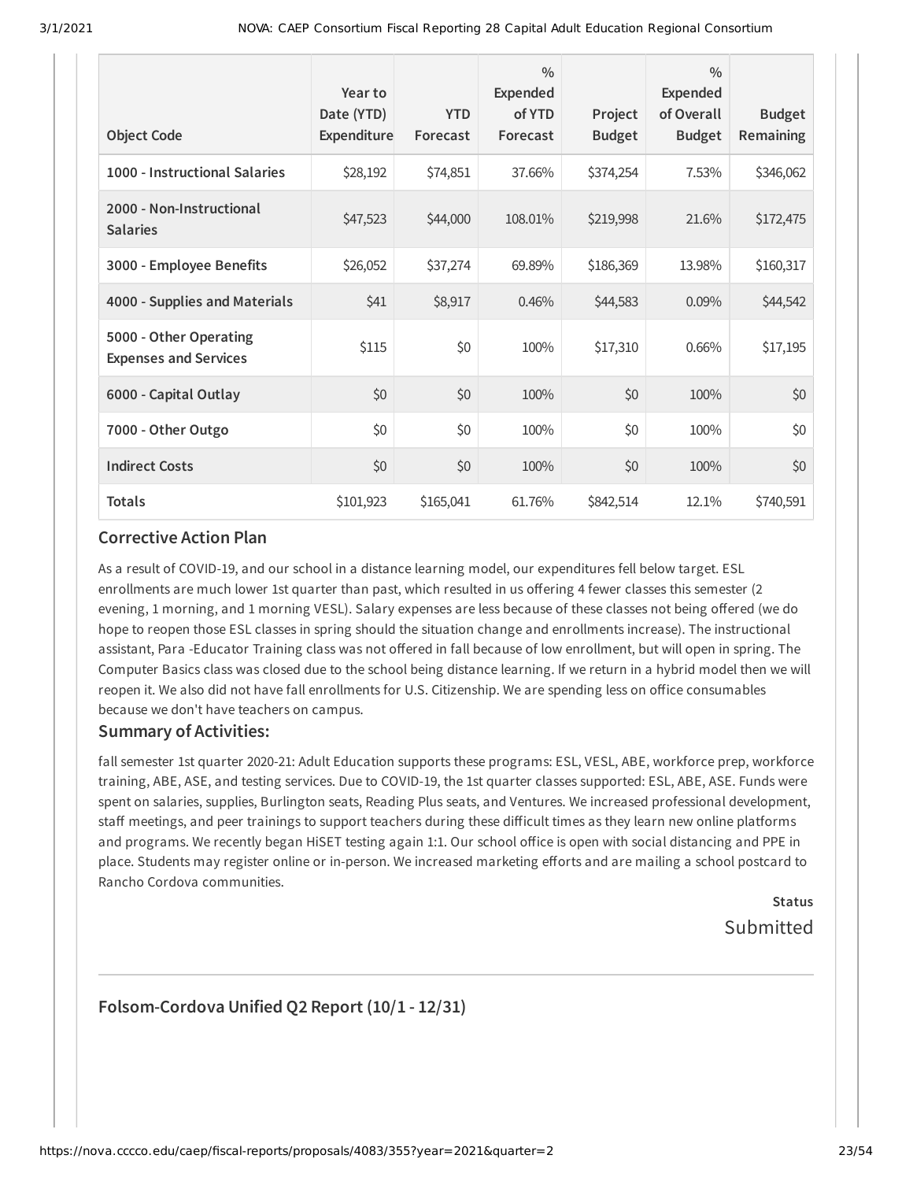| Object Code | Year to Date (YTD) Expenditure | YTD Forecast | % Expended of YTD Forecast | Project Budget | % Expended of Overall Budget | Budget Remaining |
|---|---|---|---|---|---|---|
| 1000 - Instructional Salaries | $28,192 | $74,851 | 37.66% | $374,254 | 7.53% | $346,062 |
| 2000 - Non-Instructional Salaries | $47,523 | $44,000 | 108.01% | $219,998 | 21.6% | $172,475 |
| 3000 - Employee Benefits | $26,052 | $37,274 | 69.89% | $186,369 | 13.98% | $160,317 |
| 4000 - Supplies and Materials | $41 | $8,917 | 0.46% | $44,583 | 0.09% | $44,542 |
| 5000 - Other Operating Expenses and Services | $115 | $0 | 100% | $17,310 | 0.66% | $17,195 |
| 6000 - Capital Outlay | $0 | $0 | 100% | $0 | 100% | $0 |
| 7000 - Other Outgo | $0 | $0 | 100% | $0 | 100% | $0 |
| Indirect Costs | $0 | $0 | 100% | $0 | 100% | $0 |
| Totals | $101,923 | $165,041 | 61.76% | $842,514 | 12.1% | $740,591 |

### Corrective Action Plan

As a result of COVID-19, and our school in a distance learning model, our expenditures fell below target. ESL enrollments are much lower 1st quarter than past, which resulted in us offering 4 fewer classes this semester (2 evening, 1 morning, and 1 morning VESL). Salary expenses are less because of these classes not being offered (we do hope to reopen those ESL classes in spring should the situation change and enrollments increase). The instructional assistant, Para -Educator Training class was not offered in fall because of low enrollment, but will open in spring. The Computer Basics class was closed due to the school being distance learning. If we return in a hybrid model then we will reopen it. We also did not have fall enrollments for U.S. Citizenship. We are spending less on office consumables because we don't have teachers on campus.

### Summary of Activities:

fall semester 1st quarter 2020-21: Adult Education supports these programs: ESL, VESL, ABE, workforce prep, workforce training, ABE, ASE, and testing services. Due to COVID-19, the 1st quarter classes supported: ESL, ABE, ASE. Funds were spent on salaries, supplies, Burlington seats, Reading Plus seats, and Ventures. We increased professional development, staff meetings, and peer trainings to support teachers during these difficult times as they learn new online platforms and programs. We recently began HiSET testing again 1:1. Our school office is open with social distancing and PPE in place. Students may register online or in-person. We increased marketing efforts and are mailing a school postcard to Rancho Cordova communities.

**Status**

Submitted

---

## Folsom-Cordova Unified Q2 Report (10/1 - 12/31)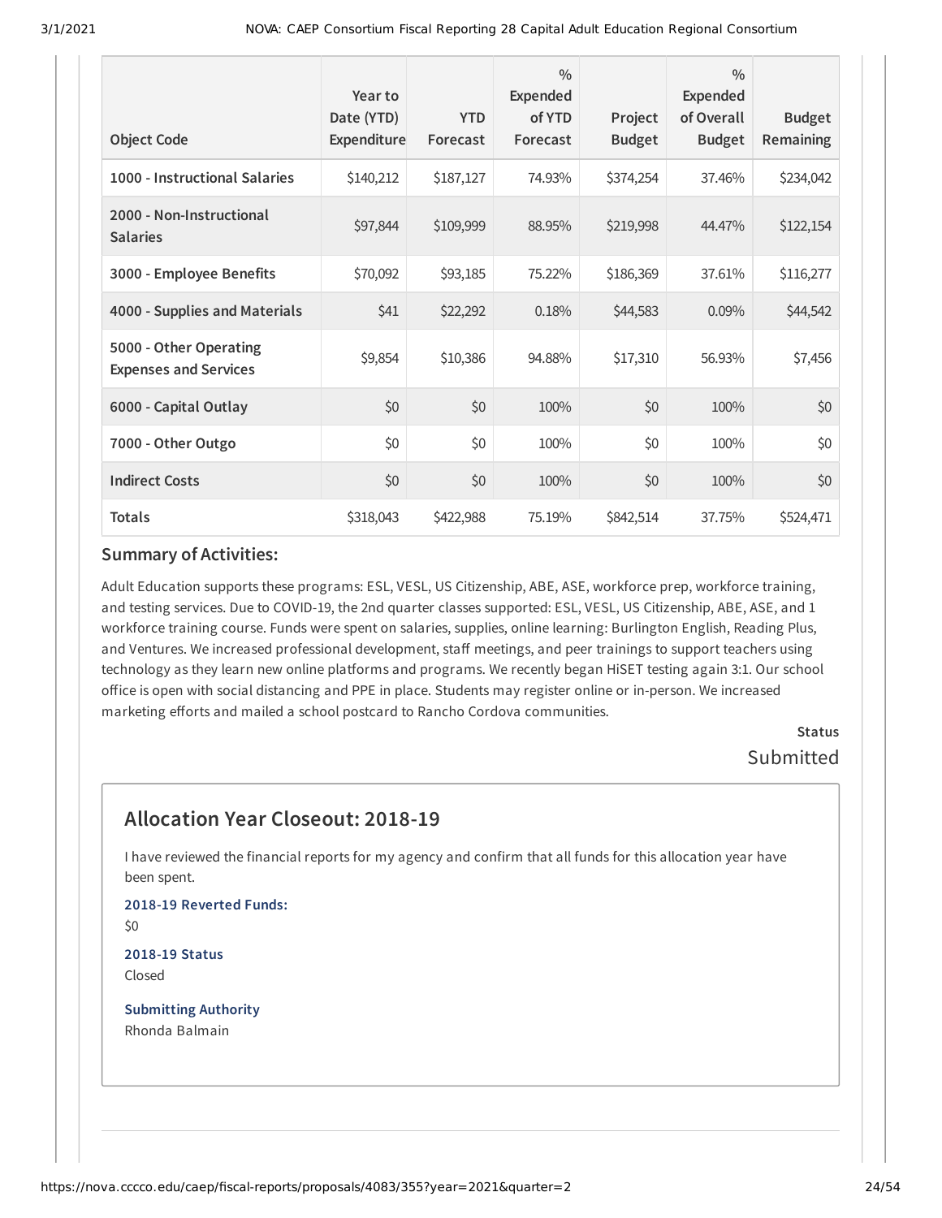| Object Code | Year to Date (YTD) Expenditure | YTD Forecast | % Expended of YTD Forecast | Project Budget | % Expended of Overall Budget | Budget Remaining |
|---|---|---|---|---|---|---|
| 1000 - Instructional Salaries | $140,212 | $187,127 | 74.93% | $374,254 | 37.46% | $234,042 |
| 2000 - Non-Instructional Salaries | $97,844 | $109,999 | 88.95% | $219,998 | 44.47% | $122,154 |
| 3000 - Employee Benefits | $70,092 | $93,185 | 75.22% | $186,369 | 37.61% | $116,277 |
| 4000 - Supplies and Materials | $41 | $22,292 | 0.18% | $44,583 | 0.09% | $44,542 |
| 5000 - Other Operating Expenses and Services | $9,854 | $10,386 | 94.88% | $17,310 | 56.93% | $7,456 |
| 6000 - Capital Outlay | $0 | $0 | 100% | $0 | 100% | $0 |
| 7000 - Other Outgo | $0 | $0 | 100% | $0 | 100% | $0 |
| Indirect Costs | $0 | $0 | 100% | $0 | 100% | $0 |
| Totals | $318,043 | $422,988 | 75.19% | $842,514 | 37.75% | $524,471 |

### Summary of Activities:

Adult Education supports these programs: ESL, VESL, US Citizenship, ABE, ASE, workforce prep, workforce training, and testing services. Due to COVID-19, the 2nd quarter classes supported: ESL, VESL, US Citizenship, ABE, ASE, and 1 workforce training course. Funds were spent on salaries, supplies, online learning: Burlington English, Reading Plus, and Ventures. We increased professional development, staff meetings, and peer trainings to support teachers using technology as they learn new online platforms and programs. We recently began HiSET testing again 3:1. Our school office is open with social distancing and PPE in place. Students may register online or in-person. We increased marketing efforts and mailed a school postcard to Rancho Cordova communities.

**Status**

Submitted

## Allocation Year Closeout: 2018-19

I have reviewed the financial reports for my agency and confirm that all funds for this allocation year have been spent.

**2018-19 Reverted Funds:**

$0

**2018-19 Status**

Closed

**Submitting Authority**

Rhonda Balmain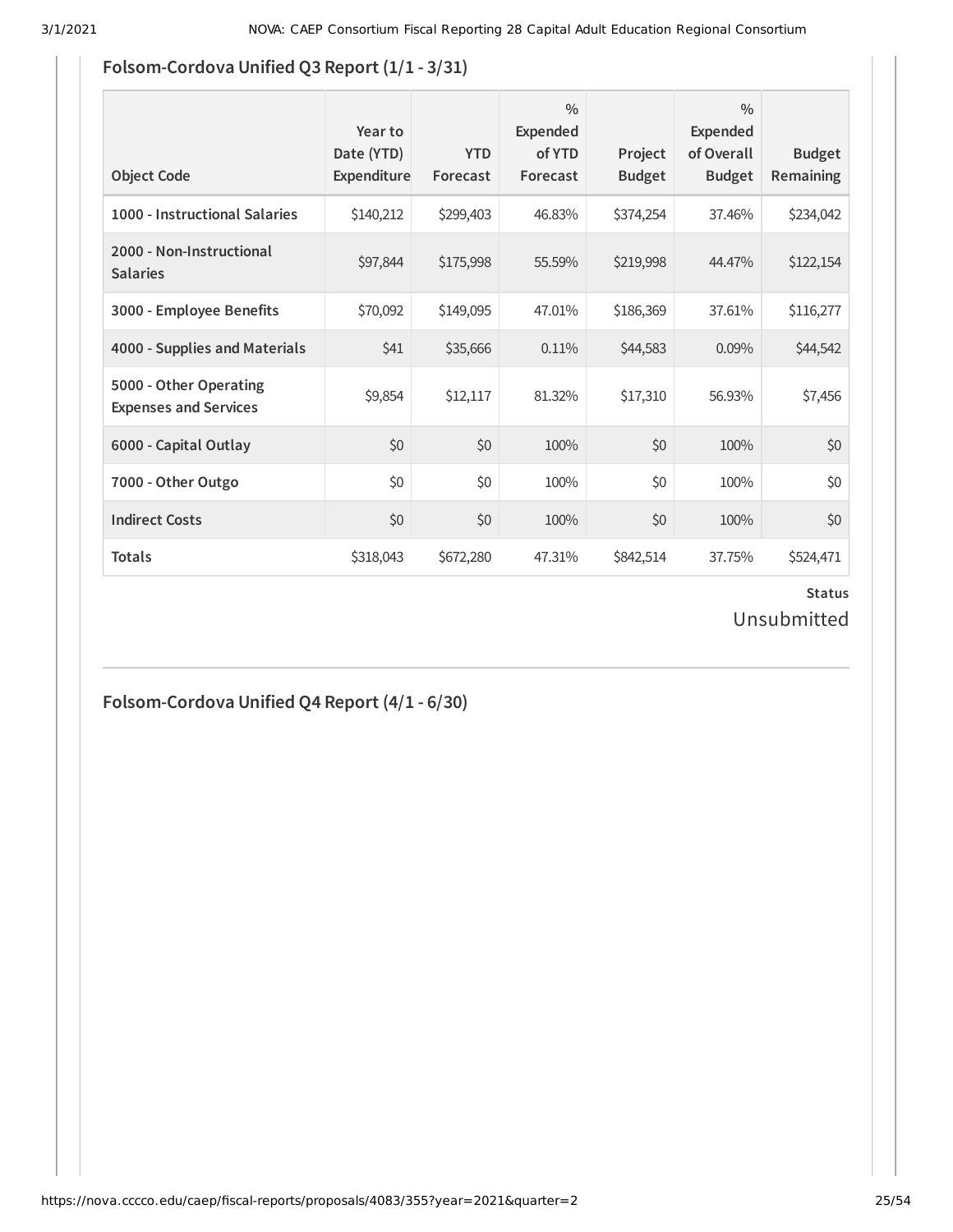### Folsom-Cordova Unified Q3 Report (1/1 - 3/31)

| Object Code | Year to Date (YTD) Expenditure | YTD Forecast | % Expended of YTD Forecast | Project Budget | % Expended of Overall Budget | Budget Remaining |
|---|---|---|---|---|---|---|
| 1000 - Instructional Salaries | $140,212 | $299,403 | 46.83% | $374,254 | 37.46% | $234,042 |
| 2000 - Non-Instructional Salaries | $97,844 | $175,998 | 55.59% | $219,998 | 44.47% | $122,154 |
| 3000 - Employee Benefits | $70,092 | $149,095 | 47.01% | $186,369 | 37.61% | $116,277 |
| 4000 - Supplies and Materials | $41 | $35,666 | 0.11% | $44,583 | 0.09% | $44,542 |
| 5000 - Other Operating Expenses and Services | $9,854 | $12,117 | 81.32% | $17,310 | 56.93% | $7,456 |
| 6000 - Capital Outlay | $0 | $0 | 100% | $0 | 100% | $0 |
| 7000 - Other Outgo | $0 | $0 | 100% | $0 | 100% | $0 |
| Indirect Costs | $0 | $0 | 100% | $0 | 100% | $0 |
| Totals | $318,043 | $672,280 | 47.31% | $842,514 | 37.75% | $524,471 |

**Status**

Unsubmitted

### Folsom-Cordova Unified Q4 Report (4/1 - 6/30)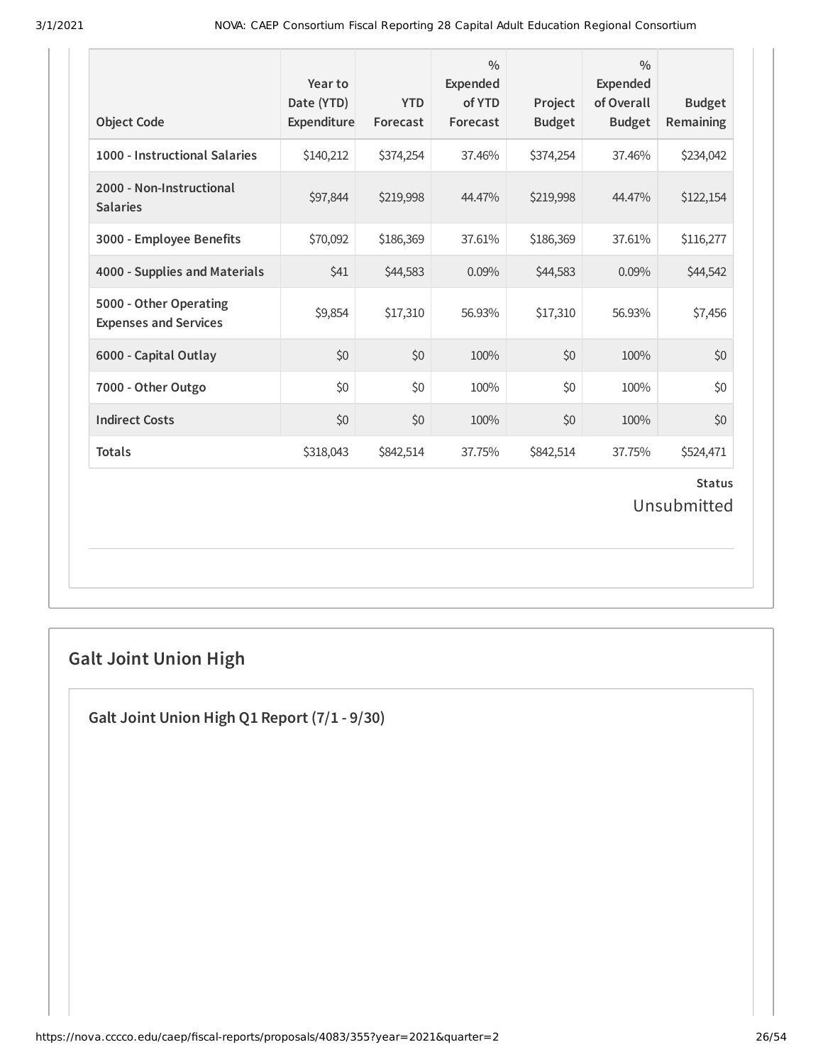| Object Code | Year to Date (YTD) Expenditure | YTD Forecast | % Expended of YTD Forecast | Project Budget | % Expended of Overall Budget | Budget Remaining |
|---|---|---|---|---|---|---|
| 1000 - Instructional Salaries | $140,212 | $374,254 | 37.46% | $374,254 | 37.46% | $234,042 |
| 2000 - Non-Instructional Salaries | $97,844 | $219,998 | 44.47% | $219,998 | 44.47% | $122,154 |
| 3000 - Employee Benefits | $70,092 | $186,369 | 37.61% | $186,369 | 37.61% | $116,277 |
| 4000 - Supplies and Materials | $41 | $44,583 | 0.09% | $44,583 | 0.09% | $44,542 |
| 5000 - Other Operating Expenses and Services | $9,854 | $17,310 | 56.93% | $17,310 | 56.93% | $7,456 |
| 6000 - Capital Outlay | $0 | $0 | 100% | $0 | 100% | $0 |
| 7000 - Other Outgo | $0 | $0 | 100% | $0 | 100% | $0 |
| Indirect Costs | $0 | $0 | 100% | $0 | 100% | $0 |
| Totals | $318,043 | $842,514 | 37.75% | $842,514 | 37.75% | $524,471 |

**Status**

Unsubmitted

## Galt Joint Union High

### Galt Joint Union High Q1 Report (7/1 - 9/30)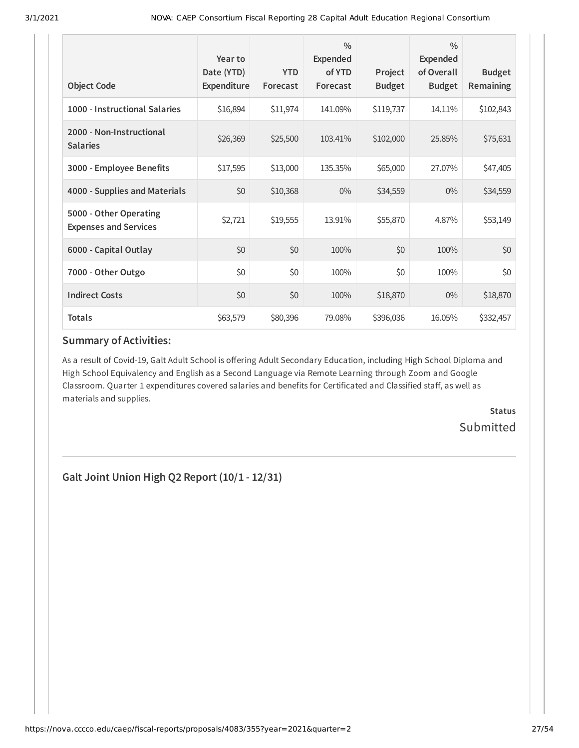| Object Code | Year to Date (YTD) Expenditure | YTD Forecast | % Expended of YTD Forecast | Project Budget | % Expended of Overall Budget | Budget Remaining |
|---|---|---|---|---|---|---|
| 1000 - Instructional Salaries | $16,894 | $11,974 | 141.09% | $119,737 | 14.11% | $102,843 |
| 2000 - Non-Instructional Salaries | $26,369 | $25,500 | 103.41% | $102,000 | 25.85% | $75,631 |
| 3000 - Employee Benefits | $17,595 | $13,000 | 135.35% | $65,000 | 27.07% | $47,405 |
| 4000 - Supplies and Materials | $0 | $10,368 | 0% | $34,559 | 0% | $34,559 |
| 5000 - Other Operating Expenses and Services | $2,721 | $19,555 | 13.91% | $55,870 | 4.87% | $53,149 |
| 6000 - Capital Outlay | $0 | $0 | 100% | $0 | 100% | $0 |
| 7000 - Other Outgo | $0 | $0 | 100% | $0 | 100% | $0 |
| Indirect Costs | $0 | $0 | 100% | $18,870 | 0% | $18,870 |
| Totals | $63,579 | $80,396 | 79.08% | $396,036 | 16.05% | $332,457 |

### Summary of Activities:

As a result of Covid-19, Galt Adult School is offering Adult Secondary Education, including High School Diploma and High School Equivalency and English as a Second Language via Remote Learning through Zoom and Google Classroom. Quarter 1 expenditures covered salaries and benefits for Certificated and Classified staff, as well as materials and supplies.

**Status**

Submitted

---

## Galt Joint Union High Q2 Report (10/1 - 12/31)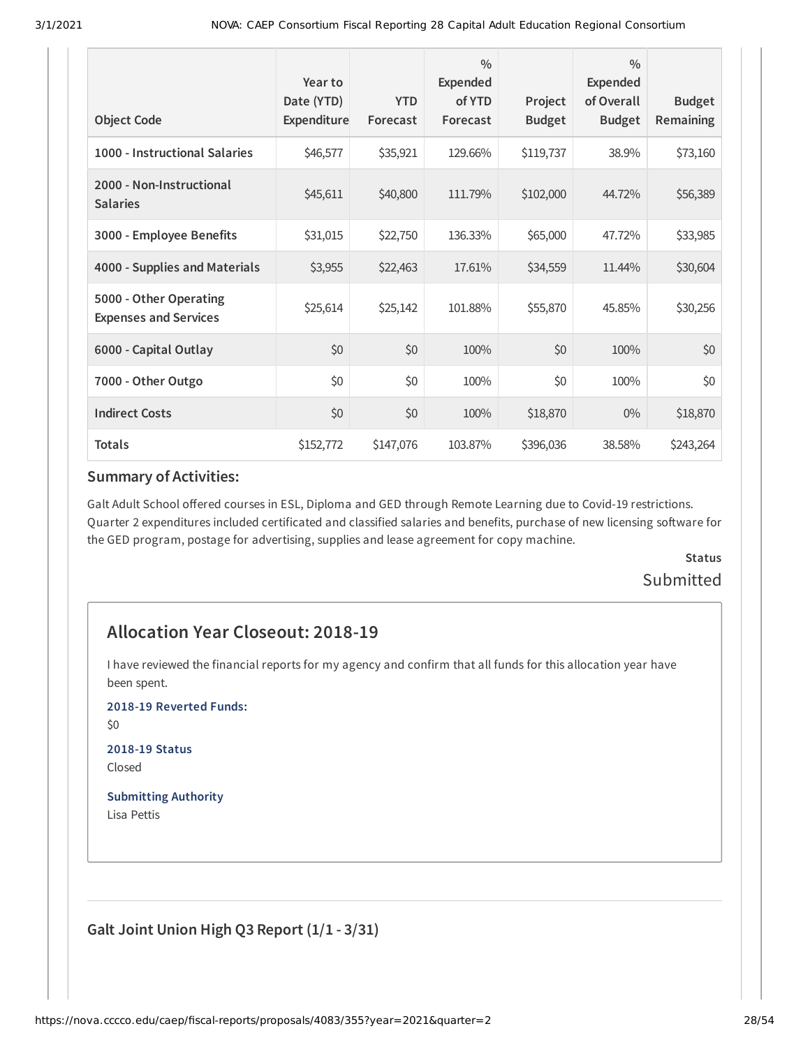| Object Code | Year to Date (YTD) Expenditure | YTD Forecast | % Expended of YTD Forecast | Project Budget | % Expended of Overall Budget | Budget Remaining |
|---|---|---|---|---|---|---|
| 1000 - Instructional Salaries | $46,577 | $35,921 | 129.66% | $119,737 | 38.9% | $73,160 |
| 2000 - Non-Instructional Salaries | $45,611 | $40,800 | 111.79% | $102,000 | 44.72% | $56,389 |
| 3000 - Employee Benefits | $31,015 | $22,750 | 136.33% | $65,000 | 47.72% | $33,985 |
| 4000 - Supplies and Materials | $3,955 | $22,463 | 17.61% | $34,559 | 11.44% | $30,604 |
| 5000 - Other Operating Expenses and Services | $25,614 | $25,142 | 101.88% | $55,870 | 45.85% | $30,256 |
| 6000 - Capital Outlay | $0 | $0 | 100% | $0 | 100% | $0 |
| 7000 - Other Outgo | $0 | $0 | 100% | $0 | 100% | $0 |
| Indirect Costs | $0 | $0 | 100% | $18,870 | 0% | $18,870 |
| Totals | $152,772 | $147,076 | 103.87% | $396,036 | 38.58% | $243,264 |

### Summary of Activities:

Galt Adult School offered courses in ESL, Diploma and GED through Remote Learning due to Covid-19 restrictions. Quarter 2 expenditures included certificated and classified salaries and benefits, purchase of new licensing software for the GED program, postage for advertising, supplies and lease agreement for copy machine.

**Status**

Submitted

## Allocation Year Closeout: 2018-19

I have reviewed the financial reports for my agency and confirm that all funds for this allocation year have been spent.

**2018-19 Reverted Funds:**

$0

**2018-19 Status**

Closed

**Submitting Authority**

Lisa Pettis

### Galt Joint Union High Q3 Report (1/1 - 3/31)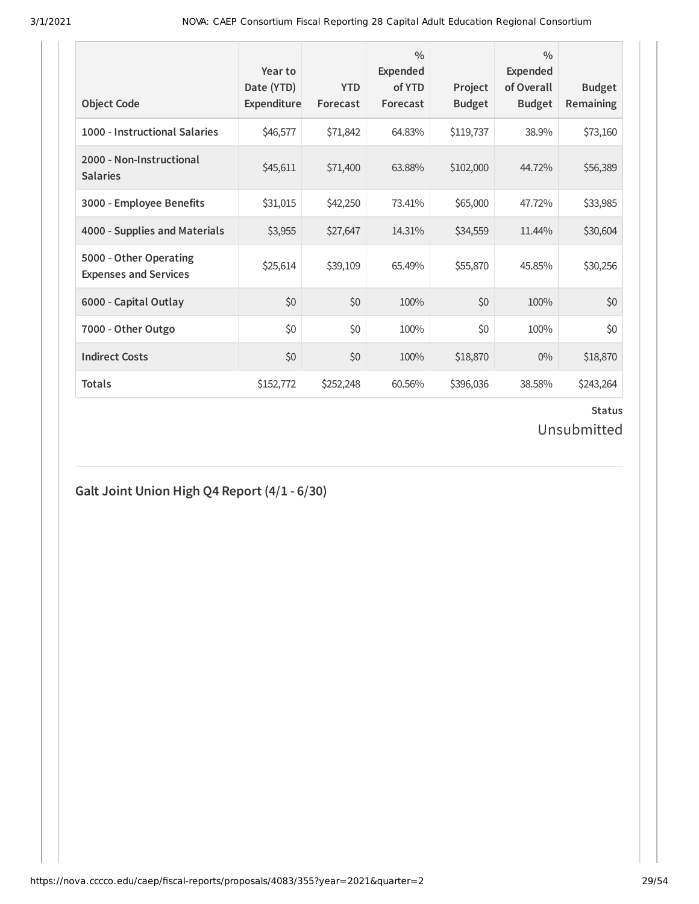| Object Code | Year to Date (YTD) Expenditure | YTD Forecast | % Expended of YTD Forecast | Project Budget | % Expended of Overall Budget | Budget Remaining |
|---|---|---|---|---|---|---|
| 1000 - Instructional Salaries | $46,577 | $71,842 | 64.83% | $119,737 | 38.9% | $73,160 |
| 2000 - Non-Instructional Salaries | $45,611 | $71,400 | 63.88% | $102,000 | 44.72% | $56,389 |
| 3000 - Employee Benefits | $31,015 | $42,250 | 73.41% | $65,000 | 47.72% | $33,985 |
| 4000 - Supplies and Materials | $3,955 | $27,647 | 14.31% | $34,559 | 11.44% | $30,604 |
| 5000 - Other Operating Expenses and Services | $25,614 | $39,109 | 65.49% | $55,870 | 45.85% | $30,256 |
| 6000 - Capital Outlay | $0 | $0 | 100% | $0 | 100% | $0 |
| 7000 - Other Outgo | $0 | $0 | 100% | $0 | 100% | $0 |
| Indirect Costs | $0 | $0 | 100% | $18,870 | 0% | $18,870 |
| **Totals** | $152,772 | $252,248 | 60.56% | $396,036 | 38.58% | $243,264 |

**Status**

Unsubmitted

## Galt Joint Union High Q4 Report (4/1 - 6/30)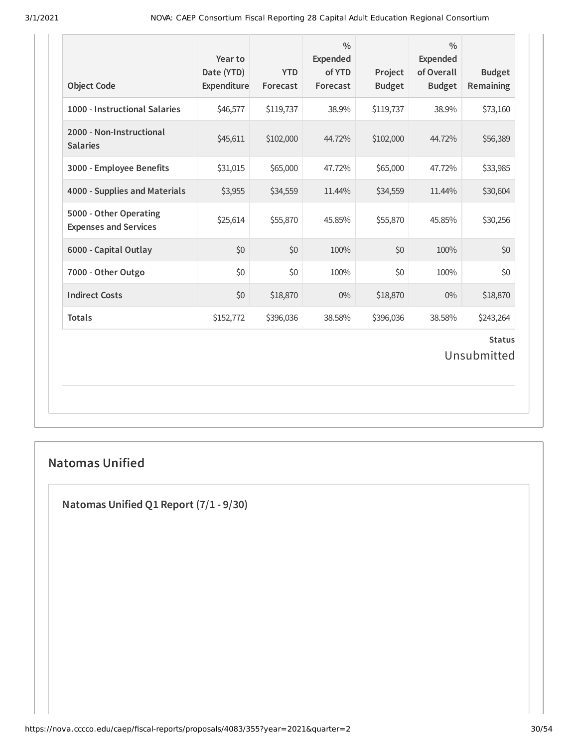| Object Code | Year to Date (YTD) Expenditure | YTD Forecast | % Expended of YTD Forecast | Project Budget | % Expended of Overall Budget | Budget Remaining |
|---|---|---|---|---|---|---|
| 1000 - Instructional Salaries | $46,577 | $119,737 | 38.9% | $119,737 | 38.9% | $73,160 |
| 2000 - Non-Instructional Salaries | $45,611 | $102,000 | 44.72% | $102,000 | 44.72% | $56,389 |
| 3000 - Employee Benefits | $31,015 | $65,000 | 47.72% | $65,000 | 47.72% | $33,985 |
| 4000 - Supplies and Materials | $3,955 | $34,559 | 11.44% | $34,559 | 11.44% | $30,604 |
| 5000 - Other Operating Expenses and Services | $25,614 | $55,870 | 45.85% | $55,870 | 45.85% | $30,256 |
| 6000 - Capital Outlay | $0 | $0 | 100% | $0 | 100% | $0 |
| 7000 - Other Outgo | $0 | $0 | 100% | $0 | 100% | $0 |
| Indirect Costs | $0 | $18,870 | 0% | $18,870 | 0% | $18,870 |
| Totals | $152,772 | $396,036 | 38.58% | $396,036 | 38.58% | $243,264 |

**Status**

Unsubmitted

## Natomas Unified

### Natomas Unified Q1 Report (7/1 - 9/30)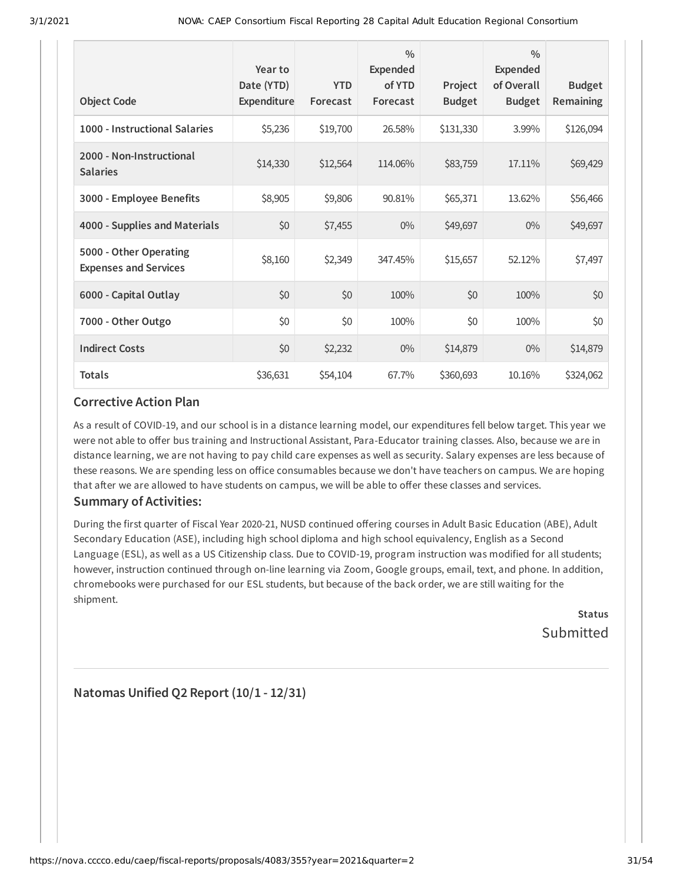| Object Code | Year to Date (YTD) Expenditure | YTD Forecast | % Expended of YTD Forecast | Project Budget | % Expended of Overall Budget | Budget Remaining |
|---|---|---|---|---|---|---|
| 1000 - Instructional Salaries | $5,236 | $19,700 | 26.58% | $131,330 | 3.99% | $126,094 |
| 2000 - Non-Instructional Salaries | $14,330 | $12,564 | 114.06% | $83,759 | 17.11% | $69,429 |
| 3000 - Employee Benefits | $8,905 | $9,806 | 90.81% | $65,371 | 13.62% | $56,466 |
| 4000 - Supplies and Materials | $0 | $7,455 | 0% | $49,697 | 0% | $49,697 |
| 5000 - Other Operating Expenses and Services | $8,160 | $2,349 | 347.45% | $15,657 | 52.12% | $7,497 |
| 6000 - Capital Outlay | $0 | $0 | 100% | $0 | 100% | $0 |
| 7000 - Other Outgo | $0 | $0 | 100% | $0 | 100% | $0 |
| Indirect Costs | $0 | $2,232 | 0% | $14,879 | 0% | $14,879 |
| Totals | $36,631 | $54,104 | 67.7% | $360,693 | 10.16% | $324,062 |

### Corrective Action Plan

As a result of COVID-19, and our school is in a distance learning model, our expenditures fell below target. This year we were not able to offer bus training and Instructional Assistant, Para-Educator training classes. Also, because we are in distance learning, we are not having to pay child care expenses as well as security. Salary expenses are less because of these reasons. We are spending less on office consumables because we don't have teachers on campus. We are hoping that after we are allowed to have students on campus, we will be able to offer these classes and services.

### Summary of Activities:

During the first quarter of Fiscal Year 2020-21, NUSD continued offering courses in Adult Basic Education (ABE), Adult Secondary Education (ASE), including high school diploma and high school equivalency, English as a Second Language (ESL), as well as a US Citizenship class. Due to COVID-19, program instruction was modified for all students; however, instruction continued through on-line learning via Zoom, Google groups, email, text, and phone. In addition, chromebooks were purchased for our ESL students, but because of the back order, we are still waiting for the shipment.

**Status**

Submitted

## Natomas Unified Q2 Report (10/1 - 12/31)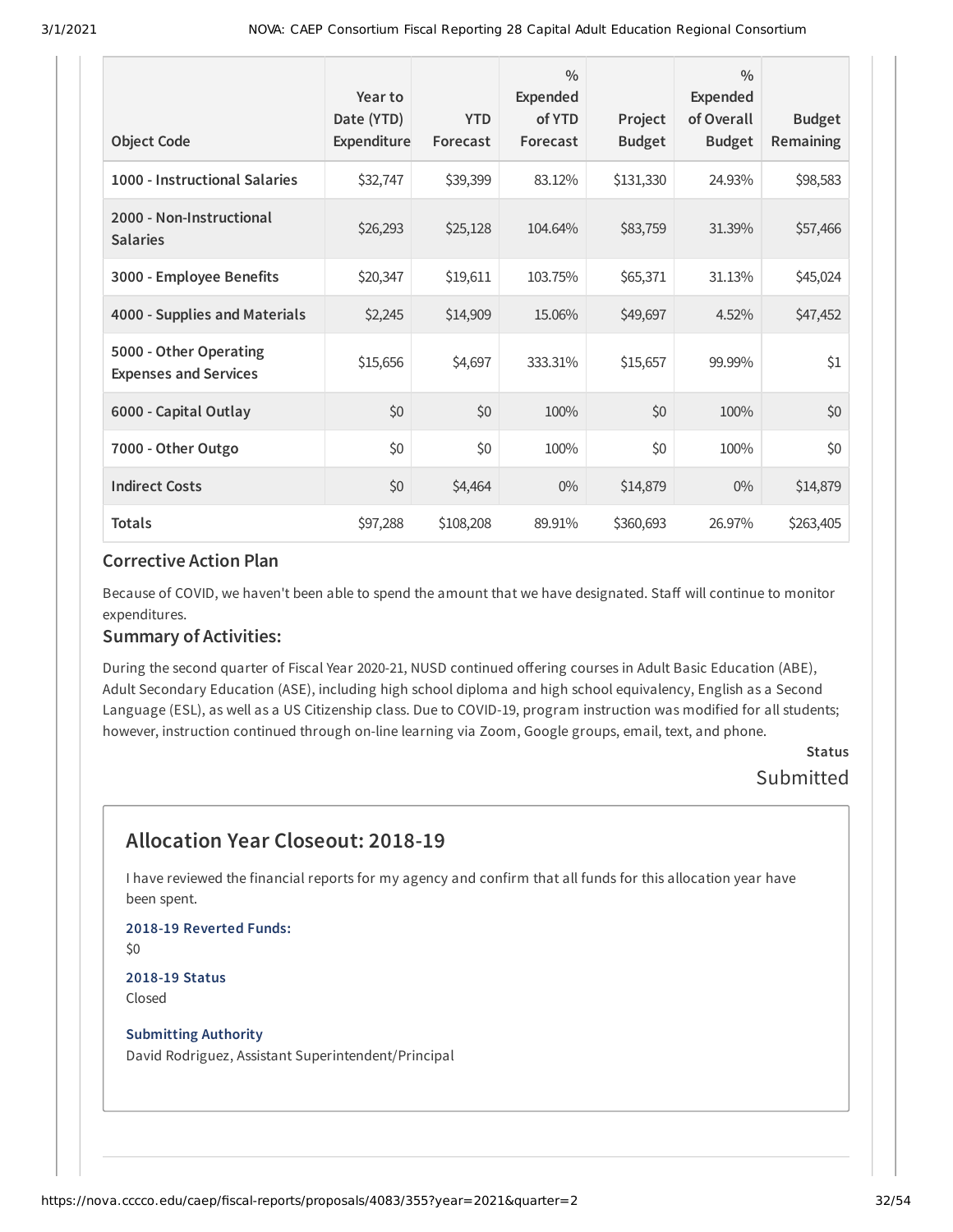| Object Code | Year to Date (YTD) Expenditure | YTD Forecast | % Expended of YTD Forecast | Project Budget | % Expended of Overall Budget | Budget Remaining |
|---|---|---|---|---|---|---|
| 1000 - Instructional Salaries | $32,747 | $39,399 | 83.12% | $131,330 | 24.93% | $98,583 |
| 2000 - Non-Instructional Salaries | $26,293 | $25,128 | 104.64% | $83,759 | 31.39% | $57,466 |
| 3000 - Employee Benefits | $20,347 | $19,611 | 103.75% | $65,371 | 31.13% | $45,024 |
| 4000 - Supplies and Materials | $2,245 | $14,909 | 15.06% | $49,697 | 4.52% | $47,452 |
| 5000 - Other Operating Expenses and Services | $15,656 | $4,697 | 333.31% | $15,657 | 99.99% | $1 |
| 6000 - Capital Outlay | $0 | $0 | 100% | $0 | 100% | $0 |
| 7000 - Other Outgo | $0 | $0 | 100% | $0 | 100% | $0 |
| Indirect Costs | $0 | $4,464 | 0% | $14,879 | 0% | $14,879 |
| Totals | $97,288 | $108,208 | 89.91% | $360,693 | 26.97% | $263,405 |

### Corrective Action Plan

Because of COVID, we haven't been able to spend the amount that we have designated. Staff will continue to monitor expenditures.

### Summary of Activities:

During the second quarter of Fiscal Year 2020-21, NUSD continued offering courses in Adult Basic Education (ABE), Adult Secondary Education (ASE), including high school diploma and high school equivalency, English as a Second Language (ESL), as well as a US Citizenship class. Due to COVID-19, program instruction was modified for all students; however, instruction continued through on-line learning via Zoom, Google groups, email, text, and phone.

**Status**

Submitted

## Allocation Year Closeout: 2018-19

I have reviewed the financial reports for my agency and confirm that all funds for this allocation year have been spent.

**2018-19 Reverted Funds:**

$0

**2018-19 Status**

Closed

**Submitting Authority**

David Rodriguez, Assistant Superintendent/Principal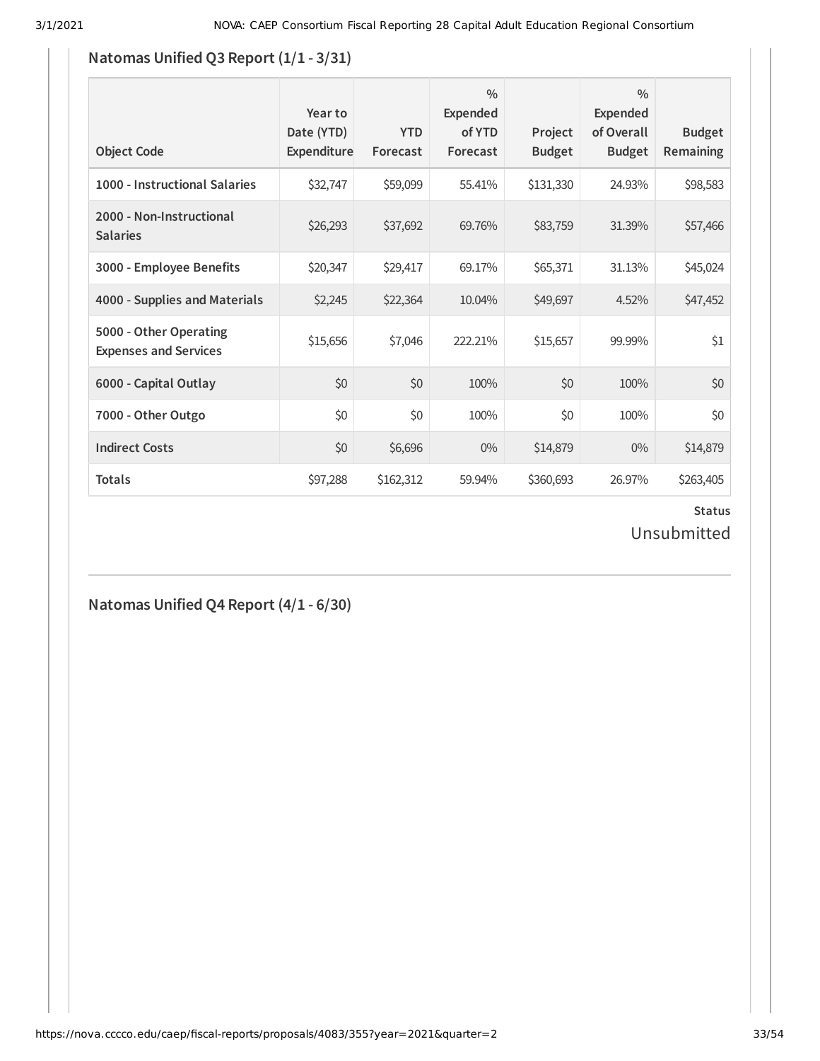## Natomas Unified Q3 Report (1/1 - 3/31)

| Object Code | Year to Date (YTD) Expenditure | YTD Forecast | % Expended of YTD Forecast | Project Budget | % Expended of Overall Budget | Budget Remaining |
|---|---|---|---|---|---|---|
| **1000 - Instructional Salaries** | $32,747 | $59,099 | 55.41% | $131,330 | 24.93% | $98,583 |
| **2000 - Non-Instructional Salaries** | $26,293 | $37,692 | 69.76% | $83,759 | 31.39% | $57,466 |
| **3000 - Employee Benefits** | $20,347 | $29,417 | 69.17% | $65,371 | 31.13% | $45,024 |
| **4000 - Supplies and Materials** | $2,245 | $22,364 | 10.04% | $49,697 | 4.52% | $47,452 |
| **5000 - Other Operating Expenses and Services** | $15,656 | $7,046 | 222.21% | $15,657 | 99.99% | $1 |
| **6000 - Capital Outlay** | $0 | $0 | 100% | $0 | 100% | $0 |
| **7000 - Other Outgo** | $0 | $0 | 100% | $0 | 100% | $0 |
| **Indirect Costs** | $0 | $6,696 | 0% | $14,879 | 0% | $14,879 |
| **Totals** | $97,288 | $162,312 | 59.94% | $360,693 | 26.97% | $263,405 |

**Status**

Unsubmitted

## Natomas Unified Q4 Report (4/1 - 6/30)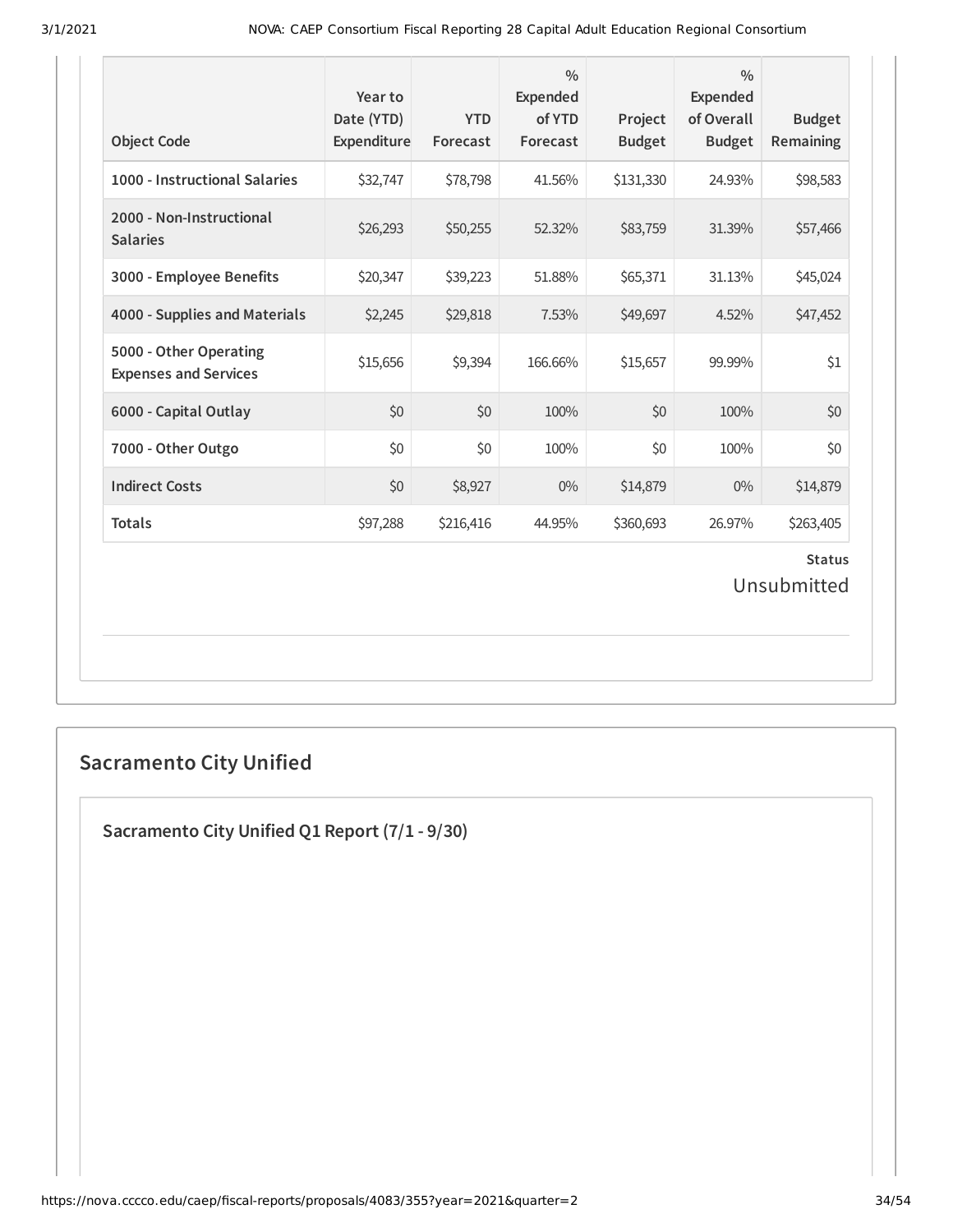| Object Code | Year to Date (YTD) Expenditure | YTD Forecast | % Expended of YTD Forecast | Project Budget | % Expended of Overall Budget | Budget Remaining |
|---|---|---|---|---|---|---|
| 1000 - Instructional Salaries | $32,747 | $78,798 | 41.56% | $131,330 | 24.93% | $98,583 |
| 2000 - Non-Instructional Salaries | $26,293 | $50,255 | 52.32% | $83,759 | 31.39% | $57,466 |
| 3000 - Employee Benefits | $20,347 | $39,223 | 51.88% | $65,371 | 31.13% | $45,024 |
| 4000 - Supplies and Materials | $2,245 | $29,818 | 7.53% | $49,697 | 4.52% | $47,452 |
| 5000 - Other Operating Expenses and Services | $15,656 | $9,394 | 166.66% | $15,657 | 99.99% | $1 |
| 6000 - Capital Outlay | $0 | $0 | 100% | $0 | 100% | $0 |
| 7000 - Other Outgo | $0 | $0 | 100% | $0 | 100% | $0 |
| Indirect Costs | $0 | $8,927 | 0% | $14,879 | 0% | $14,879 |
| Totals | $97,288 | $216,416 | 44.95% | $360,693 | 26.97% | $263,405 |

**Status**

Unsubmitted

## Sacramento City Unified

### Sacramento City Unified Q1 Report (7/1 - 9/30)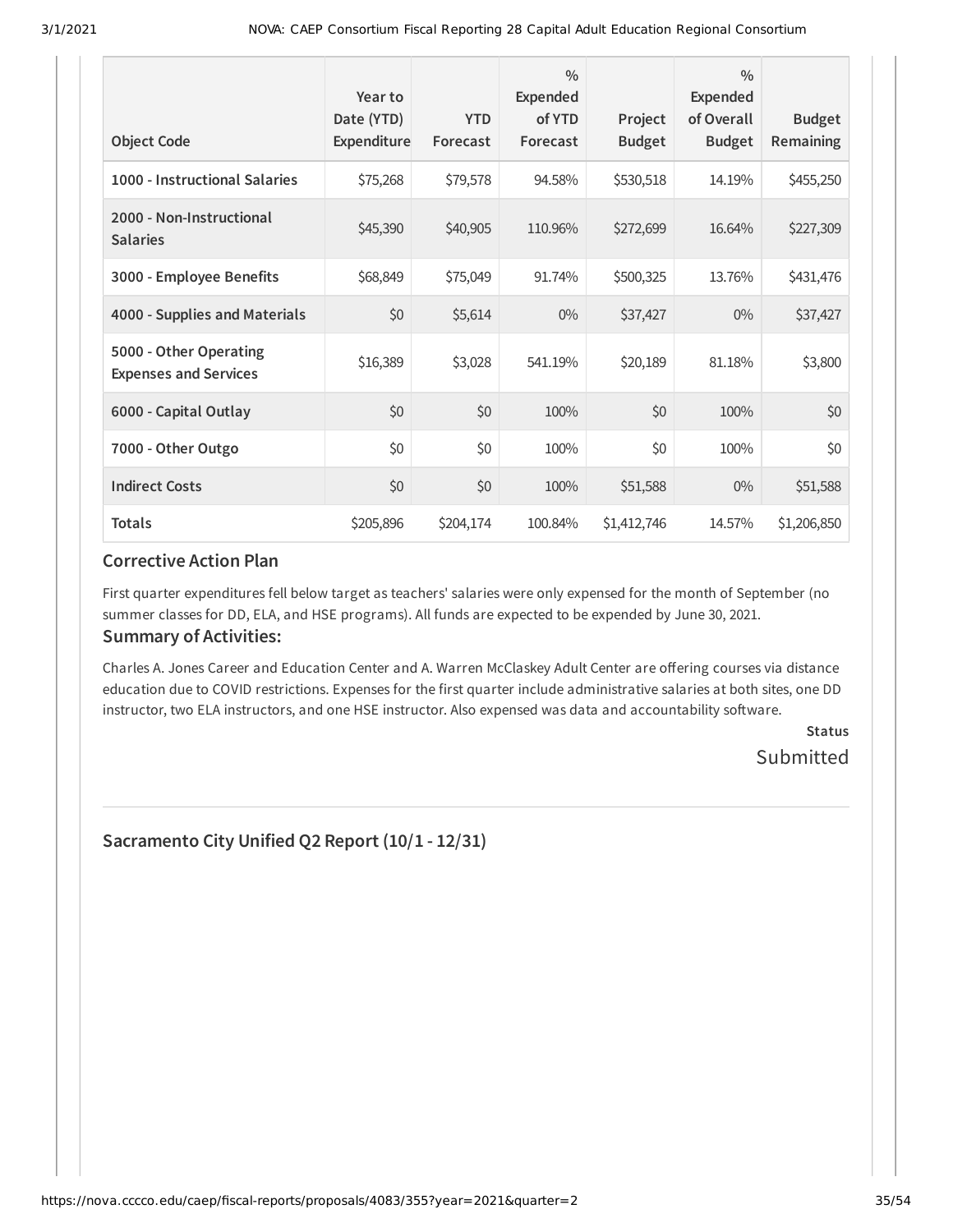| Object Code | Year to Date (YTD) Expenditure | YTD Forecast | % Expended of YTD Forecast | Project Budget | % Expended of Overall Budget | Budget Remaining |
|---|---|---|---|---|---|---|
| **1000 - Instructional Salaries** | $75,268 | $79,578 | 94.58% | $530,518 | 14.19% | $455,250 |
| **2000 - Non-Instructional Salaries** | $45,390 | $40,905 | 110.96% | $272,699 | 16.64% | $227,309 |
| **3000 - Employee Benefits** | $68,849 | $75,049 | 91.74% | $500,325 | 13.76% | $431,476 |
| **4000 - Supplies and Materials** | $0 | $5,614 | 0% | $37,427 | 0% | $37,427 |
| **5000 - Other Operating Expenses and Services** | $16,389 | $3,028 | 541.19% | $20,189 | 81.18% | $3,800 |
| **6000 - Capital Outlay** | $0 | $0 | 100% | $0 | 100% | $0 |
| **7000 - Other Outgo** | $0 | $0 | 100% | $0 | 100% | $0 |
| **Indirect Costs** | $0 | $0 | 100% | $51,588 | 0% | $51,588 |
| **Totals** | $205,896 | $204,174 | 100.84% | $1,412,746 | 14.57% | $1,206,850 |

### Corrective Action Plan

First quarter expenditures fell below target as teachers' salaries were only expensed for the month of September (no summer classes for DD, ELA, and HSE programs). All funds are expected to be expended by June 30, 2021.

### Summary of Activities:

Charles A. Jones Career and Education Center and A. Warren McClaskey Adult Center are offering courses via distance education due to COVID restrictions. Expenses for the first quarter include administrative salaries at both sites, one DD instructor, two ELA instructors, and one HSE instructor. Also expensed was data and accountability software.

**Status**

Submitted

## Sacramento City Unified Q2 Report (10/1 - 12/31)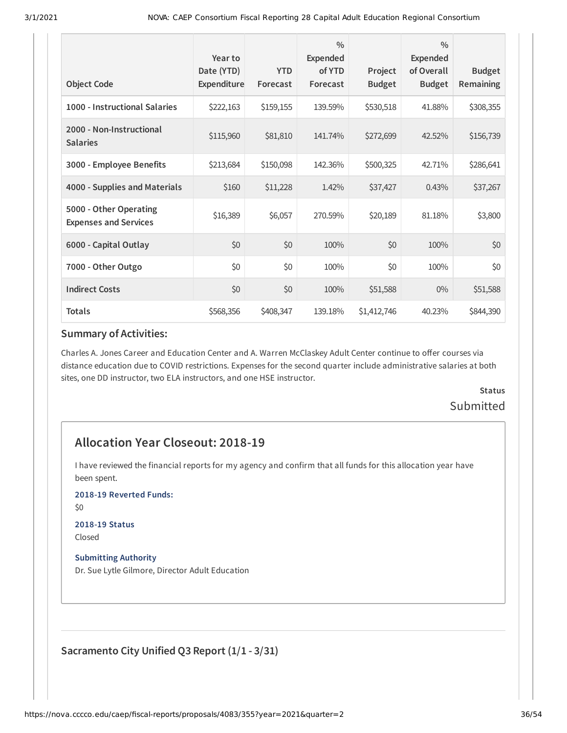| Object Code | Year to Date (YTD) Expenditure | YTD Forecast | % Expended of YTD Forecast | Project Budget | % Expended of Overall Budget | Budget Remaining |
|---|---|---|---|---|---|---|
| 1000 - Instructional Salaries | $222,163 | $159,155 | 139.59% | $530,518 | 41.88% | $308,355 |
| 2000 - Non-Instructional Salaries | $115,960 | $81,810 | 141.74% | $272,699 | 42.52% | $156,739 |
| 3000 - Employee Benefits | $213,684 | $150,098 | 142.36% | $500,325 | 42.71% | $286,641 |
| 4000 - Supplies and Materials | $160 | $11,228 | 1.42% | $37,427 | 0.43% | $37,267 |
| 5000 - Other Operating Expenses and Services | $16,389 | $6,057 | 270.59% | $20,189 | 81.18% | $3,800 |
| 6000 - Capital Outlay | $0 | $0 | 100% | $0 | 100% | $0 |
| 7000 - Other Outgo | $0 | $0 | 100% | $0 | 100% | $0 |
| Indirect Costs | $0 | $0 | 100% | $51,588 | 0% | $51,588 |
| Totals | $568,356 | $408,347 | 139.18% | $1,412,746 | 40.23% | $844,390 |

### Summary of Activities:

Charles A. Jones Career and Education Center and A. Warren McClaskey Adult Center continue to offer courses via distance education due to COVID restrictions. Expenses for the second quarter include administrative salaries at both sites, one DD instructor, two ELA instructors, and one HSE instructor.

**Status**

Submitted

## Allocation Year Closeout: 2018-19

I have reviewed the financial reports for my agency and confirm that all funds for this allocation year have been spent.

**2018-19 Reverted Funds:**

$0

**2018-19 Status**

Closed

**Submitting Authority**

Dr. Sue Lytle Gilmore, Director Adult Education

## Sacramento City Unified Q3 Report (1/1 - 3/31)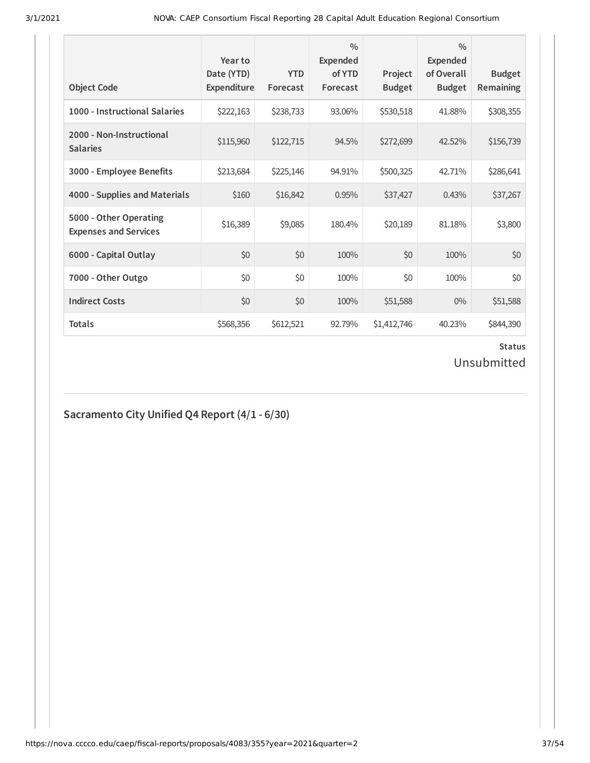| Object Code | Year to Date (YTD) Expenditure | YTD Forecast | % Expended of YTD Forecast | Project Budget | % Expended of Overall Budget | Budget Remaining |
|---|---|---|---|---|---|---|
| 1000 - Instructional Salaries | $222,163 | $238,733 | 93.06% | $530,518 | 41.88% | $308,355 |
| 2000 - Non-Instructional Salaries | $115,960 | $122,715 | 94.5% | $272,699 | 42.52% | $156,739 |
| 3000 - Employee Benefits | $213,684 | $225,146 | 94.91% | $500,325 | 42.71% | $286,641 |
| 4000 - Supplies and Materials | $160 | $16,842 | 0.95% | $37,427 | 0.43% | $37,267 |
| 5000 - Other Operating Expenses and Services | $16,389 | $9,085 | 180.4% | $20,189 | 81.18% | $3,800 |
| 6000 - Capital Outlay | $0 | $0 | 100% | $0 | 100% | $0 |
| 7000 - Other Outgo | $0 | $0 | 100% | $0 | 100% | $0 |
| Indirect Costs | $0 | $0 | 100% | $51,588 | 0% | $51,588 |
| Totals | $568,356 | $612,521 | 92.79% | $1,412,746 | 40.23% | $844,390 |

**Status**

Unsubmitted

## Sacramento City Unified Q4 Report (4/1 - 6/30)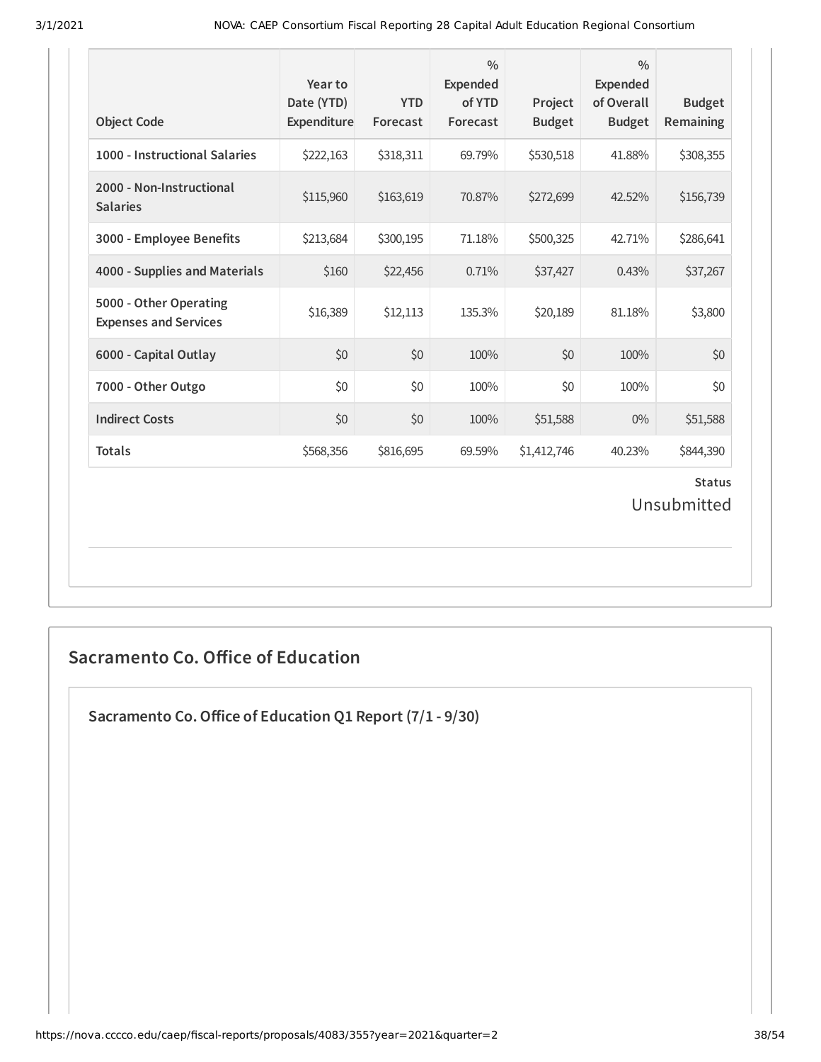| Object Code | Year to Date (YTD) Expenditure | YTD Forecast | % Expended of YTD Forecast | Project Budget | % Expended of Overall Budget | Budget Remaining |
|---|---|---|---|---|---|---|
| 1000 - Instructional Salaries | $222,163 | $318,311 | 69.79% | $530,518 | 41.88% | $308,355 |
| 2000 - Non-Instructional Salaries | $115,960 | $163,619 | 70.87% | $272,699 | 42.52% | $156,739 |
| 3000 - Employee Benefits | $213,684 | $300,195 | 71.18% | $500,325 | 42.71% | $286,641 |
| 4000 - Supplies and Materials | $160 | $22,456 | 0.71% | $37,427 | 0.43% | $37,267 |
| 5000 - Other Operating Expenses and Services | $16,389 | $12,113 | 135.3% | $20,189 | 81.18% | $3,800 |
| 6000 - Capital Outlay | $0 | $0 | 100% | $0 | 100% | $0 |
| 7000 - Other Outgo | $0 | $0 | 100% | $0 | 100% | $0 |
| Indirect Costs | $0 | $0 | 100% | $51,588 | 0% | $51,588 |
| Totals | $568,356 | $816,695 | 69.59% | $1,412,746 | 40.23% | $844,390 |

**Status**

Unsubmitted

## Sacramento Co. Office of Education

### Sacramento Co. Office of Education Q1 Report (7/1 - 9/30)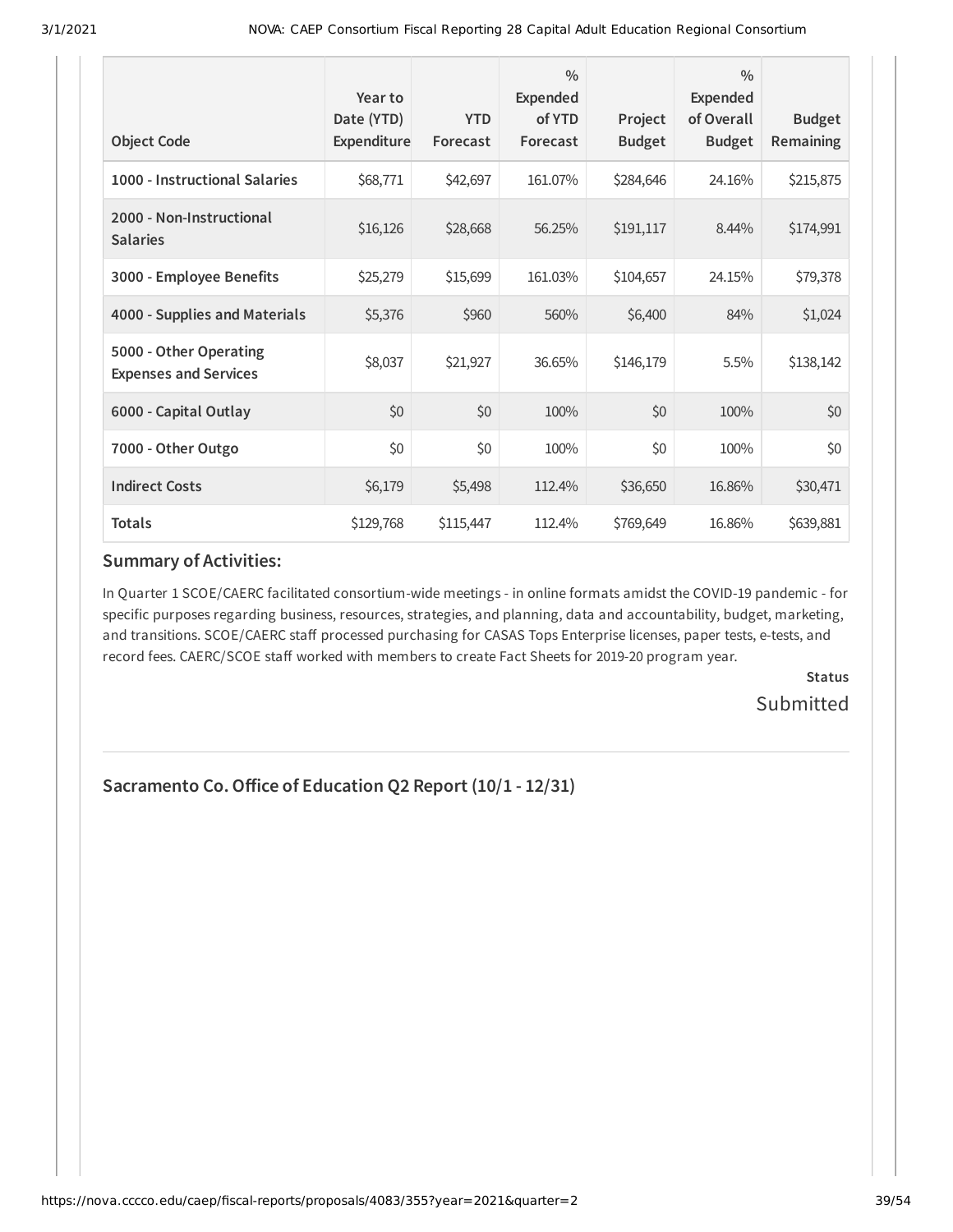| Object Code | Year to Date (YTD) Expenditure | YTD Forecast | % Expended of YTD Forecast | Project Budget | % Expended of Overall Budget | Budget Remaining |
|---|---|---|---|---|---|---|
| **1000 - Instructional Salaries** | $68,771 | $42,697 | 161.07% | $284,646 | 24.16% | $215,875 |
| **2000 - Non-Instructional Salaries** | $16,126 | $28,668 | 56.25% | $191,117 | 8.44% | $174,991 |
| **3000 - Employee Benefits** | $25,279 | $15,699 | 161.03% | $104,657 | 24.15% | $79,378 |
| **4000 - Supplies and Materials** | $5,376 | $960 | 560% | $6,400 | 84% | $1,024 |
| **5000 - Other Operating Expenses and Services** | $8,037 | $21,927 | 36.65% | $146,179 | 5.5% | $138,142 |
| **6000 - Capital Outlay** | $0 | $0 | 100% | $0 | 100% | $0 |
| **7000 - Other Outgo** | $0 | $0 | 100% | $0 | 100% | $0 |
| **Indirect Costs** | $6,179 | $5,498 | 112.4% | $36,650 | 16.86% | $30,471 |
| **Totals** | $129,768 | $115,447 | 112.4% | $769,649 | 16.86% | $639,881 |

### Summary of Activities:

In Quarter 1 SCOE/CAERC facilitated consortium-wide meetings - in online formats amidst the COVID-19 pandemic - for specific purposes regarding business, resources, strategies, and planning, data and accountability, budget, marketing, and transitions. SCOE/CAERC staff processed purchasing for CASAS Tops Enterprise licenses, paper tests, e-tests, and record fees. CAERC/SCOE staff worked with members to create Fact Sheets for 2019-20 program year.

**Status**

Submitted

## Sacramento Co. Office of Education Q2 Report (10/1 - 12/31)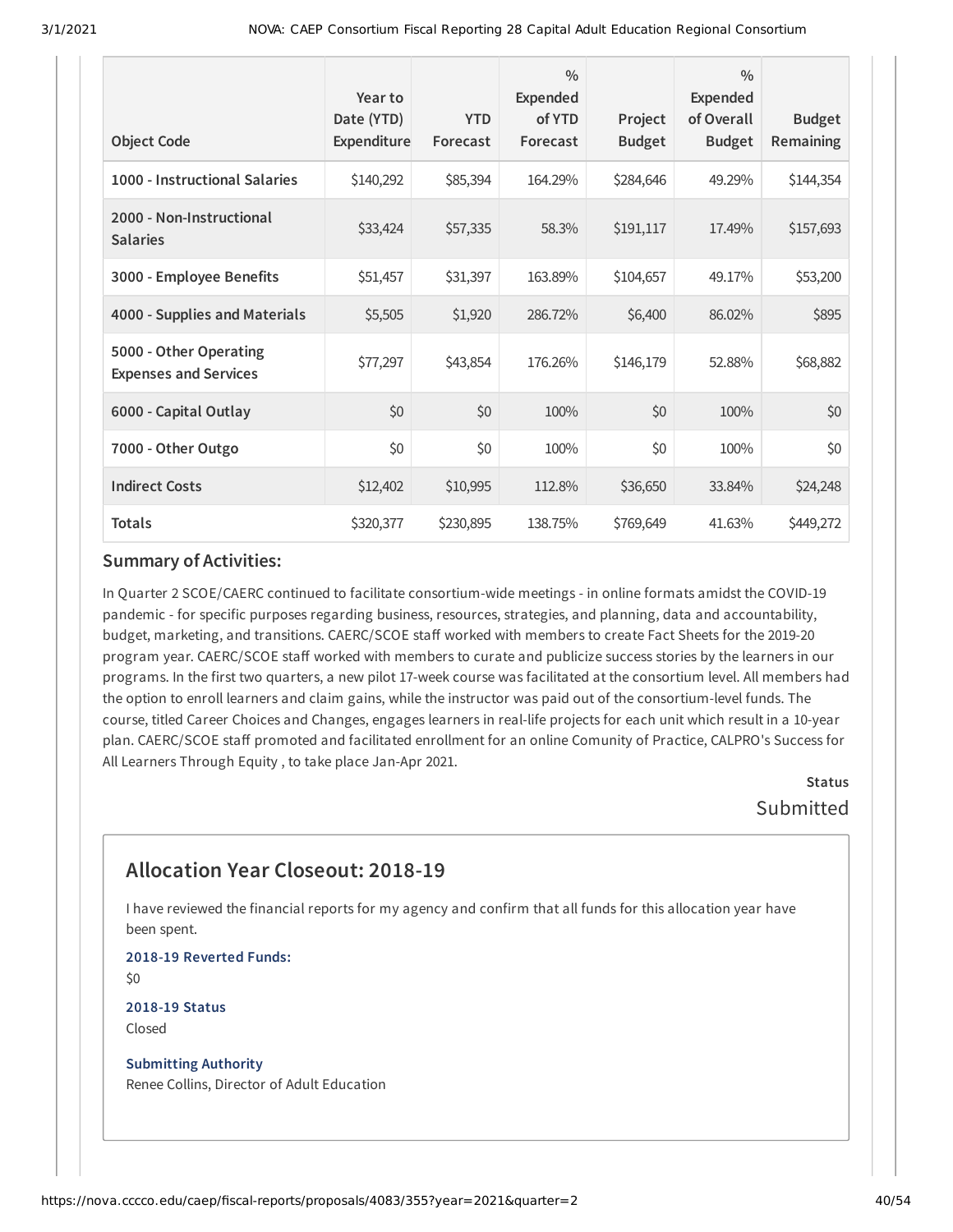| Object Code | Year to Date (YTD) Expenditure | YTD Forecast | % Expended of YTD Forecast | Project Budget | % Expended of Overall Budget | Budget Remaining |
|---|---|---|---|---|---|---|
| 1000 - Instructional Salaries | $140,292 | $85,394 | 164.29% | $284,646 | 49.29% | $144,354 |
| 2000 - Non-Instructional Salaries | $33,424 | $57,335 | 58.3% | $191,117 | 17.49% | $157,693 |
| 3000 - Employee Benefits | $51,457 | $31,397 | 163.89% | $104,657 | 49.17% | $53,200 |
| 4000 - Supplies and Materials | $5,505 | $1,920 | 286.72% | $6,400 | 86.02% | $895 |
| 5000 - Other Operating Expenses and Services | $77,297 | $43,854 | 176.26% | $146,179 | 52.88% | $68,882 |
| 6000 - Capital Outlay | $0 | $0 | 100% | $0 | 100% | $0 |
| 7000 - Other Outgo | $0 | $0 | 100% | $0 | 100% | $0 |
| Indirect Costs | $12,402 | $10,995 | 112.8% | $36,650 | 33.84% | $24,248 |
| Totals | $320,377 | $230,895 | 138.75% | $769,649 | 41.63% | $449,272 |

### Summary of Activities:

In Quarter 2 SCOE/CAERC continued to facilitate consortium-wide meetings - in online formats amidst the COVID-19 pandemic - for specific purposes regarding business, resources, strategies, and planning, data and accountability, budget, marketing, and transitions. CAERC/SCOE staff worked with members to create Fact Sheets for the 2019-20 program year. CAERC/SCOE staff worked with members to curate and publicize success stories by the learners in our programs. In the first two quarters, a new pilot 17-week course was facilitated at the consortium level. All members had the option to enroll learners and claim gains, while the instructor was paid out of the consortium-level funds. The course, titled Career Choices and Changes, engages learners in real-life projects for each unit which result in a 10-year plan. CAERC/SCOE staff promoted and facilitated enrollment for an online Comunity of Practice, CALPRO's Success for All Learners Through Equity , to take place Jan-Apr 2021.

**Status**

Submitted

## Allocation Year Closeout: 2018-19

I have reviewed the financial reports for my agency and confirm that all funds for this allocation year have been spent.

**2018-19 Reverted Funds:**

$0

**2018-19 Status**

Closed

**Submitting Authority**

Renee Collins, Director of Adult Education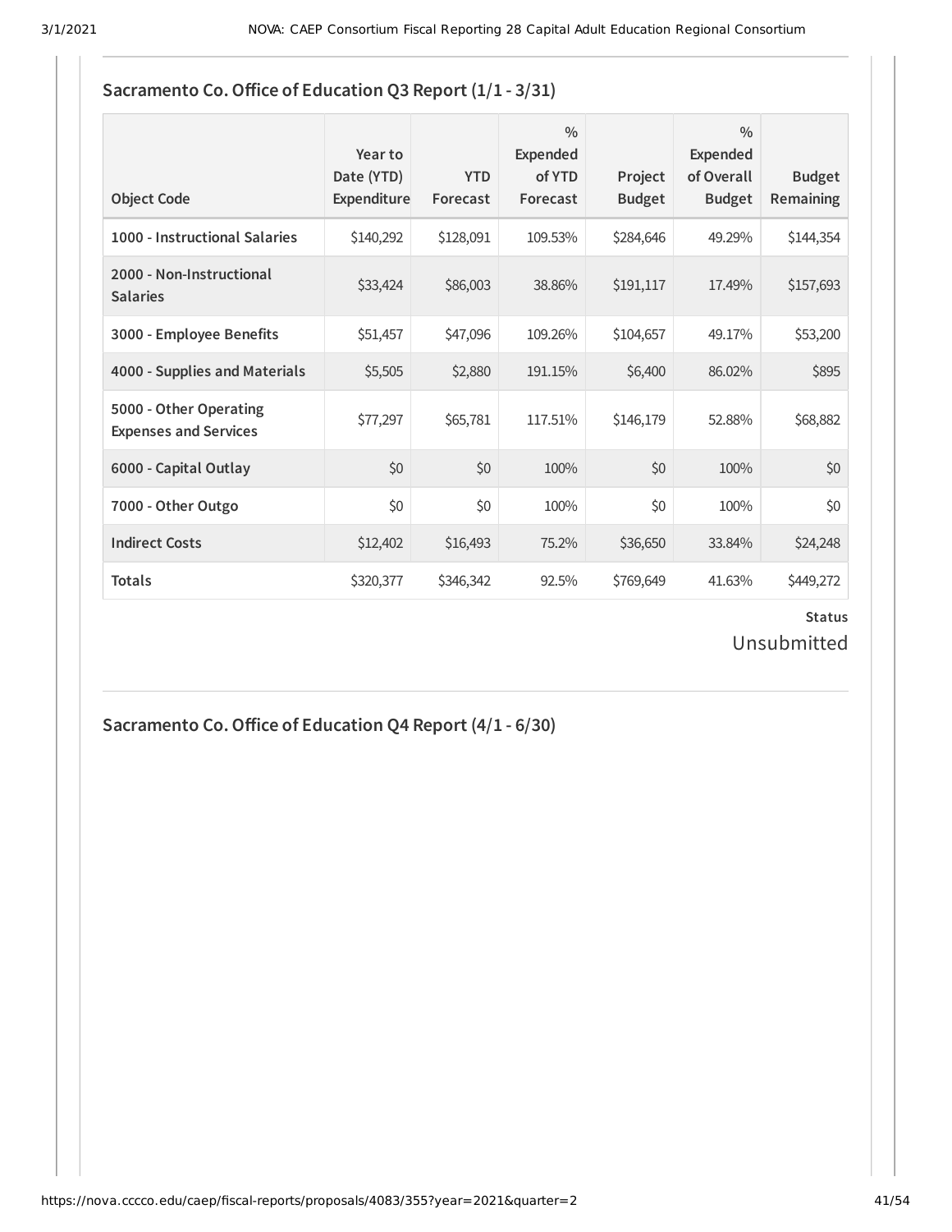## Sacramento Co. Office of Education Q3 Report (1/1 - 3/31)

| Object Code | Year to Date (YTD) Expenditure | YTD Forecast | % Expended of YTD Forecast | Project Budget | % Expended of Overall Budget | Budget Remaining |
|---|---|---|---|---|---|---|
| 1000 - Instructional Salaries | $140,292 | $128,091 | 109.53% | $284,646 | 49.29% | $144,354 |
| 2000 - Non-Instructional Salaries | $33,424 | $86,003 | 38.86% | $191,117 | 17.49% | $157,693 |
| 3000 - Employee Benefits | $51,457 | $47,096 | 109.26% | $104,657 | 49.17% | $53,200 |
| 4000 - Supplies and Materials | $5,505 | $2,880 | 191.15% | $6,400 | 86.02% | $895 |
| 5000 - Other Operating Expenses and Services | $77,297 | $65,781 | 117.51% | $146,179 | 52.88% | $68,882 |
| 6000 - Capital Outlay | $0 | $0 | 100% | $0 | 100% | $0 |
| 7000 - Other Outgo | $0 | $0 | 100% | $0 | 100% | $0 |
| Indirect Costs | $12,402 | $16,493 | 75.2% | $36,650 | 33.84% | $24,248 |
| Totals | $320,377 | $346,342 | 92.5% | $769,649 | 41.63% | $449,272 |

**Status**

Unsubmitted

## Sacramento Co. Office of Education Q4 Report (4/1 - 6/30)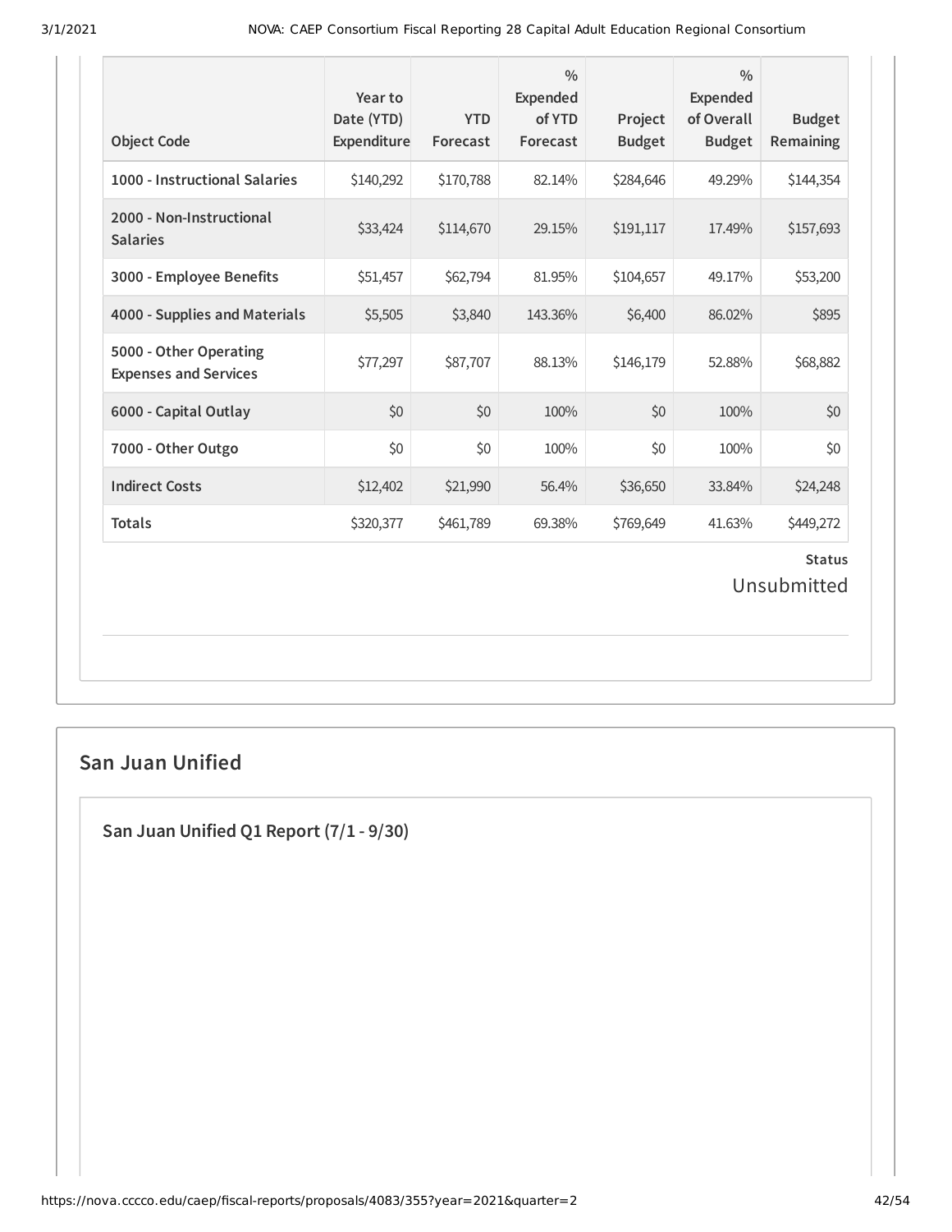| Object Code | Year to Date (YTD) Expenditure | YTD Forecast | % Expended of YTD Forecast | Project Budget | % Expended of Overall Budget | Budget Remaining |
|---|---|---|---|---|---|---|
| 1000 - Instructional Salaries | $140,292 | $170,788 | 82.14% | $284,646 | 49.29% | $144,354 |
| 2000 - Non-Instructional Salaries | $33,424 | $114,670 | 29.15% | $191,117 | 17.49% | $157,693 |
| 3000 - Employee Benefits | $51,457 | $62,794 | 81.95% | $104,657 | 49.17% | $53,200 |
| 4000 - Supplies and Materials | $5,505 | $3,840 | 143.36% | $6,400 | 86.02% | $895 |
| 5000 - Other Operating Expenses and Services | $77,297 | $87,707 | 88.13% | $146,179 | 52.88% | $68,882 |
| 6000 - Capital Outlay | $0 | $0 | 100% | $0 | 100% | $0 |
| 7000 - Other Outgo | $0 | $0 | 100% | $0 | 100% | $0 |
| Indirect Costs | $12,402 | $21,990 | 56.4% | $36,650 | 33.84% | $24,248 |
| Totals | $320,377 | $461,789 | 69.38% | $769,649 | 41.63% | $449,272 |

**Status**

Unsubmitted

## San Juan Unified

### San Juan Unified Q1 Report (7/1 - 9/30)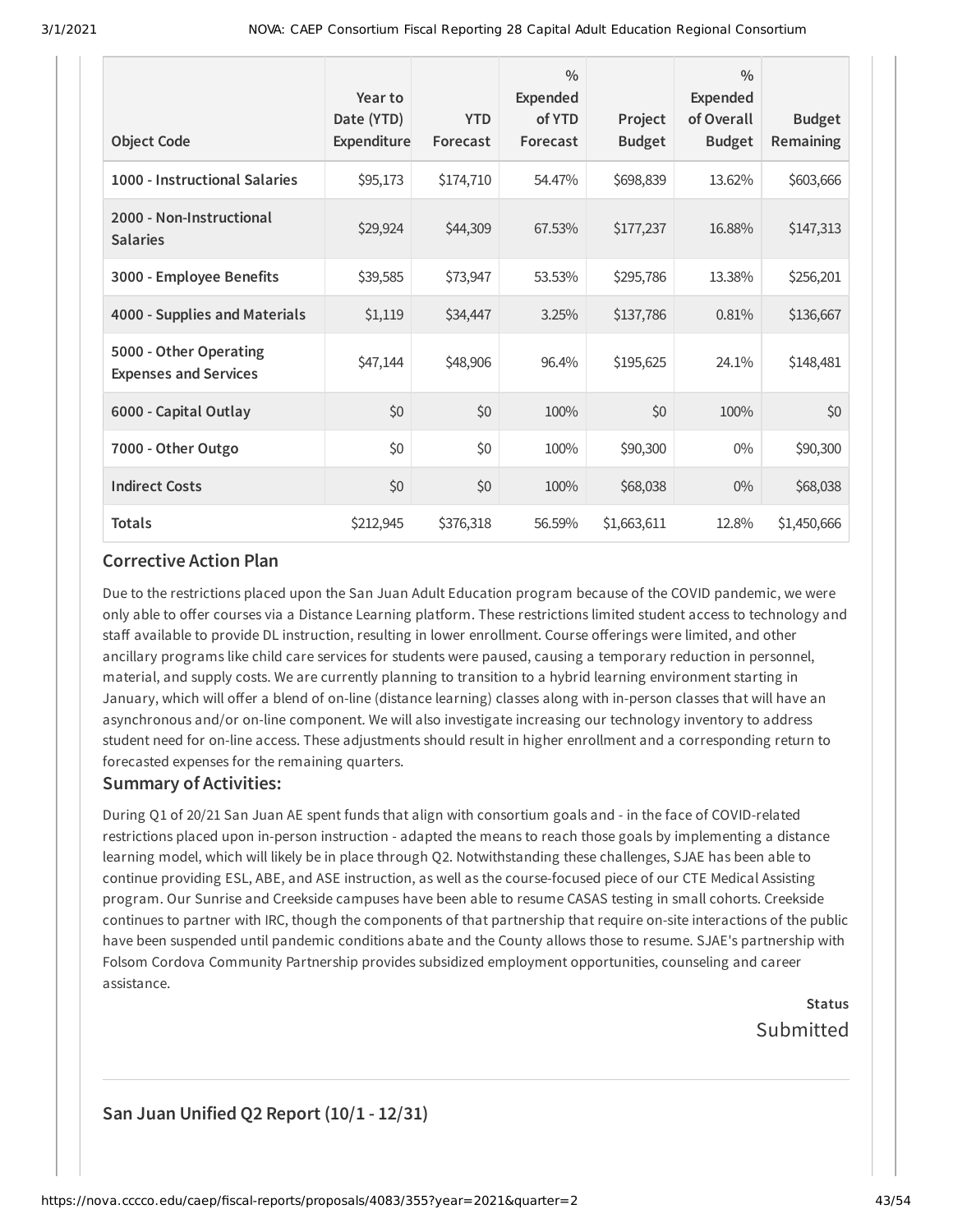| Object Code | Year to Date (YTD) Expenditure | YTD Forecast | % Expended of YTD Forecast | Project Budget | % Expended of Overall Budget | Budget Remaining |
|---|---|---|---|---|---|---|
| **1000 - Instructional Salaries** | $95,173 | $174,710 | 54.47% | $698,839 | 13.62% | $603,666 |
| **2000 - Non-Instructional Salaries** | $29,924 | $44,309 | 67.53% | $177,237 | 16.88% | $147,313 |
| **3000 - Employee Benefits** | $39,585 | $73,947 | 53.53% | $295,786 | 13.38% | $256,201 |
| **4000 - Supplies and Materials** | $1,119 | $34,447 | 3.25% | $137,786 | 0.81% | $136,667 |
| **5000 - Other Operating Expenses and Services** | $47,144 | $48,906 | 96.4% | $195,625 | 24.1% | $148,481 |
| **6000 - Capital Outlay** | $0 | $0 | 100% | $0 | 100% | $0 |
| **7000 - Other Outgo** | $0 | $0 | 100% | $90,300 | 0% | $90,300 |
| **Indirect Costs** | $0 | $0 | 100% | $68,038 | 0% | $68,038 |
| **Totals** | $212,945 | $376,318 | 56.59% | $1,663,611 | 12.8% | $1,450,666 |

### Corrective Action Plan

Due to the restrictions placed upon the San Juan Adult Education program because of the COVID pandemic, we were only able to offer courses via a Distance Learning platform. These restrictions limited student access to technology and staff available to provide DL instruction, resulting in lower enrollment. Course offerings were limited, and other ancillary programs like child care services for students were paused, causing a temporary reduction in personnel, material, and supply costs. We are currently planning to transition to a hybrid learning environment starting in January, which will offer a blend of on-line (distance learning) classes along with in-person classes that will have an asynchronous and/or on-line component. We will also investigate increasing our technology inventory to address student need for on-line access. These adjustments should result in higher enrollment and a corresponding return to forecasted expenses for the remaining quarters.

### Summary of Activities:

During Q1 of 20/21 San Juan AE spent funds that align with consortium goals and - in the face of COVID-related restrictions placed upon in-person instruction - adapted the means to reach those goals by implementing a distance learning model, which will likely be in place through Q2. Notwithstanding these challenges, SJAE has been able to continue providing ESL, ABE, and ASE instruction, as well as the course-focused piece of our CTE Medical Assisting program. Our Sunrise and Creekside campuses have been able to resume CASAS testing in small cohorts. Creekside continues to partner with IRC, though the components of that partnership that require on-site interactions of the public have been suspended until pandemic conditions abate and the County allows those to resume. SJAE's partnership with Folsom Cordova Community Partnership provides subsidized employment opportunities, counseling and career assistance.

**Status**

Submitted

## San Juan Unified Q2 Report (10/1 - 12/31)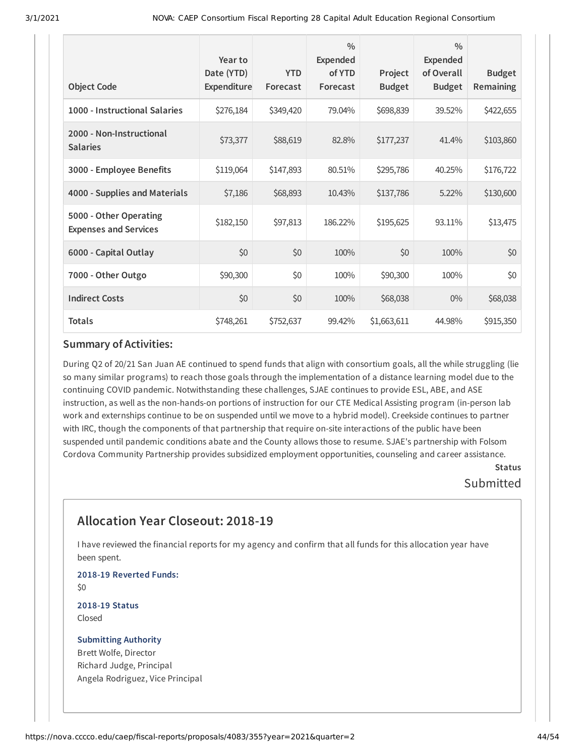| Object Code | Year to Date (YTD) Expenditure | YTD Forecast | % Expended of YTD Forecast | Project Budget | % Expended of Overall Budget | Budget Remaining |
|---|---|---|---|---|---|---|
| 1000 - Instructional Salaries | $276,184 | $349,420 | 79.04% | $698,839 | 39.52% | $422,655 |
| 2000 - Non-Instructional Salaries | $73,377 | $88,619 | 82.8% | $177,237 | 41.4% | $103,860 |
| 3000 - Employee Benefits | $119,064 | $147,893 | 80.51% | $295,786 | 40.25% | $176,722 |
| 4000 - Supplies and Materials | $7,186 | $68,893 | 10.43% | $137,786 | 5.22% | $130,600 |
| 5000 - Other Operating Expenses and Services | $182,150 | $97,813 | 186.22% | $195,625 | 93.11% | $13,475 |
| 6000 - Capital Outlay | $0 | $0 | 100% | $0 | 100% | $0 |
| 7000 - Other Outgo | $90,300 | $0 | 100% | $90,300 | 100% | $0 |
| Indirect Costs | $0 | $0 | 100% | $68,038 | 0% | $68,038 |
| Totals | $748,261 | $752,637 | 99.42% | $1,663,611 | 44.98% | $915,350 |

### Summary of Activities:

During Q2 of 20/21 San Juan AE continued to spend funds that align with consortium goals, all the while struggling (lie so many similar programs) to reach those goals through the implementation of a distance learning model due to the continuing COVID pandemic. Notwithstanding these challenges, SJAE continues to provide ESL, ABE, and ASE instruction, as well as the non-hands-on portions of instruction for our CTE Medical Assisting program (in-person lab work and externships continue to be on suspended until we move to a hybrid model). Creekside continues to partner with IRC, though the components of that partnership that require on-site interactions of the public have been suspended until pandemic conditions abate and the County allows those to resume. SJAE's partnership with Folsom Cordova Community Partnership provides subsidized employment opportunities, counseling and career assistance.

**Status**

Submitted

## Allocation Year Closeout: 2018-19

I have reviewed the financial reports for my agency and confirm that all funds for this allocation year have been spent.

**2018-19 Reverted Funds:**

$0

**2018-19 Status**

Closed

**Submitting Authority**

Brett Wolfe, Director
Richard Judge, Principal
Angela Rodriguez, Vice Principal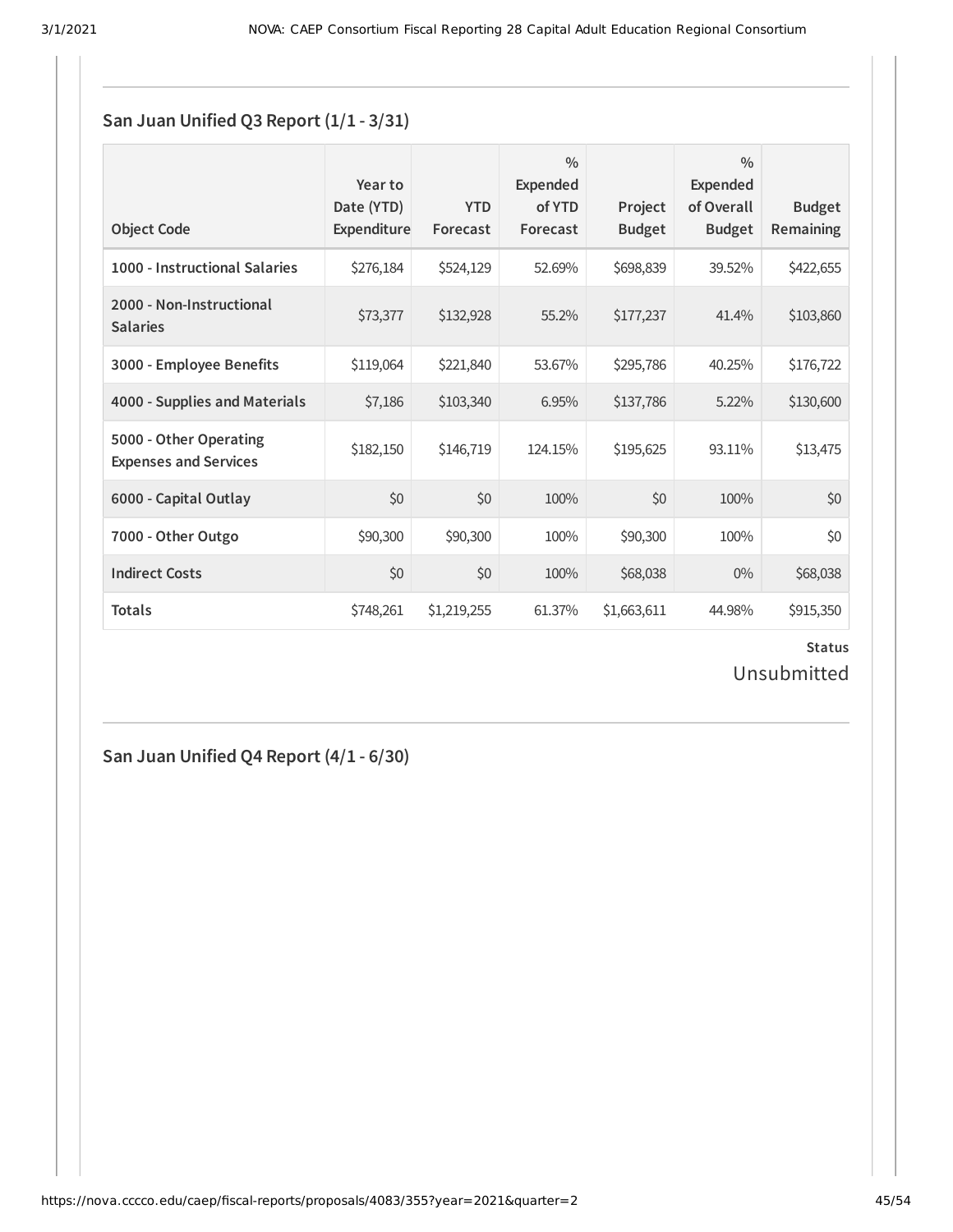## San Juan Unified Q3 Report (1/1 - 3/31)

| Object Code | Year to Date (YTD) Expenditure | YTD Forecast | % Expended of YTD Forecast | Project Budget | % Expended of Overall Budget | Budget Remaining |
|---|---|---|---|---|---|---|
| 1000 - Instructional Salaries | $276,184 | $524,129 | 52.69% | $698,839 | 39.52% | $422,655 |
| 2000 - Non-Instructional Salaries | $73,377 | $132,928 | 55.2% | $177,237 | 41.4% | $103,860 |
| 3000 - Employee Benefits | $119,064 | $221,840 | 53.67% | $295,786 | 40.25% | $176,722 |
| 4000 - Supplies and Materials | $7,186 | $103,340 | 6.95% | $137,786 | 5.22% | $130,600 |
| 5000 - Other Operating Expenses and Services | $182,150 | $146,719 | 124.15% | $195,625 | 93.11% | $13,475 |
| 6000 - Capital Outlay | $0 | $0 | 100% | $0 | 100% | $0 |
| 7000 - Other Outgo | $90,300 | $90,300 | 100% | $90,300 | 100% | $0 |
| Indirect Costs | $0 | $0 | 100% | $68,038 | 0% | $68,038 |
| **Totals** | $748,261 | $1,219,255 | 61.37% | $1,663,611 | 44.98% | $915,350 |

**Status**

Unsubmitted

## San Juan Unified Q4 Report (4/1 - 6/30)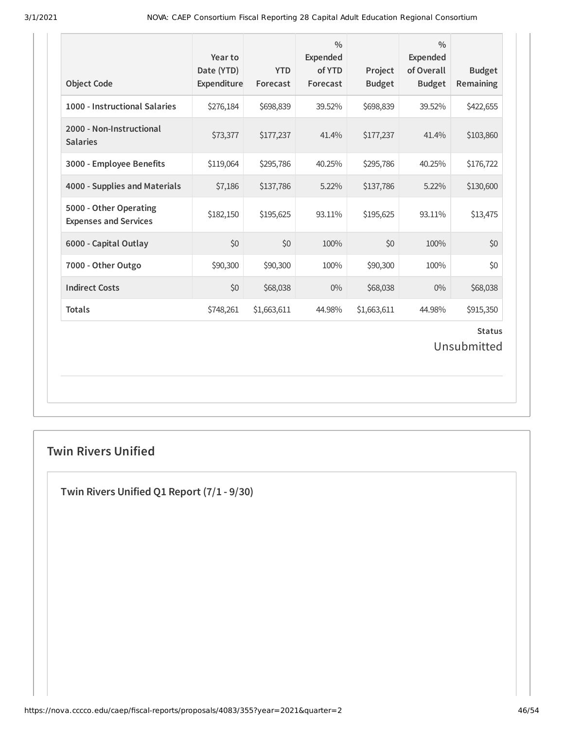| Object Code | Year to Date (YTD) Expenditure | YTD Forecast | % Expended of YTD Forecast | Project Budget | % Expended of Overall Budget | Budget Remaining |
|---|---|---|---|---|---|---|
| 1000 - Instructional Salaries | $276,184 | $698,839 | 39.52% | $698,839 | 39.52% | $422,655 |
| 2000 - Non-Instructional Salaries | $73,377 | $177,237 | 41.4% | $177,237 | 41.4% | $103,860 |
| 3000 - Employee Benefits | $119,064 | $295,786 | 40.25% | $295,786 | 40.25% | $176,722 |
| 4000 - Supplies and Materials | $7,186 | $137,786 | 5.22% | $137,786 | 5.22% | $130,600 |
| 5000 - Other Operating Expenses and Services | $182,150 | $195,625 | 93.11% | $195,625 | 93.11% | $13,475 |
| 6000 - Capital Outlay | $0 | $0 | 100% | $0 | 100% | $0 |
| 7000 - Other Outgo | $90,300 | $90,300 | 100% | $90,300 | 100% | $0 |
| Indirect Costs | $0 | $68,038 | 0% | $68,038 | 0% | $68,038 |
| Totals | $748,261 | $1,663,611 | 44.98% | $1,663,611 | 44.98% | $915,350 |

**Status**

Unsubmitted

## Twin Rivers Unified

### Twin Rivers Unified Q1 Report (7/1 - 9/30)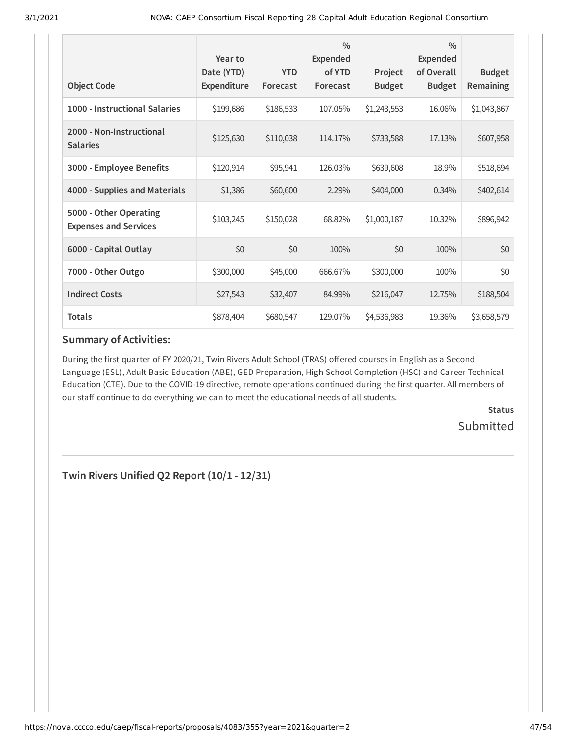| Object Code | Year to Date (YTD) Expenditure | YTD Forecast | % Expended of YTD Forecast | Project Budget | % Expended of Overall Budget | Budget Remaining |
|---|---|---|---|---|---|---|
| 1000 - Instructional Salaries | $199,686 | $186,533 | 107.05% | $1,243,553 | 16.06% | $1,043,867 |
| 2000 - Non-Instructional Salaries | $125,630 | $110,038 | 114.17% | $733,588 | 17.13% | $607,958 |
| 3000 - Employee Benefits | $120,914 | $95,941 | 126.03% | $639,608 | 18.9% | $518,694 |
| 4000 - Supplies and Materials | $1,386 | $60,600 | 2.29% | $404,000 | 0.34% | $402,614 |
| 5000 - Other Operating Expenses and Services | $103,245 | $150,028 | 68.82% | $1,000,187 | 10.32% | $896,942 |
| 6000 - Capital Outlay | $0 | $0 | 100% | $0 | 100% | $0 |
| 7000 - Other Outgo | $300,000 | $45,000 | 666.67% | $300,000 | 100% | $0 |
| Indirect Costs | $27,543 | $32,407 | 84.99% | $216,047 | 12.75% | $188,504 |
| Totals | $878,404 | $680,547 | 129.07% | $4,536,983 | 19.36% | $3,658,579 |

### Summary of Activities:

During the first quarter of FY 2020/21, Twin Rivers Adult School (TRAS) offered courses in English as a Second Language (ESL), Adult Basic Education (ABE), GED Preparation, High School Completion (HSC) and Career Technical Education (CTE). Due to the COVID-19 directive, remote operations continued during the first quarter. All members of our staff continue to do everything we can to meet the educational needs of all students.

**Status**

Submitted

## Twin Rivers Unified Q2 Report (10/1 - 12/31)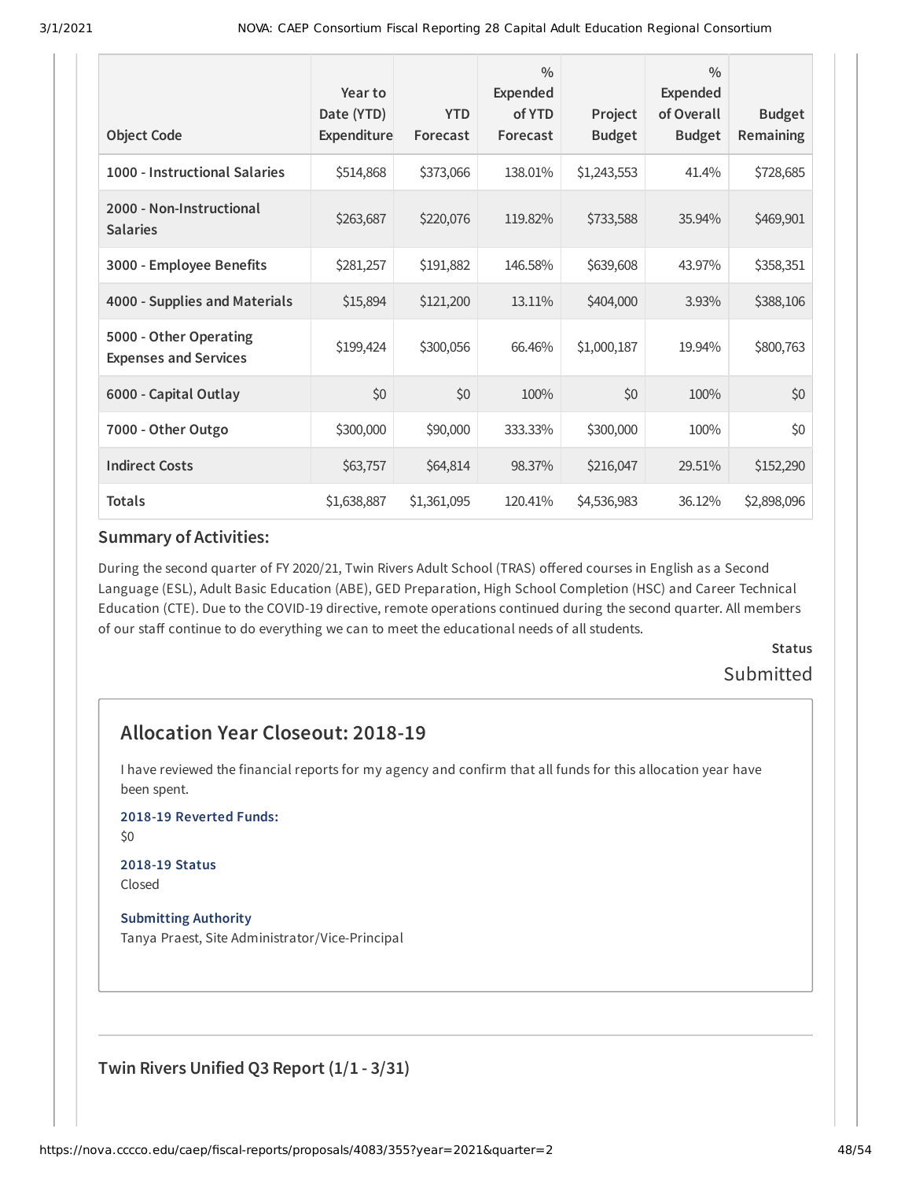| Object Code | Year to Date (YTD) Expenditure | YTD Forecast | % Expended of YTD Forecast | Project Budget | % Expended of Overall Budget | Budget Remaining |
|---|---|---|---|---|---|---|
| 1000 - Instructional Salaries | $514,868 | $373,066 | 138.01% | $1,243,553 | 41.4% | $728,685 |
| 2000 - Non-Instructional Salaries | $263,687 | $220,076 | 119.82% | $733,588 | 35.94% | $469,901 |
| 3000 - Employee Benefits | $281,257 | $191,882 | 146.58% | $639,608 | 43.97% | $358,351 |
| 4000 - Supplies and Materials | $15,894 | $121,200 | 13.11% | $404,000 | 3.93% | $388,106 |
| 5000 - Other Operating Expenses and Services | $199,424 | $300,056 | 66.46% | $1,000,187 | 19.94% | $800,763 |
| 6000 - Capital Outlay | $0 | $0 | 100% | $0 | 100% | $0 |
| 7000 - Other Outgo | $300,000 | $90,000 | 333.33% | $300,000 | 100% | $0 |
| Indirect Costs | $63,757 | $64,814 | 98.37% | $216,047 | 29.51% | $152,290 |
| Totals | $1,638,887 | $1,361,095 | 120.41% | $4,536,983 | 36.12% | $2,898,096 |

### Summary of Activities:

During the second quarter of FY 2020/21, Twin Rivers Adult School (TRAS) offered courses in English as a Second Language (ESL), Adult Basic Education (ABE), GED Preparation, High School Completion (HSC) and Career Technical Education (CTE). Due to the COVID-19 directive, remote operations continued during the second quarter. All members of our staff continue to do everything we can to meet the educational needs of all students.

**Status**

Submitted

## Allocation Year Closeout: 2018-19

I have reviewed the financial reports for my agency and confirm that all funds for this allocation year have been spent.

**2018-19 Reverted Funds:**

$0

**2018-19 Status**

Closed

**Submitting Authority**

Tanya Praest, Site Administrator/Vice-Principal

## Twin Rivers Unified Q3 Report (1/1 - 3/31)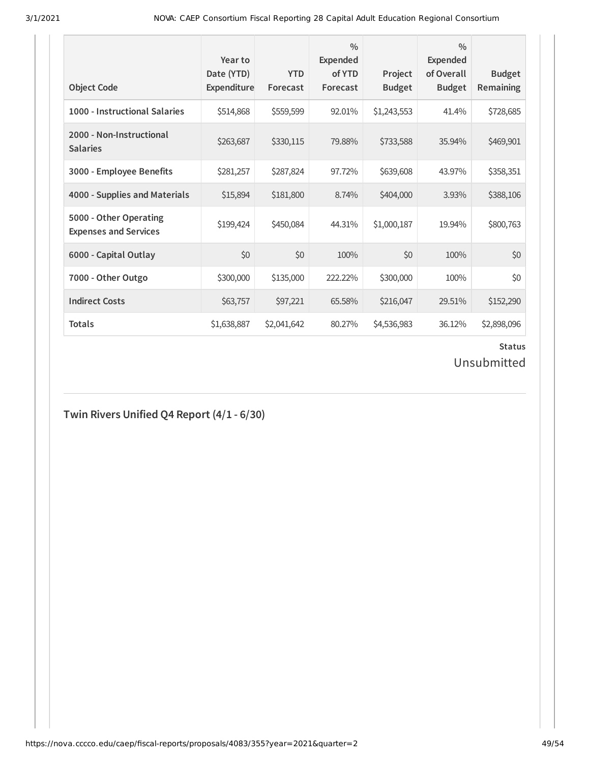| Object Code | Year to Date (YTD) Expenditure | YTD Forecast | % Expended of YTD Forecast | Project Budget | % Expended of Overall Budget | Budget Remaining |
|---|---|---|---|---|---|---|
| **1000 - Instructional Salaries** | $514,868 | $559,599 | 92.01% | $1,243,553 | 41.4% | $728,685 |
| **2000 - Non-Instructional Salaries** | $263,687 | $330,115 | 79.88% | $733,588 | 35.94% | $469,901 |
| **3000 - Employee Benefits** | $281,257 | $287,824 | 97.72% | $639,608 | 43.97% | $358,351 |
| **4000 - Supplies and Materials** | $15,894 | $181,800 | 8.74% | $404,000 | 3.93% | $388,106 |
| **5000 - Other Operating Expenses and Services** | $199,424 | $450,084 | 44.31% | $1,000,187 | 19.94% | $800,763 |
| **6000 - Capital Outlay** | $0 | $0 | 100% | $0 | 100% | $0 |
| **7000 - Other Outgo** | $300,000 | $135,000 | 222.22% | $300,000 | 100% | $0 |
| **Indirect Costs** | $63,757 | $97,221 | 65.58% | $216,047 | 29.51% | $152,290 |
| **Totals** | $1,638,887 | $2,041,642 | 80.27% | $4,536,983 | 36.12% | $2,898,096 |

**Status**

Unsubmitted

## Twin Rivers Unified Q4 Report (4/1 - 6/30)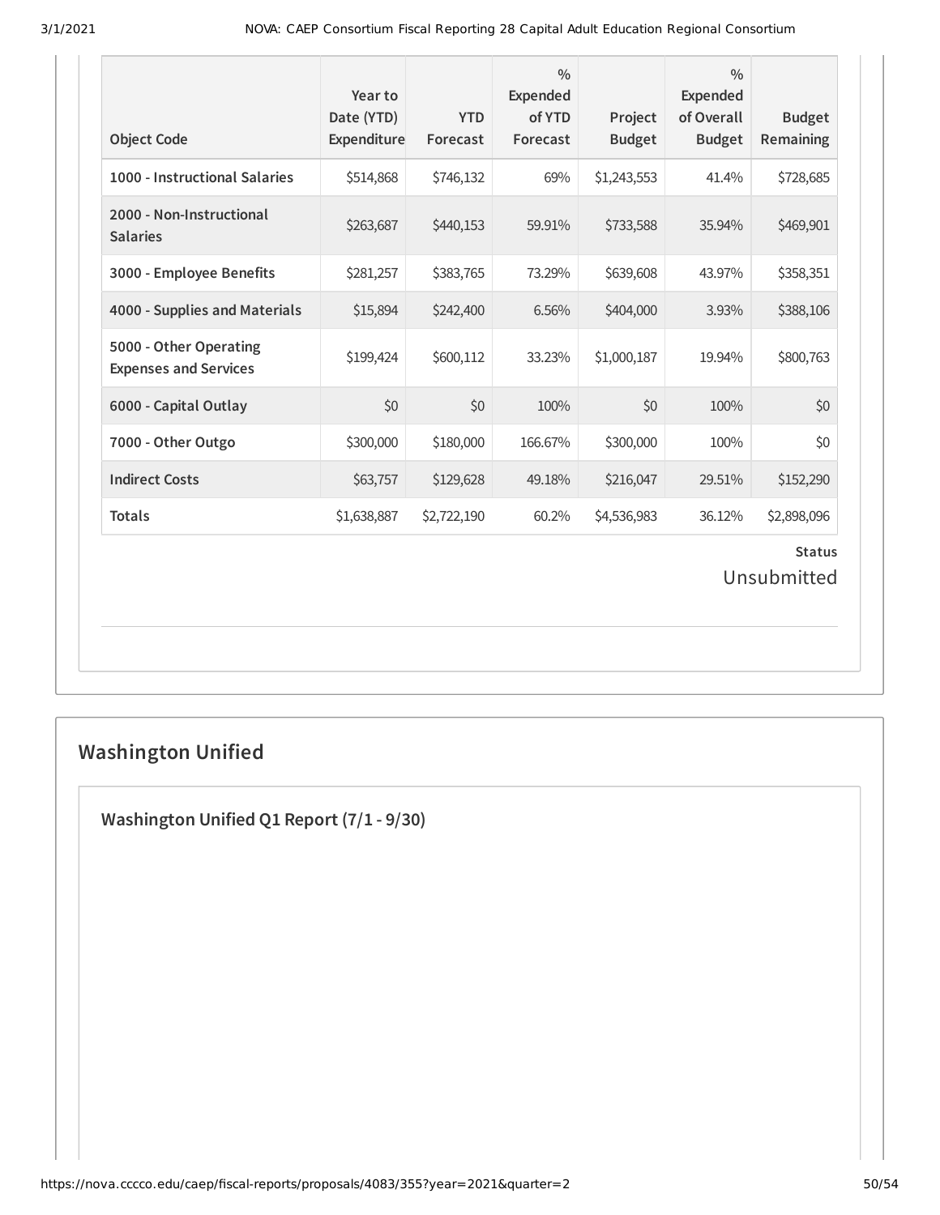| Object Code | Year to Date (YTD) Expenditure | YTD Forecast | % Expended of YTD Forecast | Project Budget | % Expended of Overall Budget | Budget Remaining |
|---|---|---|---|---|---|---|
| **1000 - Instructional Salaries** | $514,868 | $746,132 | 69% | $1,243,553 | 41.4% | $728,685 |
| **2000 - Non-Instructional Salaries** | $263,687 | $440,153 | 59.91% | $733,588 | 35.94% | $469,901 |
| **3000 - Employee Benefits** | $281,257 | $383,765 | 73.29% | $639,608 | 43.97% | $358,351 |
| **4000 - Supplies and Materials** | $15,894 | $242,400 | 6.56% | $404,000 | 3.93% | $388,106 |
| **5000 - Other Operating Expenses and Services** | $199,424 | $600,112 | 33.23% | $1,000,187 | 19.94% | $800,763 |
| **6000 - Capital Outlay** | $0 | $0 | 100% | $0 | 100% | $0 |
| **7000 - Other Outgo** | $300,000 | $180,000 | 166.67% | $300,000 | 100% | $0 |
| **Indirect Costs** | $63,757 | $129,628 | 49.18% | $216,047 | 29.51% | $152,290 |
| **Totals** | $1,638,887 | $2,722,190 | 60.2% | $4,536,983 | 36.12% | $2,898,096 |

**Status**

Unsubmitted

## Washington Unified

### Washington Unified Q1 Report (7/1 - 9/30)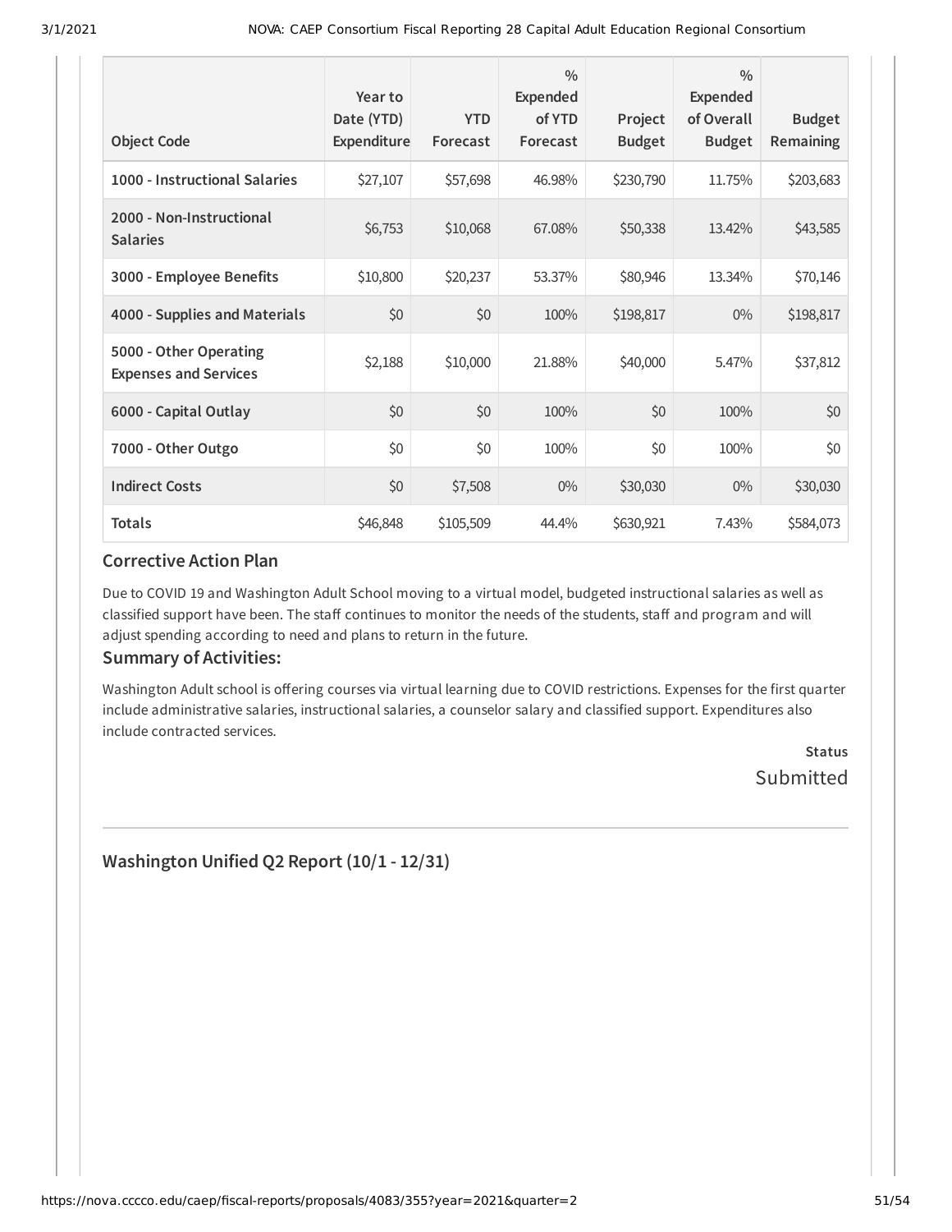| Object Code | Year to Date (YTD) Expenditure | YTD Forecast | % Expended of YTD Forecast | Project Budget | % Expended of Overall Budget | Budget Remaining |
|---|---|---|---|---|---|---|
| **1000 - Instructional Salaries** | $27,107 | $57,698 | 46.98% | $230,790 | 11.75% | $203,683 |
| **2000 - Non-Instructional Salaries** | $6,753 | $10,068 | 67.08% | $50,338 | 13.42% | $43,585 |
| **3000 - Employee Benefits** | $10,800 | $20,237 | 53.37% | $80,946 | 13.34% | $70,146 |
| **4000 - Supplies and Materials** | $0 | $0 | 100% | $198,817 | 0% | $198,817 |
| **5000 - Other Operating Expenses and Services** | $2,188 | $10,000 | 21.88% | $40,000 | 5.47% | $37,812 |
| **6000 - Capital Outlay** | $0 | $0 | 100% | $0 | 100% | $0 |
| **7000 - Other Outgo** | $0 | $0 | 100% | $0 | 100% | $0 |
| **Indirect Costs** | $0 | $7,508 | 0% | $30,030 | 0% | $30,030 |
| **Totals** | $46,848 | $105,509 | 44.4% | $630,921 | 7.43% | $584,073 |

### Corrective Action Plan

Due to COVID 19 and Washington Adult School moving to a virtual model, budgeted instructional salaries as well as classified support have been. The staff continues to monitor the needs of the students, staff and program and will adjust spending according to need and plans to return in the future.

### Summary of Activities:

Washington Adult school is offering courses via virtual learning due to COVID restrictions. Expenses for the first quarter include administrative salaries, instructional salaries, a counselor salary and classified support. Expenditures also include contracted services.

**Status**

Submitted

## Washington Unified Q2 Report (10/1 - 12/31)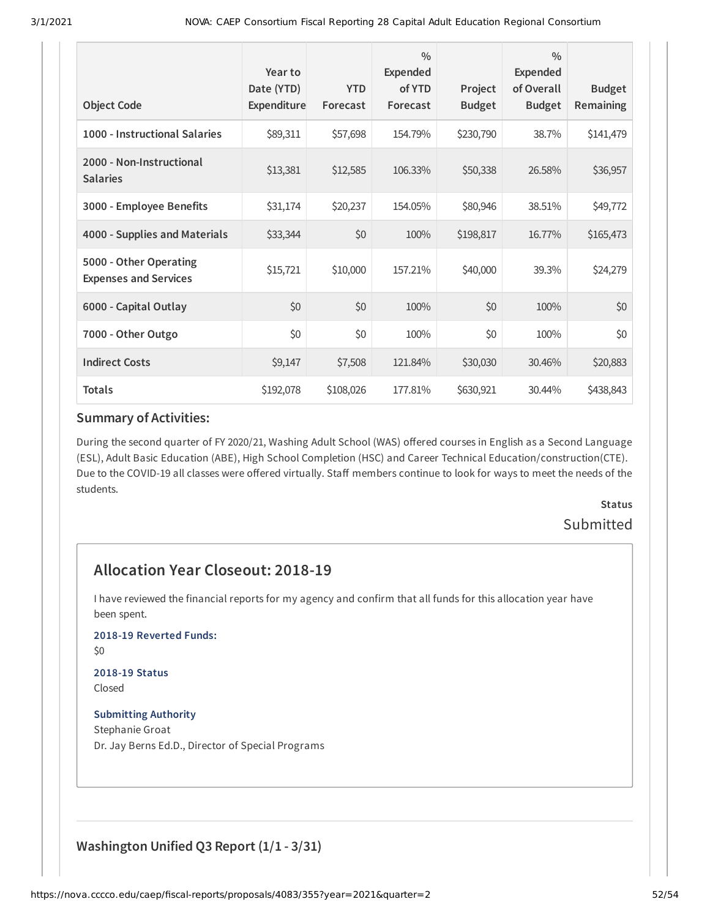| Object Code | Year to Date (YTD) Expenditure | YTD Forecast | % Expended of YTD Forecast | Project Budget | % Expended of Overall Budget | Budget Remaining |
|---|---|---|---|---|---|---|
| 1000 - Instructional Salaries | $89,311 | $57,698 | 154.79% | $230,790 | 38.7% | $141,479 |
| 2000 - Non-Instructional Salaries | $13,381 | $12,585 | 106.33% | $50,338 | 26.58% | $36,957 |
| 3000 - Employee Benefits | $31,174 | $20,237 | 154.05% | $80,946 | 38.51% | $49,772 |
| 4000 - Supplies and Materials | $33,344 | $0 | 100% | $198,817 | 16.77% | $165,473 |
| 5000 - Other Operating Expenses and Services | $15,721 | $10,000 | 157.21% | $40,000 | 39.3% | $24,279 |
| 6000 - Capital Outlay | $0 | $0 | 100% | $0 | 100% | $0 |
| 7000 - Other Outgo | $0 | $0 | 100% | $0 | 100% | $0 |
| Indirect Costs | $9,147 | $7,508 | 121.84% | $30,030 | 30.46% | $20,883 |
| Totals | $192,078 | $108,026 | 177.81% | $630,921 | 30.44% | $438,843 |

### Summary of Activities:

During the second quarter of FY 2020/21, Washing Adult School (WAS) offered courses in English as a Second Language (ESL), Adult Basic Education (ABE), High School Completion (HSC) and Career Technical Education/construction(CTE). Due to the COVID-19 all classes were offered virtually. Staff members continue to look for ways to meet the needs of the students.

**Status**

Submitted

## Allocation Year Closeout: 2018-19

I have reviewed the financial reports for my agency and confirm that all funds for this allocation year have been spent.

**2018-19 Reverted Funds:**

$0

**2018-19 Status**

Closed

**Submitting Authority**

Stephanie Groat

Dr. Jay Berns Ed.D., Director of Special Programs

## Washington Unified Q3 Report (1/1 - 3/31)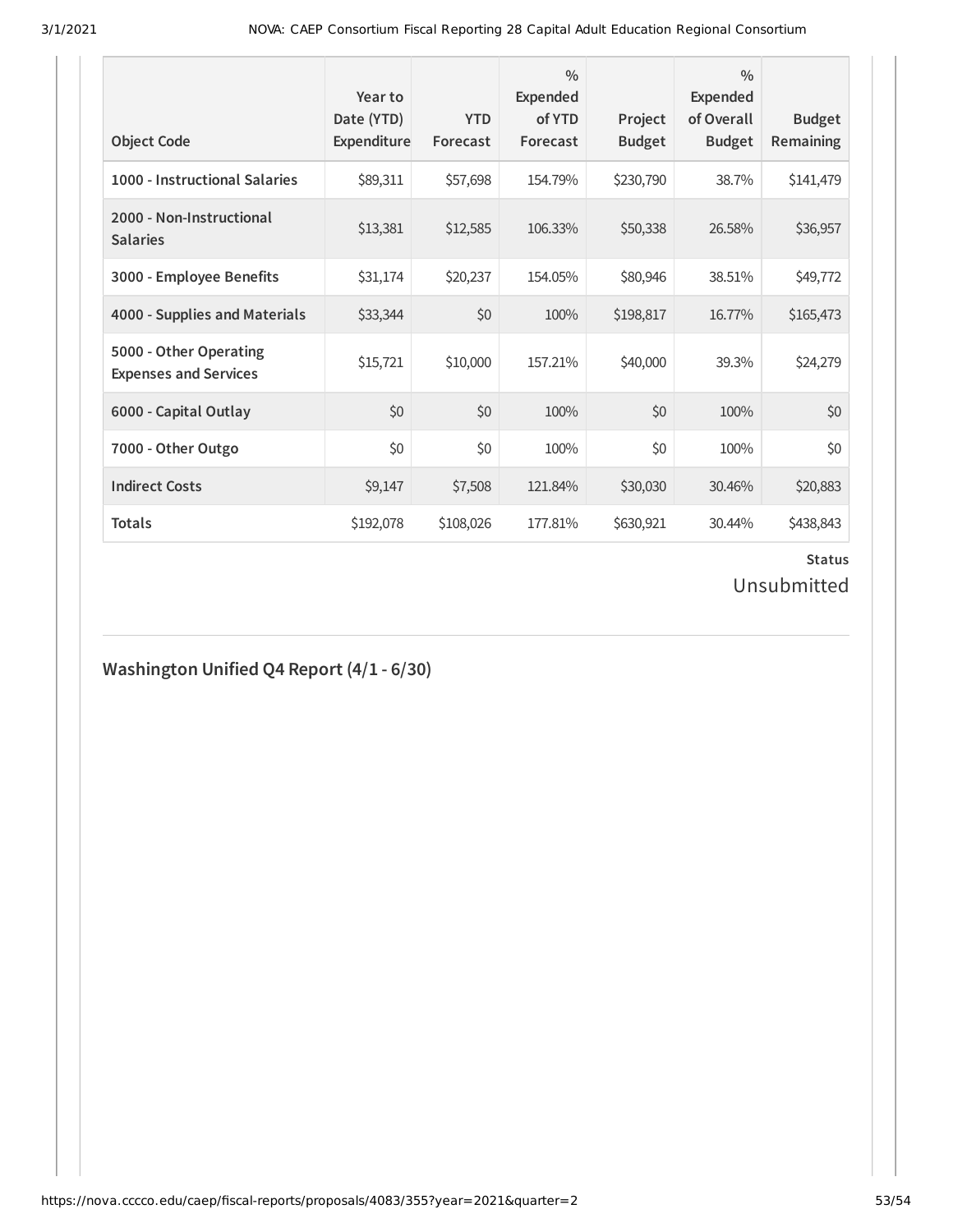| Object Code | Year to Date (YTD) Expenditure | YTD Forecast | % Expended of YTD Forecast | Project Budget | % Expended of Overall Budget | Budget Remaining |
|---|---|---|---|---|---|---|
| 1000 - Instructional Salaries | $89,311 | $57,698 | 154.79% | $230,790 | 38.7% | $141,479 |
| 2000 - Non-Instructional Salaries | $13,381 | $12,585 | 106.33% | $50,338 | 26.58% | $36,957 |
| 3000 - Employee Benefits | $31,174 | $20,237 | 154.05% | $80,946 | 38.51% | $49,772 |
| 4000 - Supplies and Materials | $33,344 | $0 | 100% | $198,817 | 16.77% | $165,473 |
| 5000 - Other Operating Expenses and Services | $15,721 | $10,000 | 157.21% | $40,000 | 39.3% | $24,279 |
| 6000 - Capital Outlay | $0 | $0 | 100% | $0 | 100% | $0 |
| 7000 - Other Outgo | $0 | $0 | 100% | $0 | 100% | $0 |
| Indirect Costs | $9,147 | $7,508 | 121.84% | $30,030 | 30.46% | $20,883 |
| Totals | $192,078 | $108,026 | 177.81% | $630,921 | 30.44% | $438,843 |

**Status**

Unsubmitted

## Washington Unified Q4 Report (4/1 - 6/30)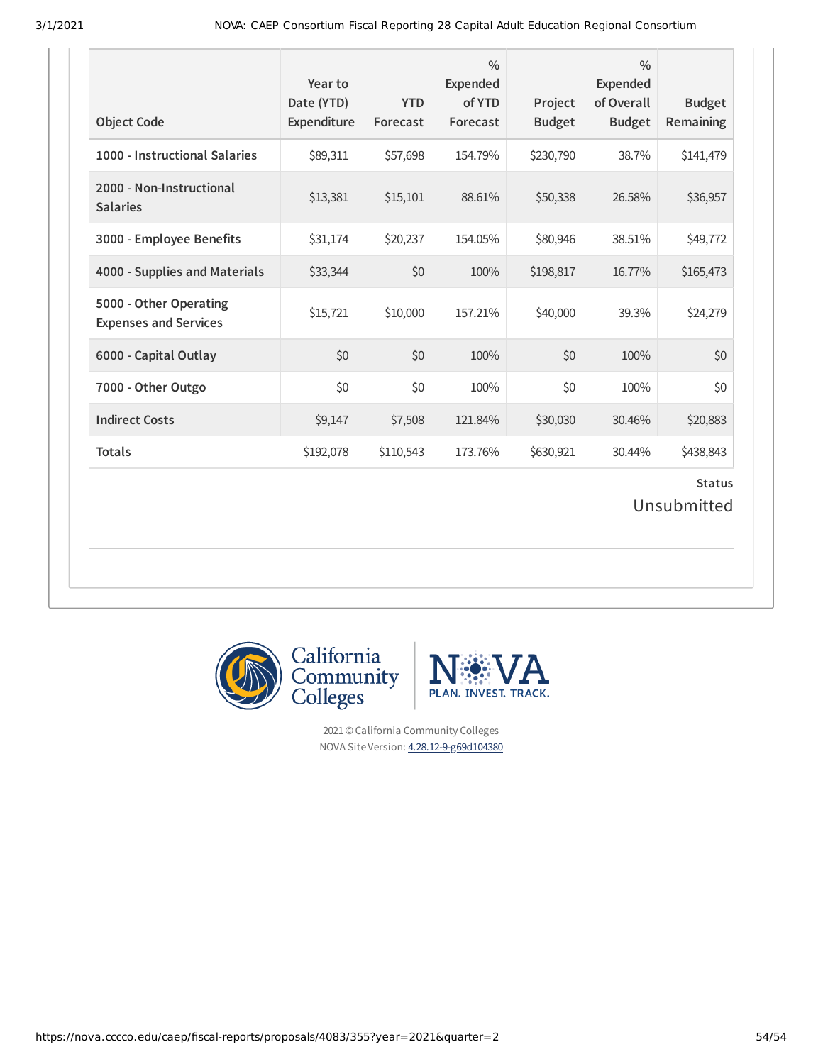| Object Code | Year to Date (YTD) Expenditure | YTD Forecast | % Expended of YTD Forecast | Project Budget | % Expended of Overall Budget | Budget Remaining |
|---|---|---|---|---|---|---|
| 1000 - Instructional Salaries | $89,311 | $57,698 | 154.79% | $230,790 | 38.7% | $141,479 |
| 2000 - Non-Instructional Salaries | $13,381 | $15,101 | 88.61% | $50,338 | 26.58% | $36,957 |
| 3000 - Employee Benefits | $31,174 | $20,237 | 154.05% | $80,946 | 38.51% | $49,772 |
| 4000 - Supplies and Materials | $33,344 | $0 | 100% | $198,817 | 16.77% | $165,473 |
| 5000 - Other Operating Expenses and Services | $15,721 | $10,000 | 157.21% | $40,000 | 39.3% | $24,279 |
| 6000 - Capital Outlay | $0 | $0 | 100% | $0 | 100% | $0 |
| 7000 - Other Outgo | $0 | $0 | 100% | $0 | 100% | $0 |
| Indirect Costs | $9,147 | $7,508 | 121.84% | $30,030 | 30.46% | $20,883 |
| Totals | $192,078 | $110,543 | 173.76% | $630,921 | 30.44% | $438,843 |

**Status**

Unsubmitted

2021 © California Community Colleges
NOVA Site Version: 4.28.12-9-g69d104380